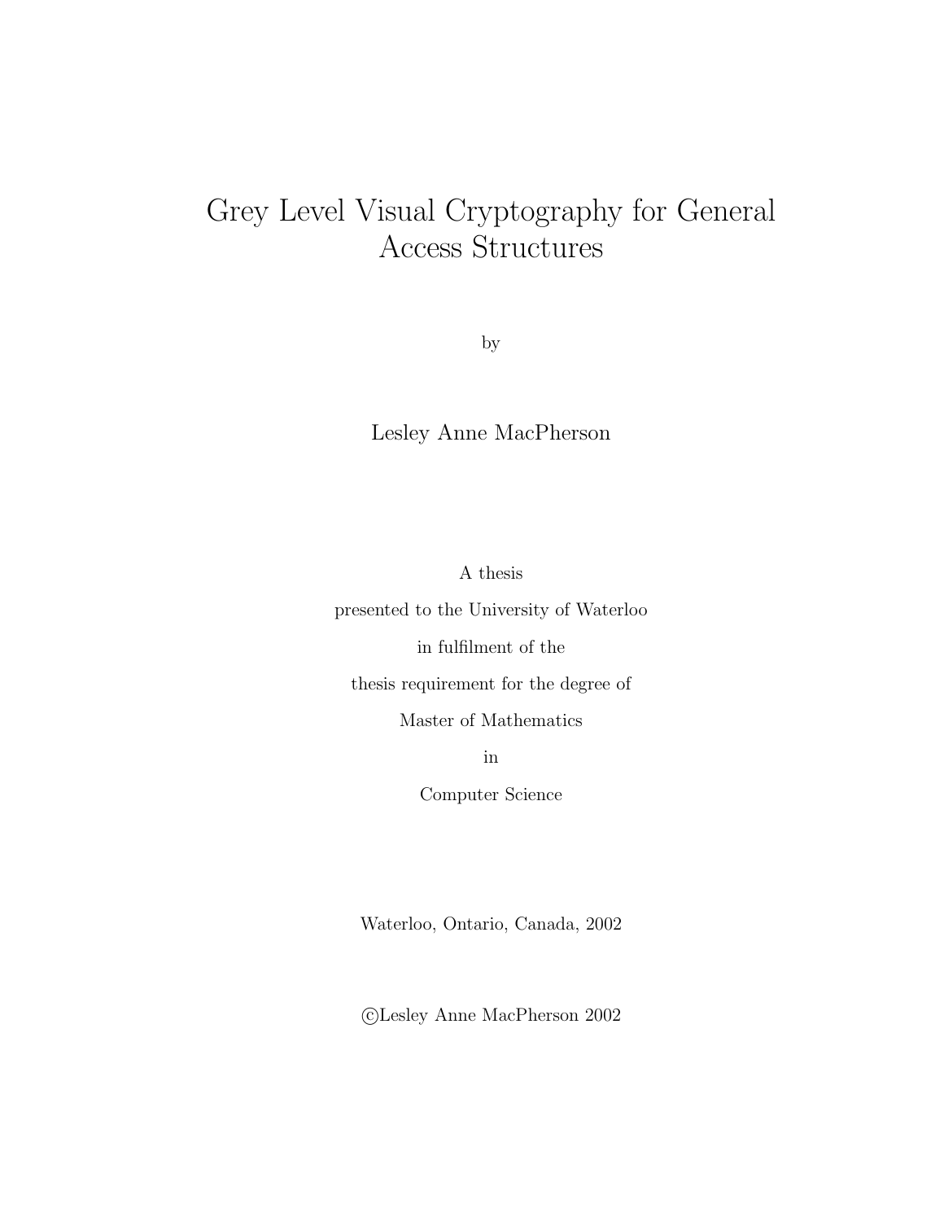# Grey Level Visual Cryptography for General Access Structures

by

Lesley Anne MacPherson

A thesis

presented to the University of Waterloo

in fulfilment of the

thesis requirement for the degree of

Master of Mathematics

in

Computer Science

Waterloo, Ontario, Canada, 2002

©Lesley Anne MacPherson 2002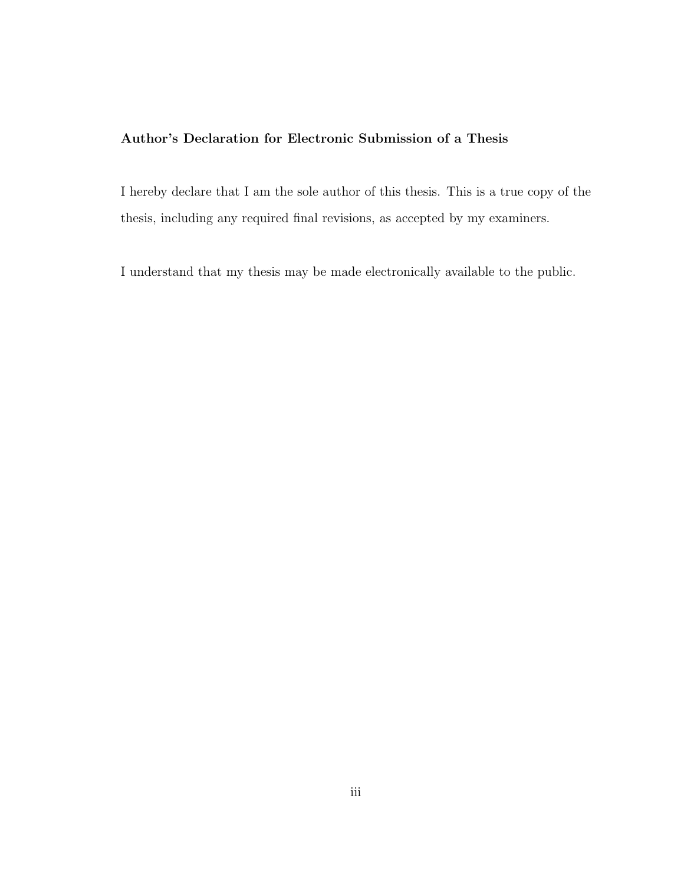**Author's Declaration for Electronic Submission of a Thesis**

I hereby declare that I am the sole author of this thesis. This is a true copy of the thesis, including any required final revisions, as accepted by my examiners.

I understand that my thesis may be made electronically available to the public.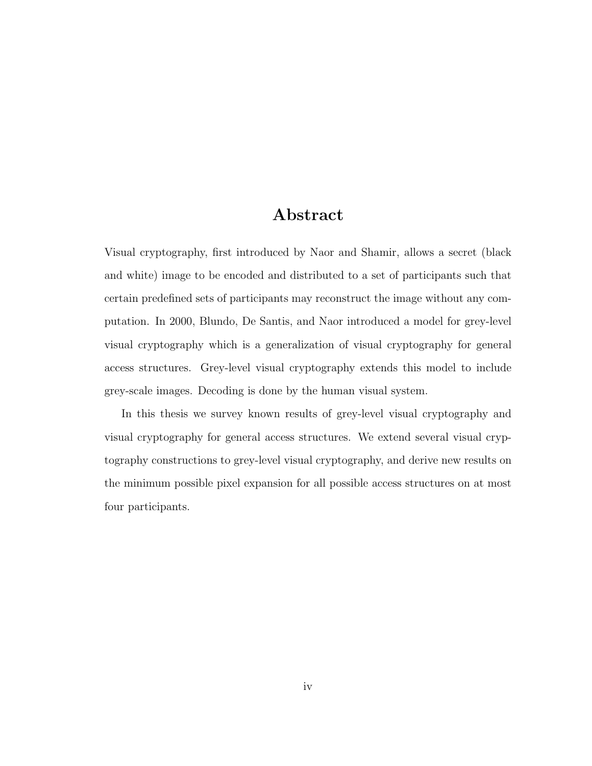# Abstract

Visual cryptography, first introduced by Naor and Shamir, allows a secret (black and white) image to be encoded and distributed to a set of participants such that certain predefined sets of participants may reconstruct the image without any computation. In 2000, Blundo, De Santis, and Naor introduced a model for grey-level visual cryptography which is a generalization of visual cryptography for general access structures. Grey-level visual cryptography extends this model to include grey-scale images. Decoding is done by the human visual system.

In this thesis we survey known results of grey-level visual cryptography and visual cryptography for general access structures. We extend several visual cryptography constructions to grey-level visual cryptography, and derive new results on the minimum possible pixel expansion for all possible access structures on at most four participants.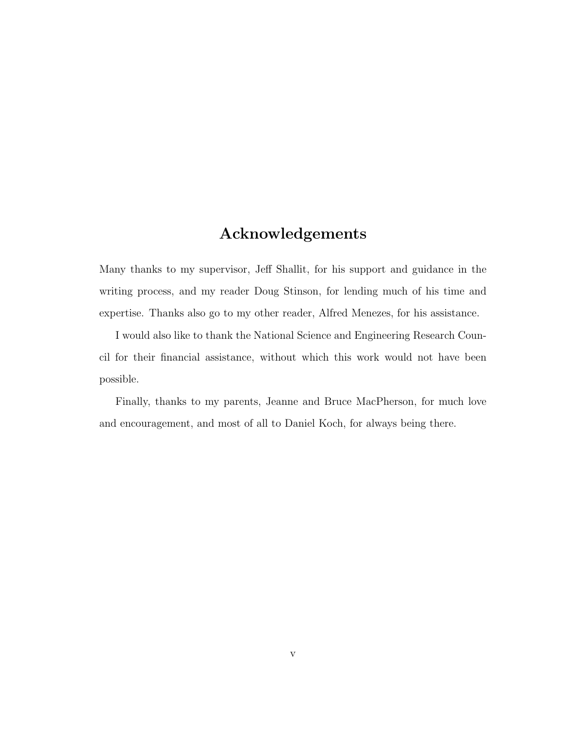# Acknowledgements

Many thanks to my supervisor, Jeff Shallit, for his support and guidance in the writing process, and my reader Doug Stinson, for lending much of his time and expertise. Thanks also go to my other reader, Alfred Menezes, for his assistance.

I would also like to thank the National Science and Engineering Research Council for their financial assistance, without which this work would not have been possible.

Finally, thanks to my parents, Jeanne and Bruce MacPherson, for much love and encouragement, and most of all to Daniel Koch, for always being there.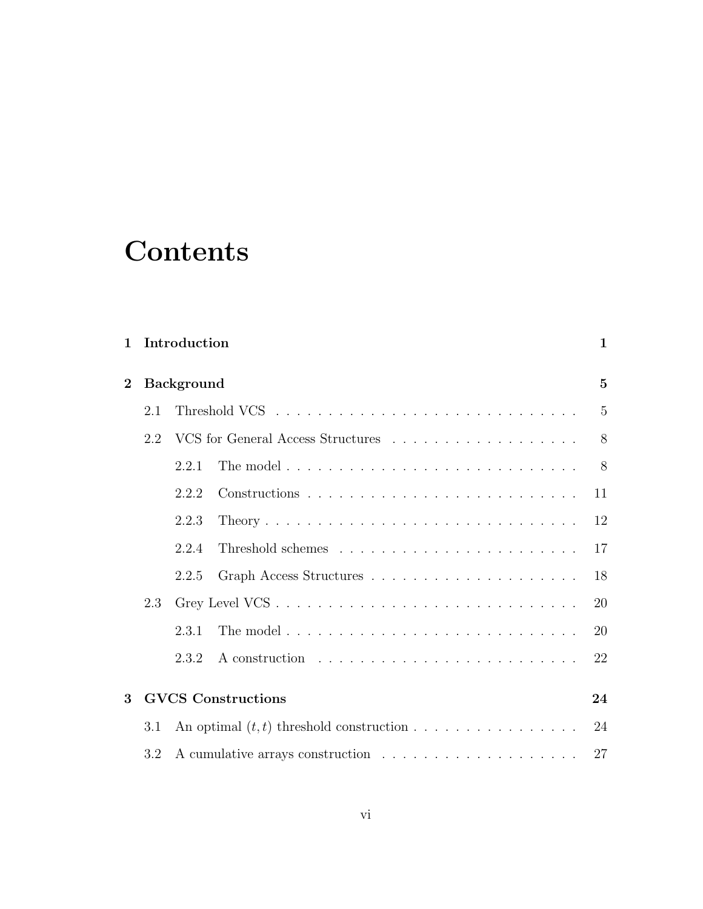# Contents

| | | |
|---|---|---|
| **1** | **Introduction** | **1** |
| **2** | **Background** | **5** |
| 2.1 | Threshold VCS | 5 |
| 2.2 | VCS for General Access Structures | 8 |
| 2.2.1 | The model | 8 |
| 2.2.2 | Constructions | 11 |
| 2.2.3 | Theory | 12 |
| 2.2.4 | Threshold schemes | 17 |
| 2.2.5 | Graph Access Structures | 18 |
| 2.3 | Grey Level VCS | 20 |
| 2.3.1 | The model | 20 |
| 2.3.2 | A construction | 22 |
| **3** | **GVCS Constructions** | **24** |
| 3.1 | An optimal $(t, t)$ threshold construction | 24 |
| 3.2 | A cumulative arrays construction | 27 |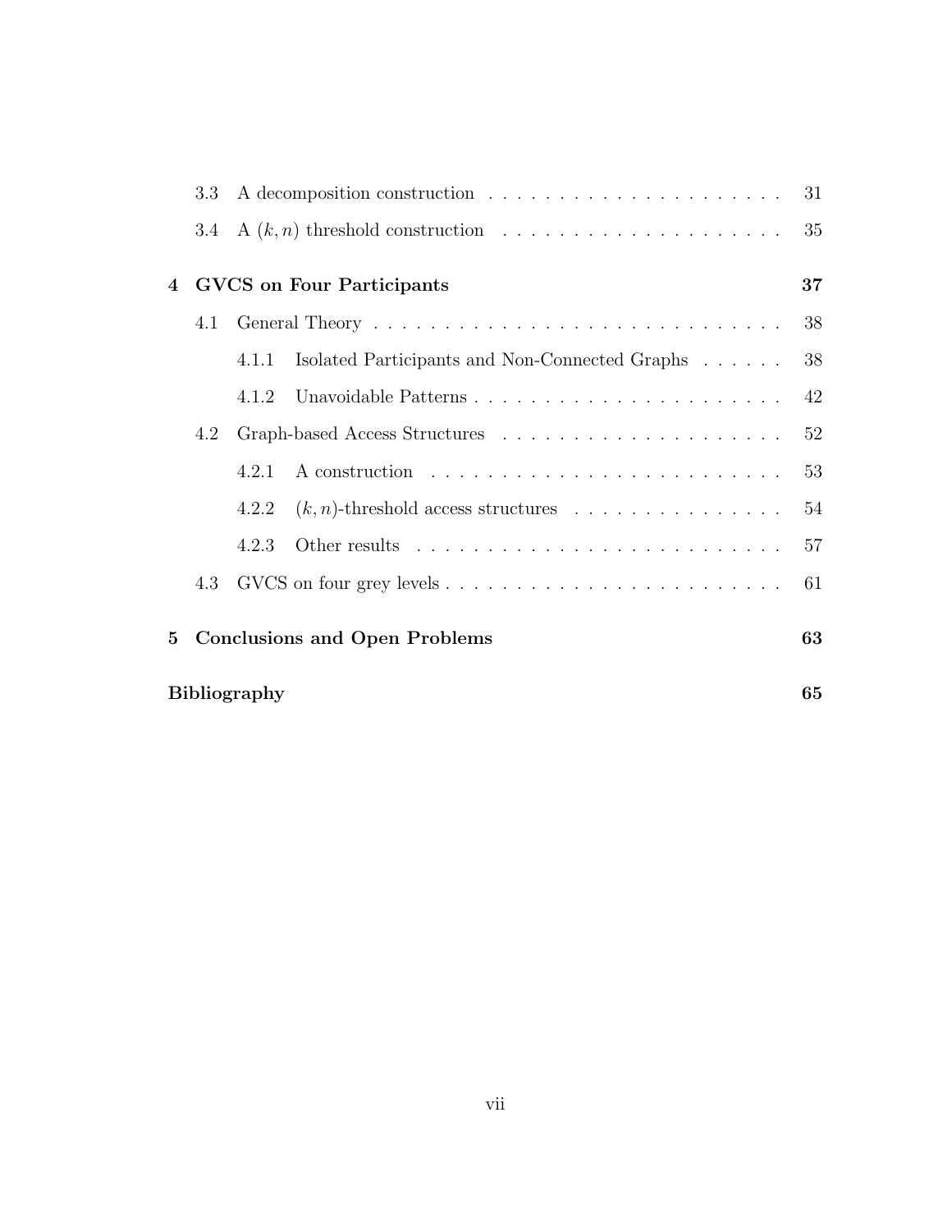3.3 A decomposition construction . . . . . . . . . . . . . . . . . . . . . 31

3.4 A $(k, n)$ threshold construction . . . . . . . . . . . . . . . . . . . . 35

**4 GVCS on Four Participants** **37**

4.1 General Theory . . . . . . . . . . . . . . . . . . . . . . . . . . . . . 38

4.1.1 Isolated Participants and Non-Connected Graphs . . . . . . 38

4.1.2 Unavoidable Patterns . . . . . . . . . . . . . . . . . . . . . . 42

4.2 Graph-based Access Structures . . . . . . . . . . . . . . . . . . . 52

4.2.1 A construction . . . . . . . . . . . . . . . . . . . . . . . . . 53

4.2.2 $(k, n)$-threshold access structures . . . . . . . . . . . . . . . 54

4.2.3 Other results . . . . . . . . . . . . . . . . . . . . . . . . . . 57

4.3 GVCS on four grey levels . . . . . . . . . . . . . . . . . . . . . . . . 61

**5 Conclusions and Open Problems** **63**

**Bibliography** **65**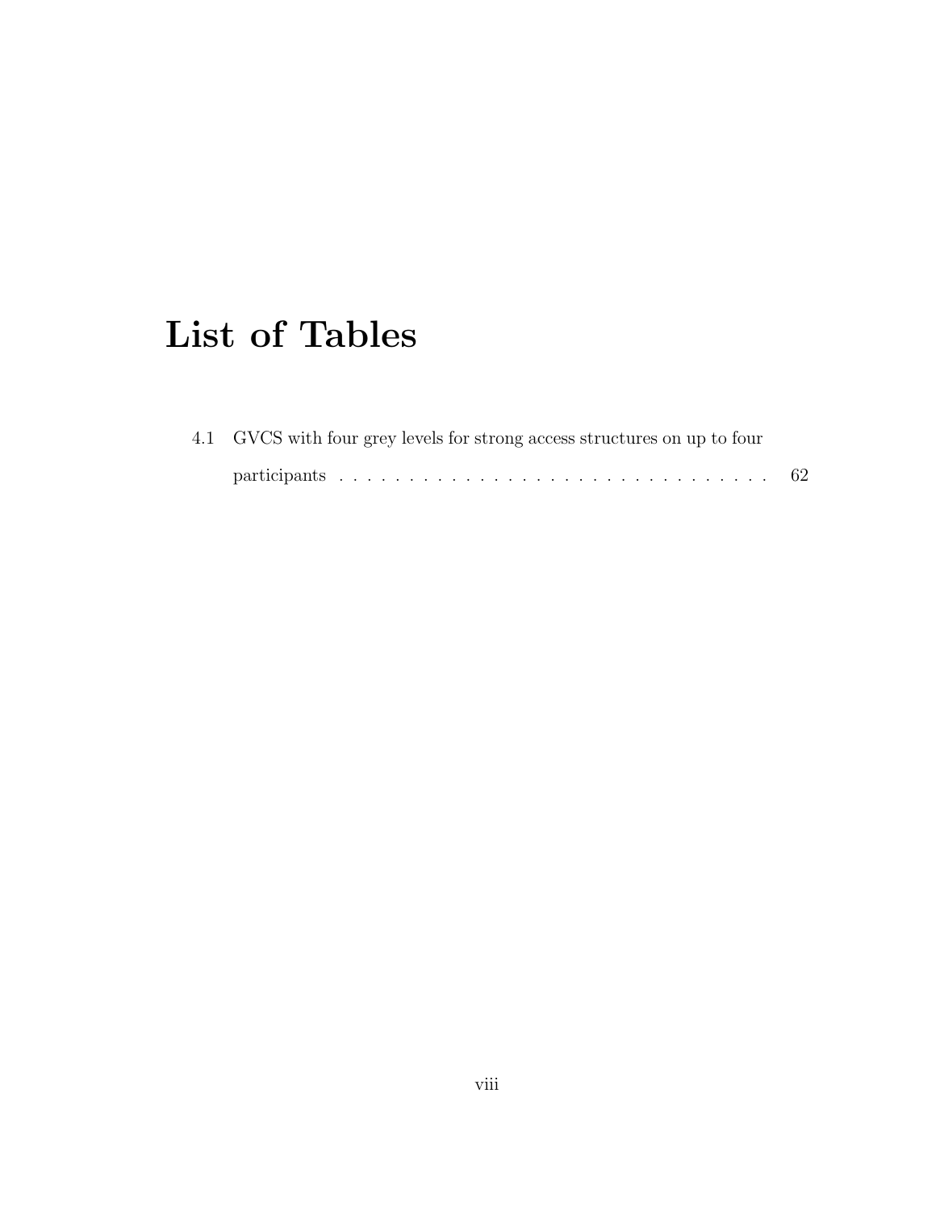# List of Tables

4.1 GVCS with four grey levels for strong access structures on up to four participants . . . . . . . . . . . . . . . . . . . . . . . . . . . . . . . . 62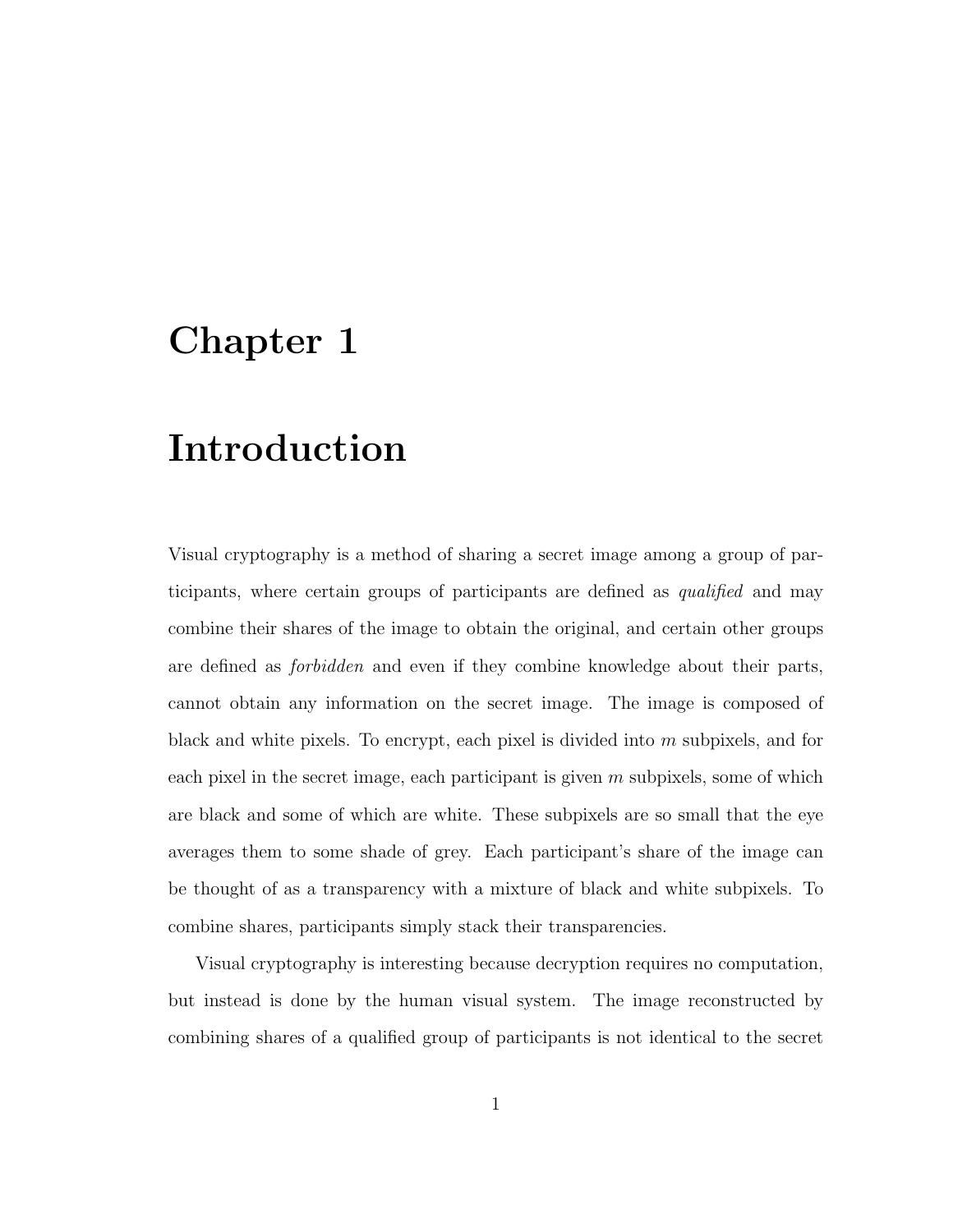# Chapter 1

# Introduction

Visual cryptography is a method of sharing a secret image among a group of participants, where certain groups of participants are defined as *qualified* and may combine their shares of the image to obtain the original, and certain other groups are defined as *forbidden* and even if they combine knowledge about their parts, cannot obtain any information on the secret image. The image is composed of black and white pixels. To encrypt, each pixel is divided into $m$ subpixels, and for each pixel in the secret image, each participant is given $m$ subpixels, some of which are black and some of which are white. These subpixels are so small that the eye averages them to some shade of grey. Each participant's share of the image can be thought of as a transparency with a mixture of black and white subpixels. To combine shares, participants simply stack their transparencies.

Visual cryptography is interesting because decryption requires no computation, but instead is done by the human visual system. The image reconstructed by combining shares of a qualified group of participants is not identical to the secret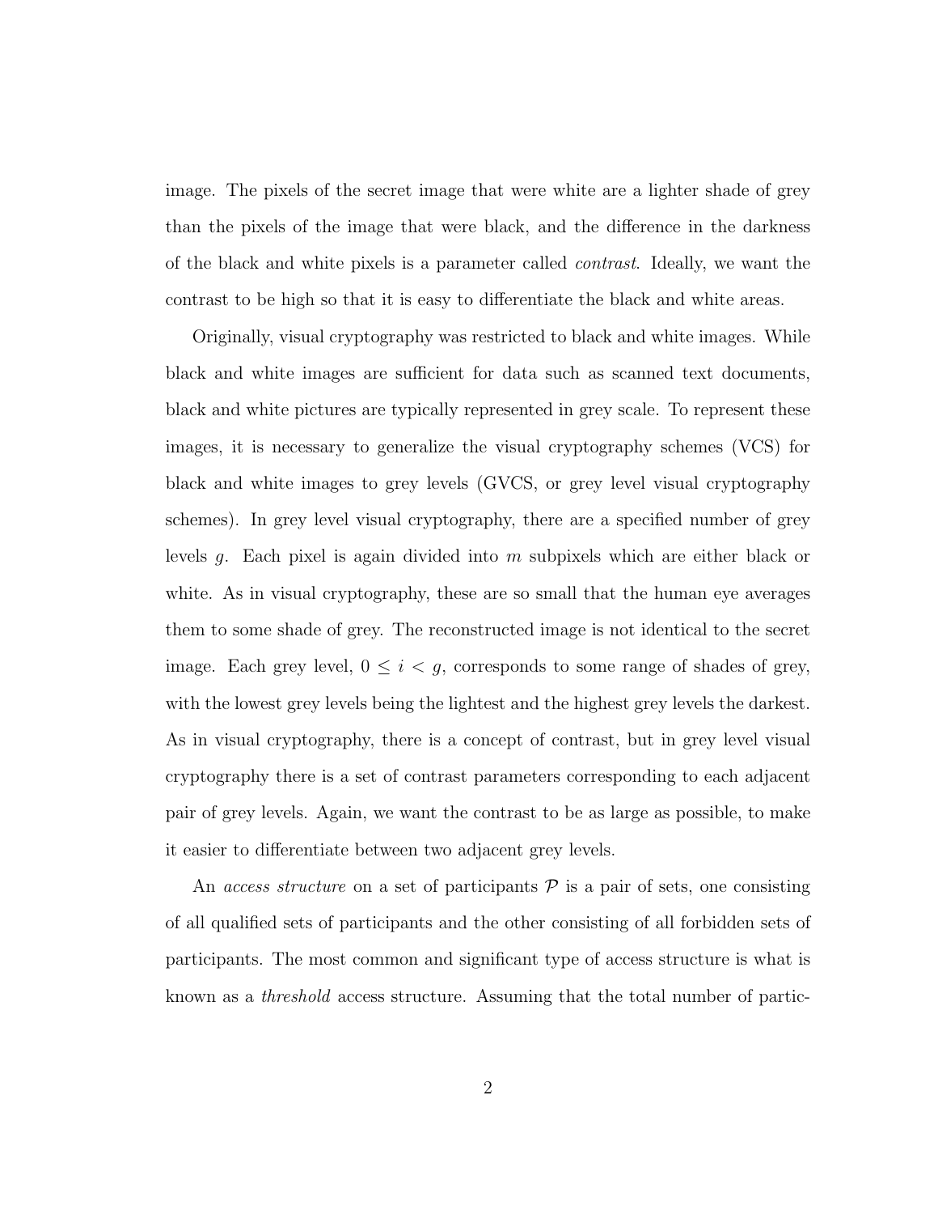image. The pixels of the secret image that were white are a lighter shade of grey than the pixels of the image that were black, and the difference in the darkness of the black and white pixels is a parameter called *contrast*. Ideally, we want the contrast to be high so that it is easy to differentiate the black and white areas.

Originally, visual cryptography was restricted to black and white images. While black and white images are sufficient for data such as scanned text documents, black and white pictures are typically represented in grey scale. To represent these images, it is necessary to generalize the visual cryptography schemes (VCS) for black and white images to grey levels (GVCS, or grey level visual cryptography schemes). In grey level visual cryptography, there are a specified number of grey levels $g$. Each pixel is again divided into $m$ subpixels which are either black or white. As in visual cryptography, these are so small that the human eye averages them to some shade of grey. The reconstructed image is not identical to the secret image. Each grey level, $0 \leq i < g$, corresponds to some range of shades of grey, with the lowest grey levels being the lightest and the highest grey levels the darkest. As in visual cryptography, there is a concept of contrast, but in grey level visual cryptography there is a set of contrast parameters corresponding to each adjacent pair of grey levels. Again, we want the contrast to be as large as possible, to make it easier to differentiate between two adjacent grey levels.

An *access structure* on a set of participants $\mathcal{P}$ is a pair of sets, one consisting of all qualified sets of participants and the other consisting of all forbidden sets of participants. The most common and significant type of access structure is what is known as a *threshold* access structure. Assuming that the total number of partic-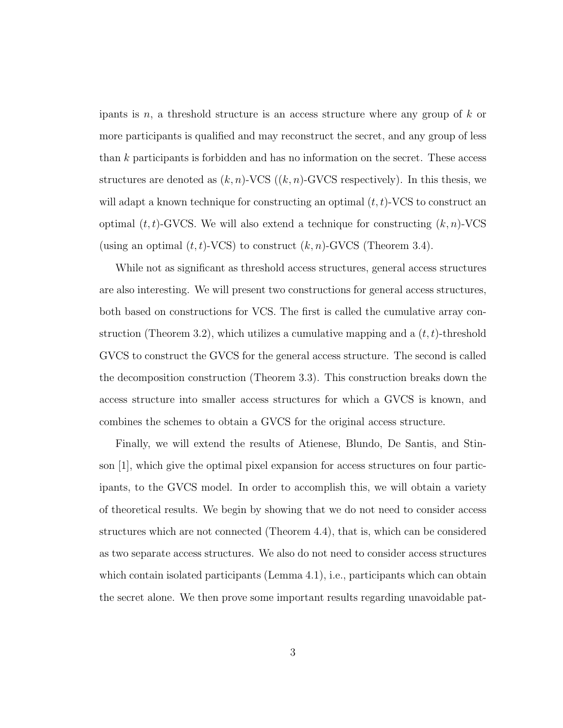ipants is $n$, a threshold structure is an access structure where any group of $k$ or more participants is qualified and may reconstruct the secret, and any group of less than $k$ participants is forbidden and has no information on the secret. These access structures are denoted as $(k, n)$-VCS ($(k, n)$-GVCS respectively). In this thesis, we will adapt a known technique for constructing an optimal $(t, t)$-VCS to construct an optimal $(t, t)$-GVCS. We will also extend a technique for constructing $(k, n)$-VCS (using an optimal $(t, t)$-VCS) to construct $(k, n)$-GVCS (Theorem 3.4).

While not as significant as threshold access structures, general access structures are also interesting. We will present two constructions for general access structures, both based on constructions for VCS. The first is called the cumulative array construction (Theorem 3.2), which utilizes a cumulative mapping and a $(t, t)$-threshold GVCS to construct the GVCS for the general access structure. The second is called the decomposition construction (Theorem 3.3). This construction breaks down the access structure into smaller access structures for which a GVCS is known, and combines the schemes to obtain a GVCS for the original access structure.

Finally, we will extend the results of Atienese, Blundo, De Santis, and Stinson [1], which give the optimal pixel expansion for access structures on four participants, to the GVCS model. In order to accomplish this, we will obtain a variety of theoretical results. We begin by showing that we do not need to consider access structures which are not connected (Theorem 4.4), that is, which can be considered as two separate access structures. We also do not need to consider access structures which contain isolated participants (Lemma 4.1), i.e., participants which can obtain the secret alone. We then prove some important results regarding unavoidable pat-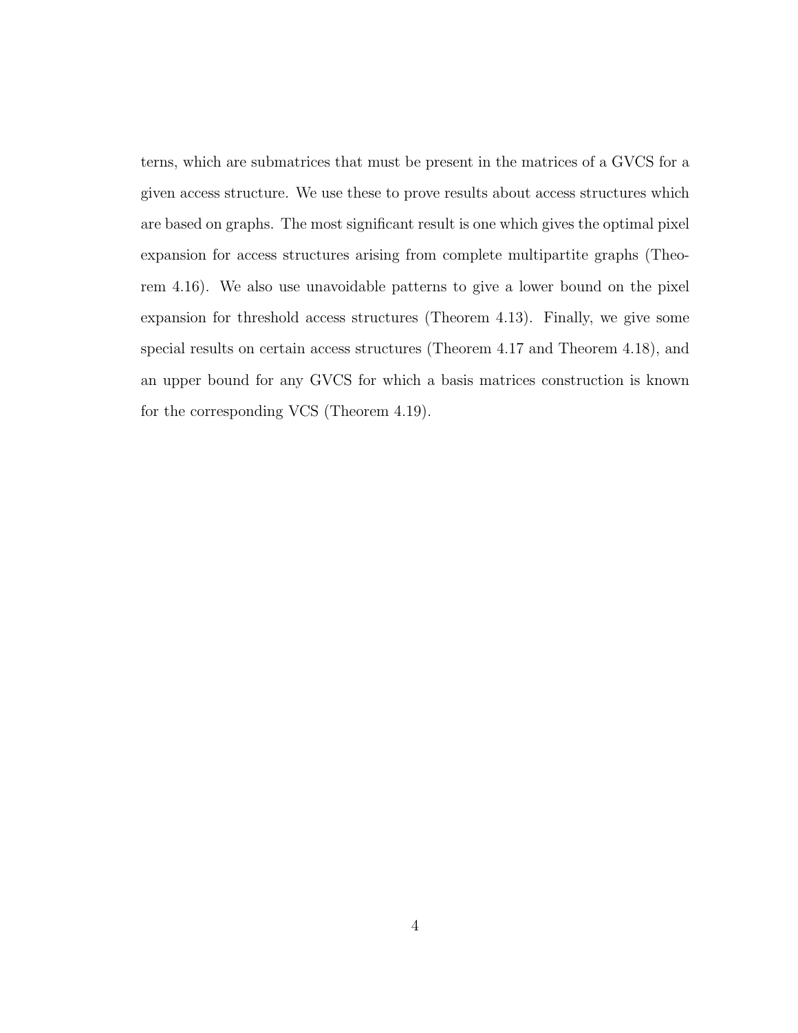terns, which are submatrices that must be present in the matrices of a GVCS for a given access structure. We use these to prove results about access structures which are based on graphs. The most significant result is one which gives the optimal pixel expansion for access structures arising from complete multipartite graphs (Theorem 4.16). We also use unavoidable patterns to give a lower bound on the pixel expansion for threshold access structures (Theorem 4.13). Finally, we give some special results on certain access structures (Theorem 4.17 and Theorem 4.18), and an upper bound for any GVCS for which a basis matrices construction is known for the corresponding VCS (Theorem 4.19).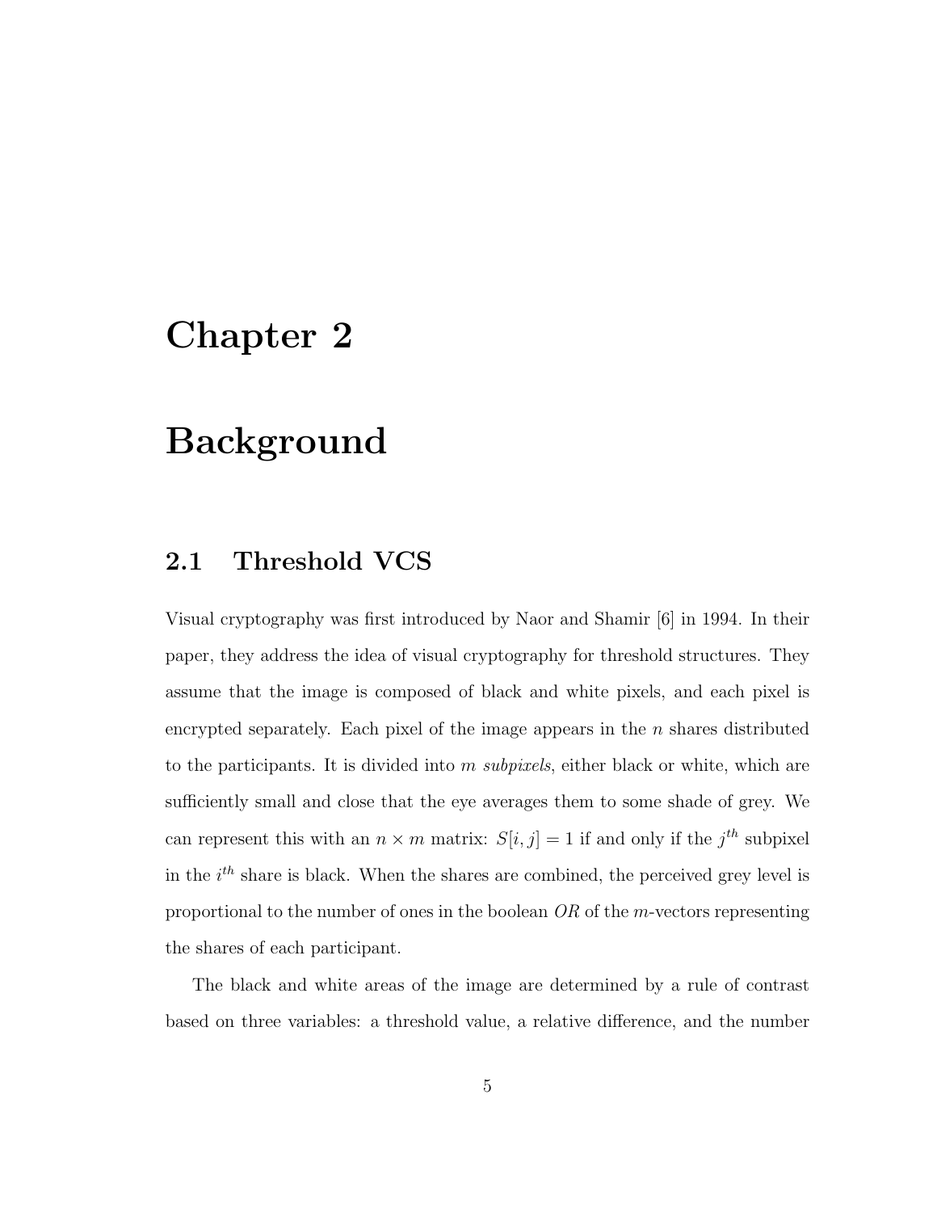# Chapter 2

# Background

## 2.1 Threshold VCS

Visual cryptography was first introduced by Naor and Shamir [6] in 1994. In their paper, they address the idea of visual cryptography for threshold structures. They assume that the image is composed of black and white pixels, and each pixel is encrypted separately. Each pixel of the image appears in the $n$ shares distributed to the participants. It is divided into $m$ *subpixels*, either black or white, which are sufficiently small and close that the eye averages them to some shade of grey. We can represent this with an $n \times m$ matrix: $S[i, j] = 1$ if and only if the $j^{th}$ subpixel in the $i^{th}$ share is black. When the shares are combined, the perceived grey level is proportional to the number of ones in the boolean *OR* of the $m$-vectors representing the shares of each participant.

The black and white areas of the image are determined by a rule of contrast based on three variables: a threshold value, a relative difference, and the number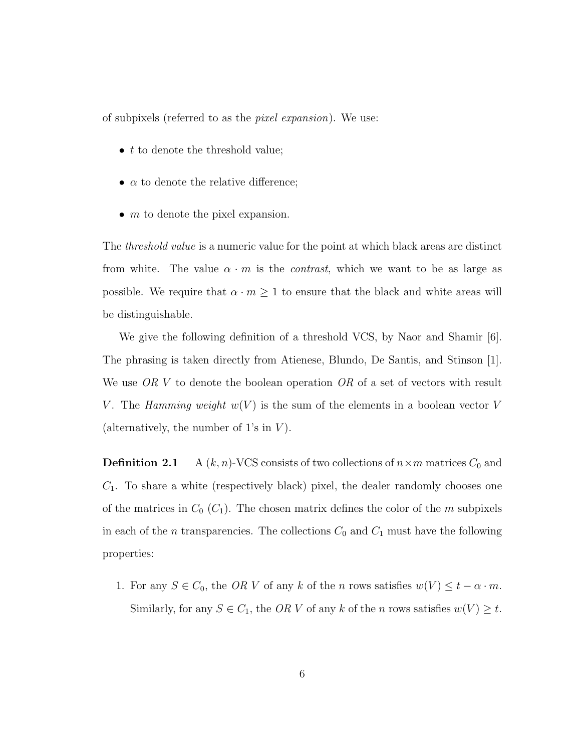of subpixels (referred to as the *pixel expansion*). We use:

- $t$ to denote the threshold value;
- $\alpha$ to denote the relative difference;
- $m$ to denote the pixel expansion.

The *threshold value* is a numeric value for the point at which black areas are distinct from white. The value $\alpha \cdot m$ is the *contrast*, which we want to be as large as possible. We require that $\alpha \cdot m \geq 1$ to ensure that the black and white areas will be distinguishable.

We give the following definition of a threshold VCS, by Naor and Shamir [6]. The phrasing is taken directly from Atienese, Blundo, De Santis, and Stinson [1]. We use *OR* $V$ to denote the boolean operation *OR* of a set of vectors with result $V$. The *Hamming weight* $w(V)$ is the sum of the elements in a boolean vector $V$ (alternatively, the number of 1's in $V$).

**Definition 2.1** A $(k, n)$-VCS consists of two collections of $n \times m$ matrices $C_0$ and $C_1$. To share a white (respectively black) pixel, the dealer randomly chooses one of the matrices in $C_0$ ($C_1$). The chosen matrix defines the color of the $m$ subpixels in each of the $n$ transparencies. The collections $C_0$ and $C_1$ must have the following properties:

1. For any $S \in C_0$, the *OR* $V$ of any $k$ of the $n$ rows satisfies $w(V) \leq t - \alpha \cdot m$. Similarly, for any $S \in C_1$, the *OR* $V$ of any $k$ of the $n$ rows satisfies $w(V) \geq t$.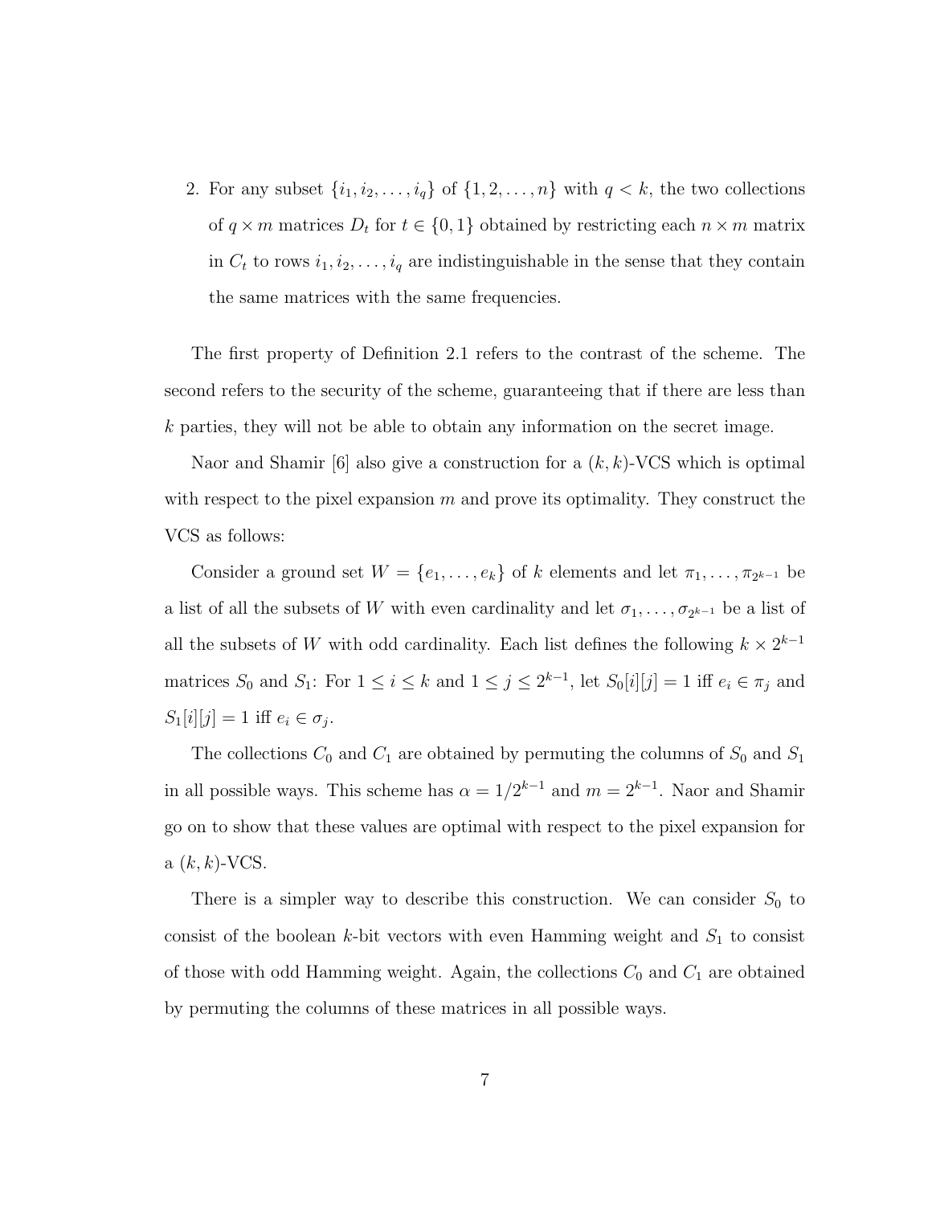2. For any subset $\{i_1, i_2, \ldots, i_q\}$ of $\{1, 2, \ldots, n\}$ with $q < k$, the two collections of $q \times m$ matrices $D_t$ for $t \in \{0, 1\}$ obtained by restricting each $n \times m$ matrix in $C_t$ to rows $i_1, i_2, \ldots, i_q$ are indistinguishable in the sense that they contain the same matrices with the same frequencies.

The first property of Definition 2.1 refers to the contrast of the scheme. The second refers to the security of the scheme, guaranteeing that if there are less than $k$ parties, they will not be able to obtain any information on the secret image.

Naor and Shamir [6] also give a construction for a $(k, k)$-VCS which is optimal with respect to the pixel expansion $m$ and prove its optimality. They construct the VCS as follows:

Consider a ground set $W = \{e_1, \ldots, e_k\}$ of $k$ elements and let $\pi_1, \ldots, \pi_{2^{k-1}}$ be a list of all the subsets of $W$ with even cardinality and let $\sigma_1, \ldots, \sigma_{2^{k-1}}$ be a list of all the subsets of $W$ with odd cardinality. Each list defines the following $k \times 2^{k-1}$ matrices $S_0$ and $S_1$: For $1 \leq i \leq k$ and $1 \leq j \leq 2^{k-1}$, let $S_0[i][j] = 1$ iff $e_i \in \pi_j$ and $S_1[i][j] = 1$ iff $e_i \in \sigma_j$.

The collections $C_0$ and $C_1$ are obtained by permuting the columns of $S_0$ and $S_1$ in all possible ways. This scheme has $\alpha = 1/2^{k-1}$ and $m = 2^{k-1}$. Naor and Shamir go on to show that these values are optimal with respect to the pixel expansion for a $(k, k)$-VCS.

There is a simpler way to describe this construction. We can consider $S_0$ to consist of the boolean $k$-bit vectors with even Hamming weight and $S_1$ to consist of those with odd Hamming weight. Again, the collections $C_0$ and $C_1$ are obtained by permuting the columns of these matrices in all possible ways.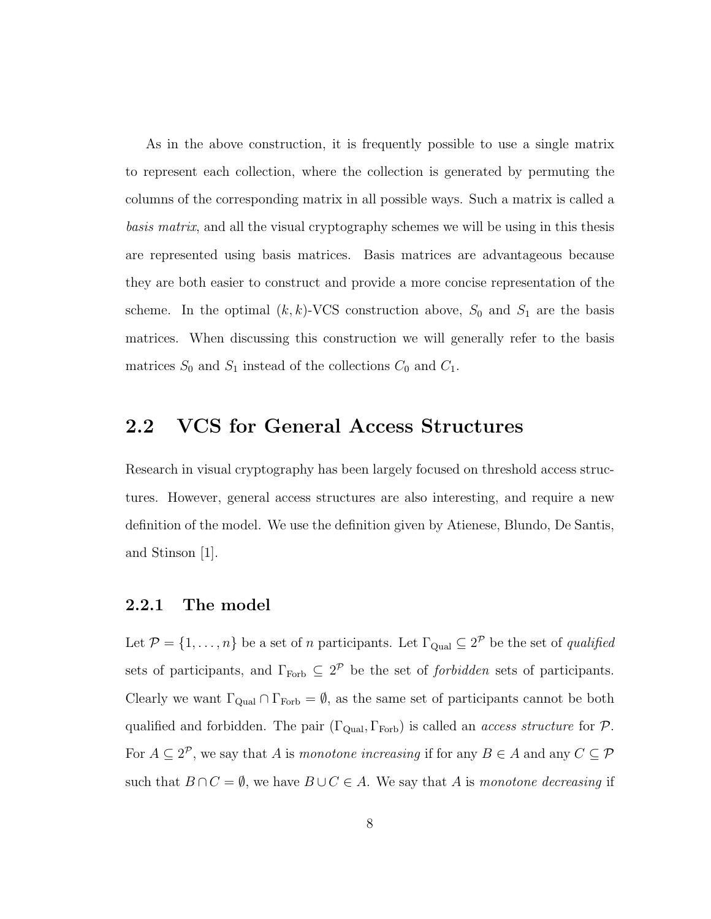As in the above construction, it is frequently possible to use a single matrix to represent each collection, where the collection is generated by permuting the columns of the corresponding matrix in all possible ways. Such a matrix is called a *basis matrix*, and all the visual cryptography schemes we will be using in this thesis are represented using basis matrices. Basis matrices are advantageous because they are both easier to construct and provide a more concise representation of the scheme. In the optimal $(k, k)$-VCS construction above, $S_0$ and $S_1$ are the basis matrices. When discussing this construction we will generally refer to the basis matrices $S_0$ and $S_1$ instead of the collections $C_0$ and $C_1$.

## 2.2 VCS for General Access Structures

Research in visual cryptography has been largely focused on threshold access structures. However, general access structures are also interesting, and require a new definition of the model. We use the definition given by Atienese, Blundo, De Santis, and Stinson [1].

### 2.2.1 The model

Let $\mathcal{P} = \{1, \ldots, n\}$ be a set of $n$ participants. Let $\Gamma_{\text{Qual}} \subseteq 2^{\mathcal{P}}$ be the set of *qualified* sets of participants, and $\Gamma_{\text{Forb}} \subseteq 2^{\mathcal{P}}$ be the set of *forbidden* sets of participants. Clearly we want $\Gamma_{\text{Qual}} \cap \Gamma_{\text{Forb}} = \emptyset$, as the same set of participants cannot be both qualified and forbidden. The pair $(\Gamma_{\text{Qual}}, \Gamma_{\text{Forb}})$ is called an *access structure* for $\mathcal{P}$. For $A \subseteq 2^{\mathcal{P}}$, we say that $A$ is *monotone increasing* if for any $B \in A$ and any $C \subseteq \mathcal{P}$ such that $B \cap C = \emptyset$, we have $B \cup C \in A$. We say that $A$ is *monotone decreasing* if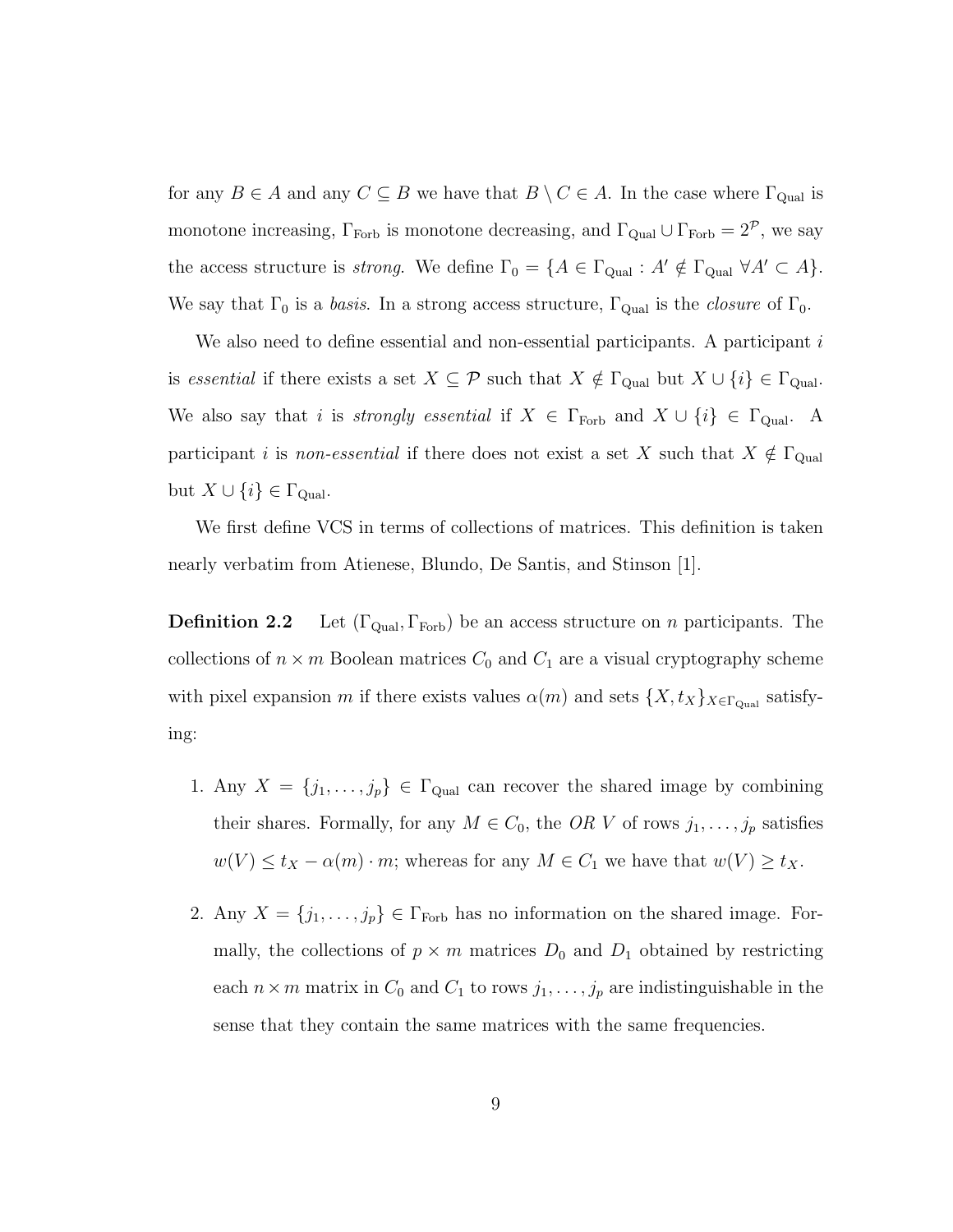for any $B \in A$ and any $C \subseteq B$ we have that $B \setminus C \in A$. In the case where $\Gamma_{\text{Qual}}$ is monotone increasing, $\Gamma_{\text{Forb}}$ is monotone decreasing, and $\Gamma_{\text{Qual}} \cup \Gamma_{\text{Forb}} = 2^{\mathcal{P}}$, we say the access structure is *strong*. We define $\Gamma_0 = \{A \in \Gamma_{\text{Qual}} : A' \notin \Gamma_{\text{Qual}} \ \forall A' \subset A\}$. We say that $\Gamma_0$ is a *basis*. In a strong access structure, $\Gamma_{\text{Qual}}$ is the *closure* of $\Gamma_0$.

We also need to define essential and non-essential participants. A participant $i$ is *essential* if there exists a set $X \subseteq \mathcal{P}$ such that $X \notin \Gamma_{\text{Qual}}$ but $X \cup \{i\} \in \Gamma_{\text{Qual}}$. We also say that $i$ is *strongly essential* if $X \in \Gamma_{\text{Forb}}$ and $X \cup \{i\} \in \Gamma_{\text{Qual}}$. A participant $i$ is *non-essential* if there does not exist a set $X$ such that $X \notin \Gamma_{\text{Qual}}$ but $X \cup \{i\} \in \Gamma_{\text{Qual}}$.

We first define VCS in terms of collections of matrices. This definition is taken nearly verbatim from Atienese, Blundo, De Santis, and Stinson [1].

**Definition 2.2** Let $(\Gamma_{\text{Qual}}, \Gamma_{\text{Forb}})$ be an access structure on $n$ participants. The collections of $n \times m$ Boolean matrices $C_0$ and $C_1$ are a visual cryptography scheme with pixel expansion $m$ if there exists values $\alpha(m)$ and sets $\{X, t_X\}_{X \in \Gamma_{\text{Qual}}}$ satisfying:

1. Any $X = \{j_1, \ldots, j_p\} \in \Gamma_{\text{Qual}}$ can recover the shared image by combining their shares. Formally, for any $M \in C_0$, the *OR* $V$ of rows $j_1, \ldots, j_p$ satisfies $w(V) \leq t_X - \alpha(m) \cdot m$; whereas for any $M \in C_1$ we have that $w(V) \geq t_X$.

2. Any $X = \{j_1, \ldots, j_p\} \in \Gamma_{\text{Forb}}$ has no information on the shared image. Formally, the collections of $p \times m$ matrices $D_0$ and $D_1$ obtained by restricting each $n \times m$ matrix in $C_0$ and $C_1$ to rows $j_1, \ldots, j_p$ are indistinguishable in the sense that they contain the same matrices with the same frequencies.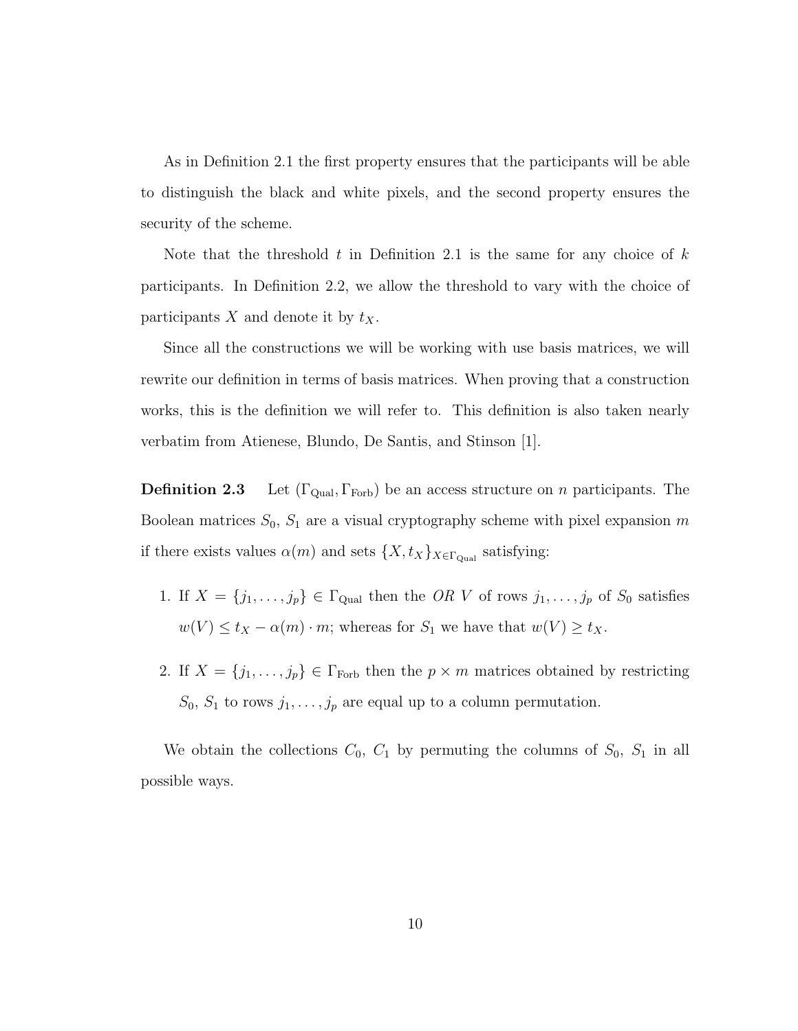As in Definition 2.1 the first property ensures that the participants will be able to distinguish the black and white pixels, and the second property ensures the security of the scheme.

Note that the threshold $t$ in Definition 2.1 is the same for any choice of $k$ participants. In Definition 2.2, we allow the threshold to vary with the choice of participants $X$ and denote it by $t_X$.

Since all the constructions we will be working with use basis matrices, we will rewrite our definition in terms of basis matrices. When proving that a construction works, this is the definition we will refer to. This definition is also taken nearly verbatim from Atienese, Blundo, De Santis, and Stinson [1].

**Definition 2.3** Let $(\Gamma_{\text{Qual}}, \Gamma_{\text{Forb}})$ be an access structure on $n$ participants. The Boolean matrices $S_0$, $S_1$ are a visual cryptography scheme with pixel expansion $m$ if there exists values $\alpha(m)$ and sets $\{X, t_X\}_{X \in \Gamma_{\text{Qual}}}$ satisfying:

1. If $X = \{j_1, \ldots, j_p\} \in \Gamma_{\text{Qual}}$ then the *OR* $V$ of rows $j_1, \ldots, j_p$ of $S_0$ satisfies $w(V) \leq t_X - \alpha(m) \cdot m$; whereas for $S_1$ we have that $w(V) \geq t_X$.

2. If $X = \{j_1, \ldots, j_p\} \in \Gamma_{\text{Forb}}$ then the $p \times m$ matrices obtained by restricting $S_0$, $S_1$ to rows $j_1, \ldots, j_p$ are equal up to a column permutation.

We obtain the collections $C_0$, $C_1$ by permuting the columns of $S_0$, $S_1$ in all possible ways.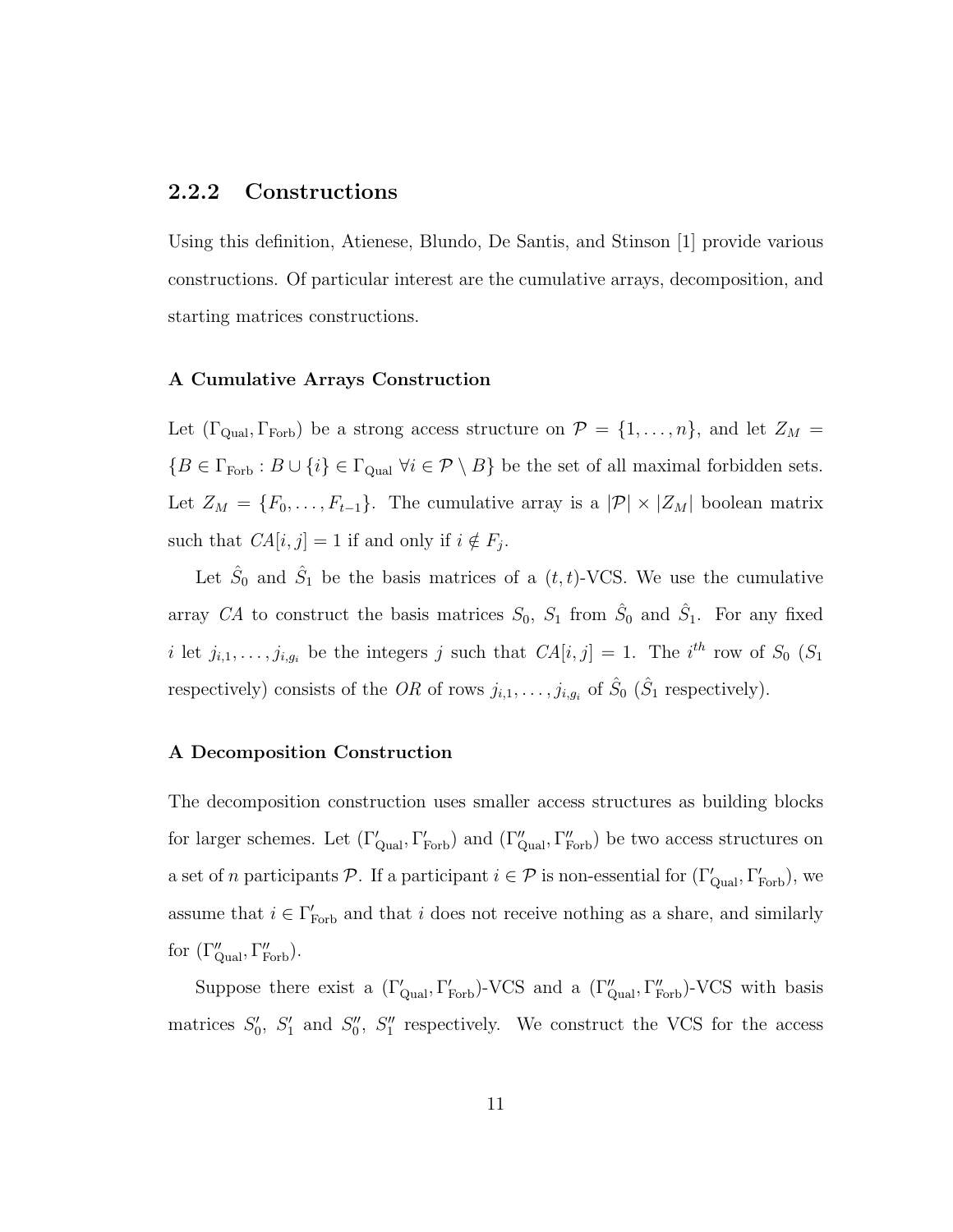### 2.2.2 Constructions

Using this definition, Atienese, Blundo, De Santis, and Stinson [1] provide various constructions. Of particular interest are the cumulative arrays, decomposition, and starting matrices constructions.

#### A Cumulative Arrays Construction

Let $(\Gamma_{\text{Qual}}, \Gamma_{\text{Forb}})$ be a strong access structure on $\mathcal{P} = \{1, \ldots, n\}$, and let $Z_M = \{B \in \Gamma_{\text{Forb}} : B \cup \{i\} \in \Gamma_{\text{Qual}} \ \forall i \in \mathcal{P} \setminus B\}$ be the set of all maximal forbidden sets. Let $Z_M = \{F_0, \ldots, F_{t-1}\}$. The cumulative array is a $|\mathcal{P}| \times |Z_M|$ boolean matrix such that $CA[i,j] = 1$ if and only if $i \notin F_j$.

Let $\hat{S}_0$ and $\hat{S}_1$ be the basis matrices of a $(t,t)$-VCS. We use the cumulative array $CA$ to construct the basis matrices $S_0$, $S_1$ from $\hat{S}_0$ and $\hat{S}_1$. For any fixed $i$ let $j_{i,1}, \ldots, j_{i,g_i}$ be the integers $j$ such that $CA[i,j] = 1$. The $i^{th}$ row of $S_0$ ($S_1$ respectively) consists of the $OR$ of rows $j_{i,1}, \ldots, j_{i,g_i}$ of $\hat{S}_0$ ($\hat{S}_1$ respectively).

#### A Decomposition Construction

The decomposition construction uses smaller access structures as building blocks for larger schemes. Let $(\Gamma'_{\text{Qual}}, \Gamma'_{\text{Forb}})$ and $(\Gamma''_{\text{Qual}}, \Gamma''_{\text{Forb}})$ be two access structures on a set of $n$ participants $\mathcal{P}$. If a participant $i \in \mathcal{P}$ is non-essential for $(\Gamma'_{\text{Qual}}, \Gamma'_{\text{Forb}})$, we assume that $i \in \Gamma'_{\text{Forb}}$ and that $i$ does not receive nothing as a share, and similarly for $(\Gamma''_{\text{Qual}}, \Gamma''_{\text{Forb}})$.

Suppose there exist a $(\Gamma'_{\text{Qual}}, \Gamma'_{\text{Forb}})$-VCS and a $(\Gamma''_{\text{Qual}}, \Gamma''_{\text{Forb}})$-VCS with basis matrices $S'_0$, $S'_1$ and $S''_0$, $S''_1$ respectively. We construct the VCS for the access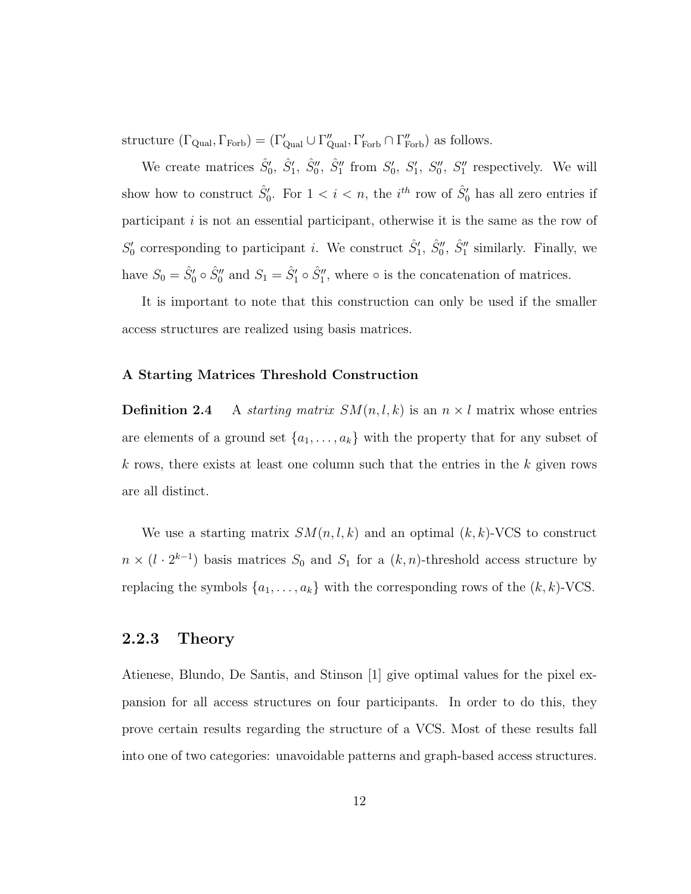structure $(\Gamma_{\text{Qual}}, \Gamma_{\text{Forb}}) = (\Gamma'_{\text{Qual}} \cup \Gamma''_{\text{Qual}}, \Gamma'_{\text{Forb}} \cap \Gamma''_{\text{Forb}})$ as follows.

We create matrices $\hat{S}'_0$, $\hat{S}'_1$, $\hat{S}''_0$, $\hat{S}''_1$ from $S'_0$, $S'_1$, $S''_0$, $S''_1$ respectively. We will show how to construct $\hat{S}'_0$. For $1 < i < n$, the $i^{th}$ row of $\hat{S}'_0$ has all zero entries if participant $i$ is not an essential participant, otherwise it is the same as the row of $S'_0$ corresponding to participant $i$. We construct $\hat{S}'_1$, $\hat{S}''_0$, $\hat{S}''_1$ similarly. Finally, we have $S_0 = \hat{S}'_0 \circ \hat{S}''_0$ and $S_1 = \hat{S}'_1 \circ \hat{S}''_1$, where $\circ$ is the concatenation of matrices.

It is important to note that this construction can only be used if the smaller access structures are realized using basis matrices.

**A Starting Matrices Threshold Construction**

**Definition 2.4** A *starting matrix* $SM(n, l, k)$ is an $n \times l$ matrix whose entries are elements of a ground set $\{a_1, \ldots, a_k\}$ with the property that for any subset of $k$ rows, there exists at least one column such that the entries in the $k$ given rows are all distinct.

We use a starting matrix $SM(n, l, k)$ and an optimal $(k, k)$-VCS to construct $n \times (l \cdot 2^{k-1})$ basis matrices $S_0$ and $S_1$ for a $(k, n)$-threshold access structure by replacing the symbols $\{a_1, \ldots, a_k\}$ with the corresponding rows of the $(k, k)$-VCS.

### 2.2.3 Theory

Atienese, Blundo, De Santis, and Stinson [1] give optimal values for the pixel expansion for all access structures on four participants. In order to do this, they prove certain results regarding the structure of a VCS. Most of these results fall into one of two categories: unavoidable patterns and graph-based access structures.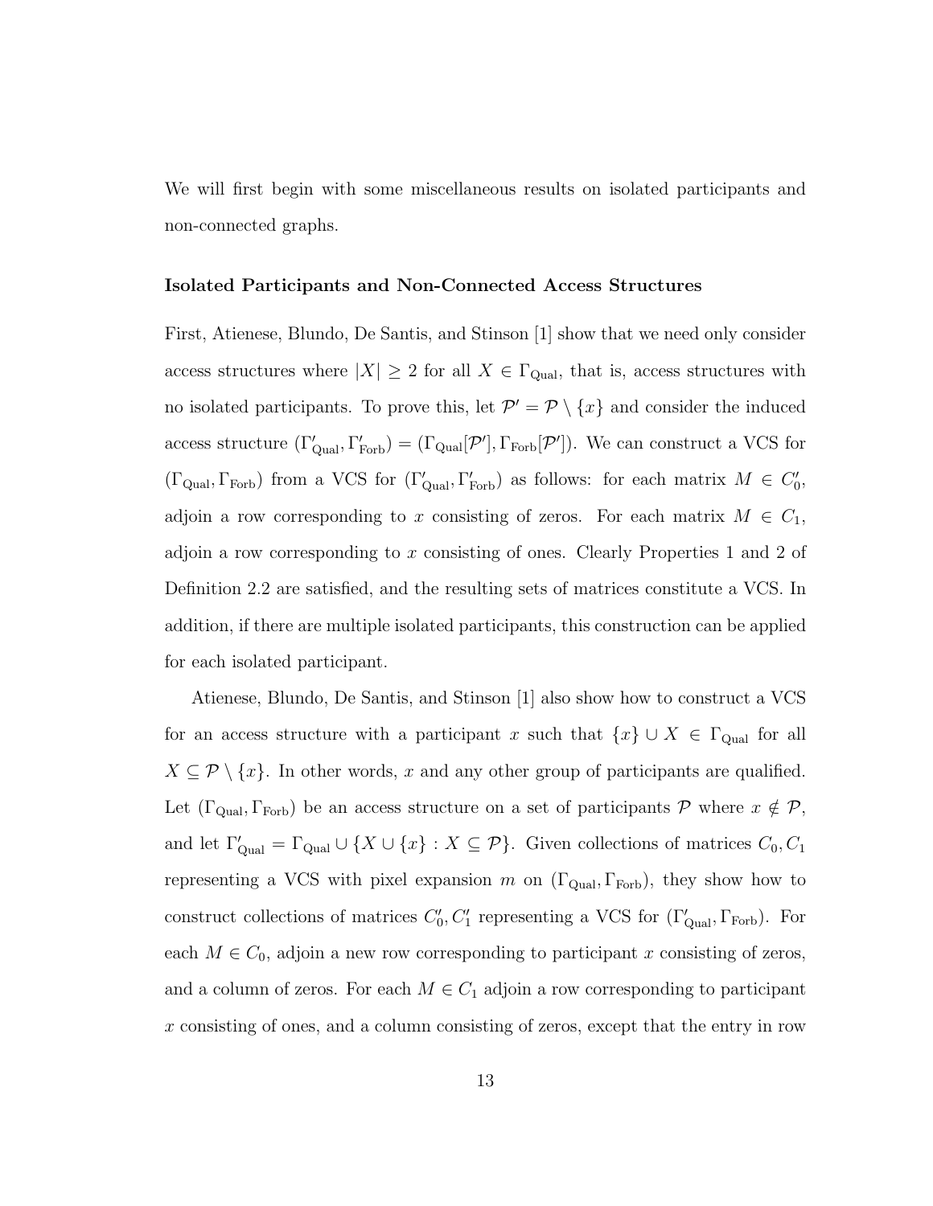We will first begin with some miscellaneous results on isolated participants and non-connected graphs.

### Isolated Participants and Non-Connected Access Structures

First, Atienese, Blundo, De Santis, and Stinson [1] show that we need only consider access structures where $|X| \geq 2$ for all $X \in \Gamma_{\text{Qual}}$, that is, access structures with no isolated participants. To prove this, let $\mathcal{P}' = \mathcal{P} \setminus \{x\}$ and consider the induced access structure $(\Gamma'_{\text{Qual}}, \Gamma'_{\text{Forb}}) = (\Gamma_{\text{Qual}}[\mathcal{P}'], \Gamma_{\text{Forb}}[\mathcal{P}'])$. We can construct a VCS for $(\Gamma_{\text{Qual}}, \Gamma_{\text{Forb}})$ from a VCS for $(\Gamma'_{\text{Qual}}, \Gamma'_{\text{Forb}})$ as follows: for each matrix $M \in C'_0$, adjoin a row corresponding to $x$ consisting of zeros. For each matrix $M \in C_1$, adjoin a row corresponding to $x$ consisting of ones. Clearly Properties 1 and 2 of Definition 2.2 are satisfied, and the resulting sets of matrices constitute a VCS. In addition, if there are multiple isolated participants, this construction can be applied for each isolated participant.

Atienese, Blundo, De Santis, and Stinson [1] also show how to construct a VCS for an access structure with a participant $x$ such that $\{x\} \cup X \in \Gamma_{\text{Qual}}$ for all $X \subseteq \mathcal{P} \setminus \{x\}$. In other words, $x$ and any other group of participants are qualified. Let $(\Gamma_{\text{Qual}}, \Gamma_{\text{Forb}})$ be an access structure on a set of participants $\mathcal{P}$ where $x \notin \mathcal{P}$, and let $\Gamma'_{\text{Qual}} = \Gamma_{\text{Qual}} \cup \{X \cup \{x\} : X \subseteq \mathcal{P}\}$. Given collections of matrices $C_0, C_1$ representing a VCS with pixel expansion $m$ on $(\Gamma_{\text{Qual}}, \Gamma_{\text{Forb}})$, they show how to construct collections of matrices $C'_0, C'_1$ representing a VCS for $(\Gamma'_{\text{Qual}}, \Gamma_{\text{Forb}})$. For each $M \in C_0$, adjoin a new row corresponding to participant $x$ consisting of zeros, and a column of zeros. For each $M \in C_1$ adjoin a row corresponding to participant $x$ consisting of ones, and a column consisting of zeros, except that the entry in row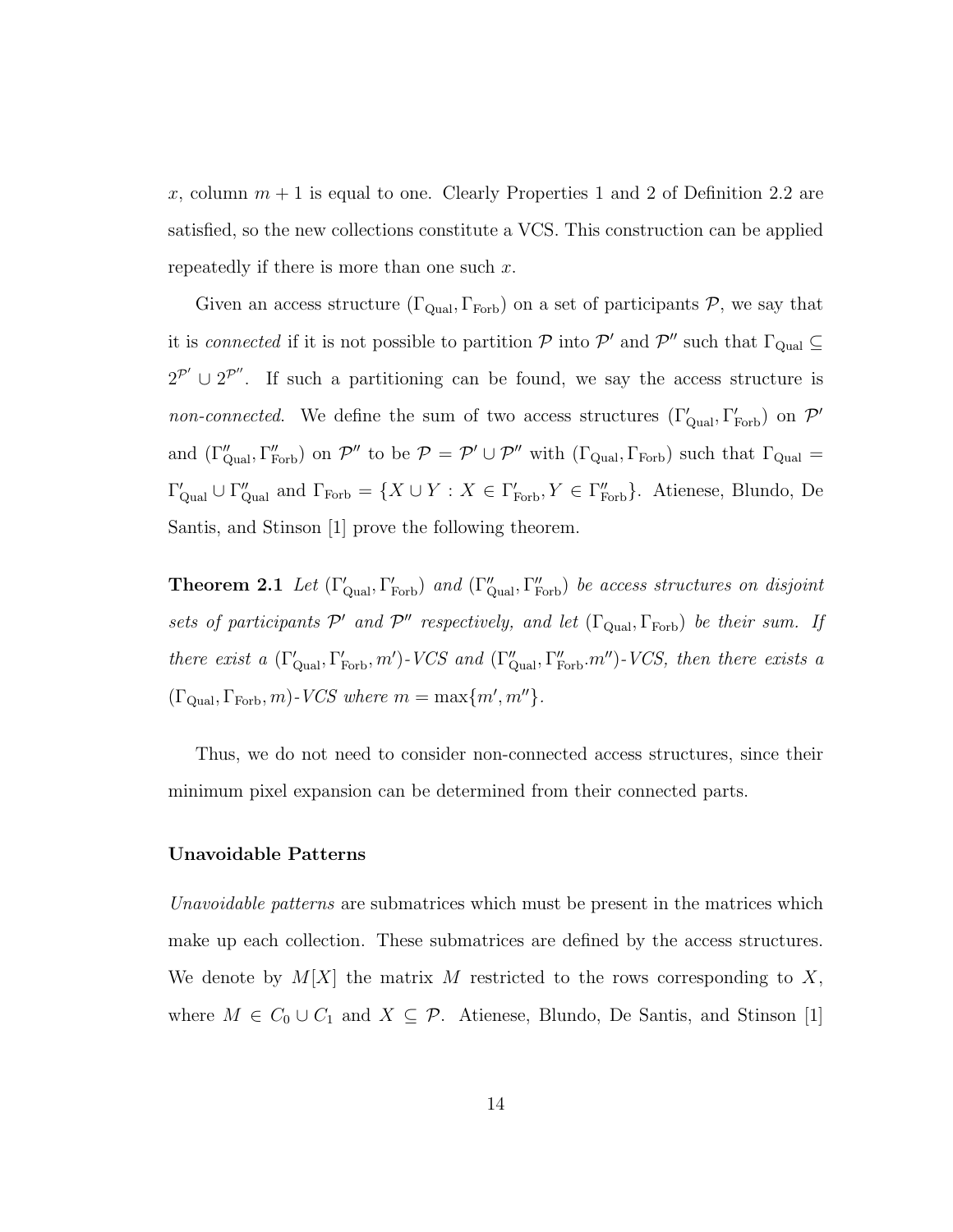$x$, column $m + 1$ is equal to one. Clearly Properties 1 and 2 of Definition 2.2 are satisfied, so the new collections constitute a VCS. This construction can be applied repeatedly if there is more than one such $x$.

Given an access structure $(\Gamma_{\text{Qual}}, \Gamma_{\text{Forb}})$ on a set of participants $\mathcal{P}$, we say that it is *connected* if it is not possible to partition $\mathcal{P}$ into $\mathcal{P}'$ and $\mathcal{P}''$ such that $\Gamma_{\text{Qual}} \subseteq 2^{\mathcal{P}'} \cup 2^{\mathcal{P}''}$. If such a partitioning can be found, we say the access structure is *non-connected*. We define the sum of two access structures $(\Gamma'_{\text{Qual}}, \Gamma'_{\text{Forb}})$ on $\mathcal{P}'$ and $(\Gamma''_{\text{Qual}}, \Gamma''_{\text{Forb}})$ on $\mathcal{P}''$ to be $\mathcal{P} = \mathcal{P}' \cup \mathcal{P}''$ with $(\Gamma_{\text{Qual}}, \Gamma_{\text{Forb}})$ such that $\Gamma_{\text{Qual}} = \Gamma'_{\text{Qual}} \cup \Gamma''_{\text{Qual}}$ and $\Gamma_{\text{Forb}} = \{X \cup Y : X \in \Gamma'_{\text{Forb}}, Y \in \Gamma''_{\text{Forb}}\}$. Atienese, Blundo, De Santis, and Stinson [1] prove the following theorem.

**Theorem 2.1** *Let $(\Gamma'_{\text{Qual}}, \Gamma'_{\text{Forb}})$ and $(\Gamma''_{\text{Qual}}, \Gamma''_{\text{Forb}})$ be access structures on disjoint sets of participants $\mathcal{P}'$ and $\mathcal{P}''$ respectively, and let $(\Gamma_{\text{Qual}}, \Gamma_{\text{Forb}})$ be their sum. If there exist a $(\Gamma'_{\text{Qual}}, \Gamma'_{\text{Forb}}, m')$-VCS and $(\Gamma''_{\text{Qual}}, \Gamma''_{\text{Forb}}.m'')$-VCS, then there exists a $(\Gamma_{\text{Qual}}, \Gamma_{\text{Forb}}, m)$-VCS where $m = \max\{m', m''\}$.*

Thus, we do not need to consider non-connected access structures, since their minimum pixel expansion can be determined from their connected parts.

### Unavoidable Patterns

*Unavoidable patterns* are submatrices which must be present in the matrices which make up each collection. These submatrices are defined by the access structures. We denote by $M[X]$ the matrix $M$ restricted to the rows corresponding to $X$, where $M \in C_0 \cup C_1$ and $X \subseteq \mathcal{P}$. Atienese, Blundo, De Santis, and Stinson [1]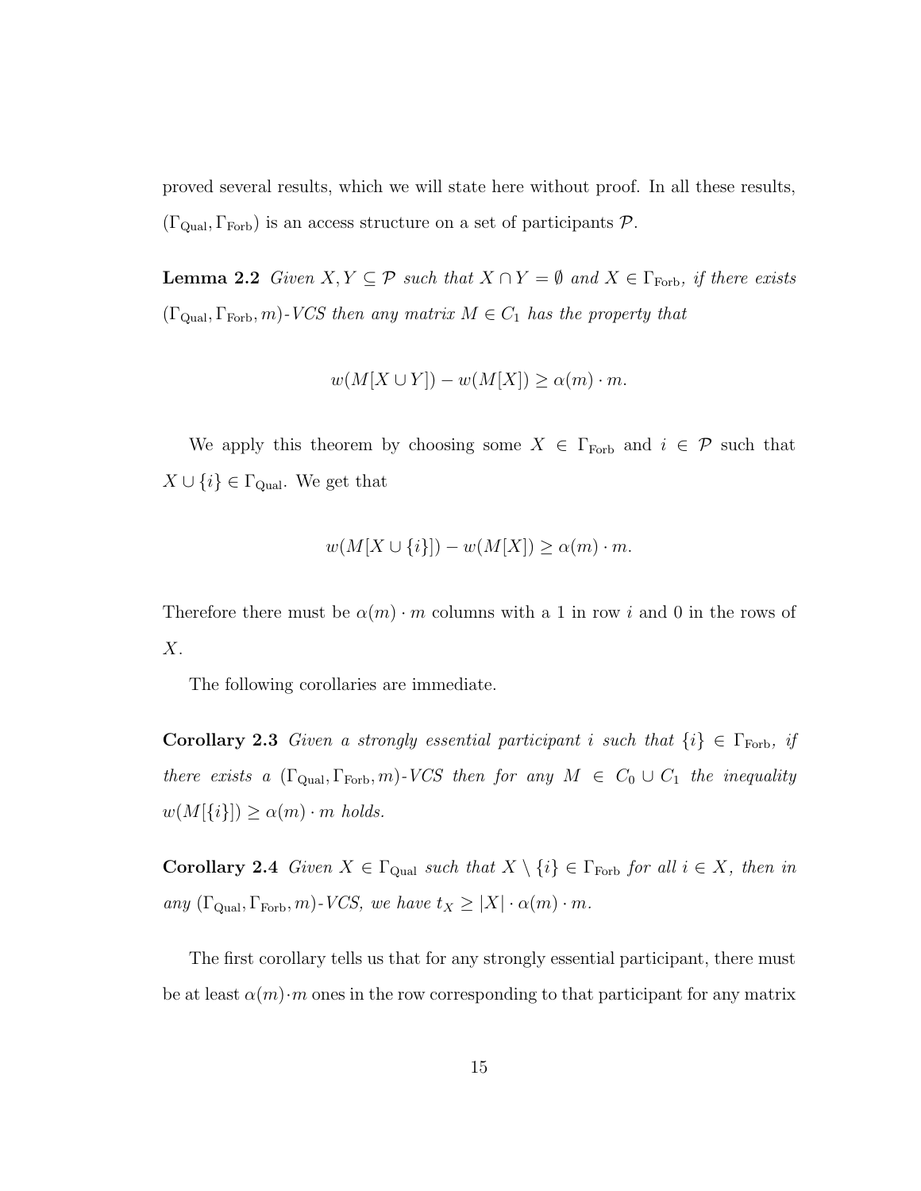proved several results, which we will state here without proof. In all these results, $(\Gamma_{\text{Qual}}, \Gamma_{\text{Forb}})$ is an access structure on a set of participants $\mathcal{P}$.

**Lemma 2.2** *Given $X, Y \subseteq \mathcal{P}$ such that $X \cap Y = \emptyset$ and $X \in \Gamma_{\text{Forb}}$, if there exists $(\Gamma_{\text{Qual}}, \Gamma_{\text{Forb}}, m)$-VCS then any matrix $M \in C_1$ has the property that*

$$w(M[X \cup Y]) - w(M[X]) \geq \alpha(m) \cdot m.$$

We apply this theorem by choosing some $X \in \Gamma_{\text{Forb}}$ and $i \in \mathcal{P}$ such that $X \cup \{i\} \in \Gamma_{\text{Qual}}$. We get that

$$w(M[X \cup \{i\}]) - w(M[X]) \geq \alpha(m) \cdot m.$$

Therefore there must be $\alpha(m) \cdot m$ columns with a 1 in row $i$ and 0 in the rows of $X$.

The following corollaries are immediate.

**Corollary 2.3** *Given a strongly essential participant $i$ such that $\{i\} \in \Gamma_{\text{Forb}}$, if there exists a $(\Gamma_{\text{Qual}}, \Gamma_{\text{Forb}}, m)$-VCS then for any $M \in C_0 \cup C_1$ the inequality $w(M[\{i\}]) \geq \alpha(m) \cdot m$ holds.*

**Corollary 2.4** *Given $X \in \Gamma_{\text{Qual}}$ such that $X \setminus \{i\} \in \Gamma_{\text{Forb}}$ for all $i \in X$, then in any $(\Gamma_{\text{Qual}}, \Gamma_{\text{Forb}}, m)$-VCS, we have $t_X \geq |X| \cdot \alpha(m) \cdot m$.*

The first corollary tells us that for any strongly essential participant, there must be at least $\alpha(m) \cdot m$ ones in the row corresponding to that participant for any matrix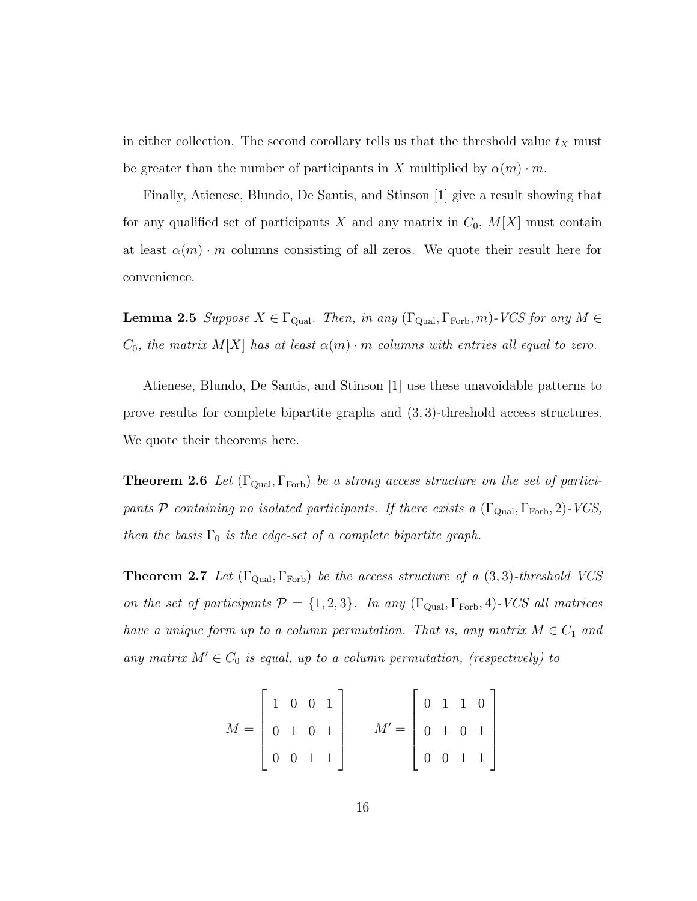in either collection. The second corollary tells us that the threshold value $t_X$ must be greater than the number of participants in $X$ multiplied by $\alpha(m) \cdot m$.

Finally, Atienese, Blundo, De Santis, and Stinson [1] give a result showing that for any qualified set of participants $X$ and any matrix in $C_0$, $M[X]$ must contain at least $\alpha(m) \cdot m$ columns consisting of all zeros. We quote their result here for convenience.

**Lemma 2.5** *Suppose $X \in \Gamma_{\text{Qual}}$. Then, in any $(\Gamma_{\text{Qual}}, \Gamma_{\text{Forb}}, m)$-VCS for any $M \in C_0$, the matrix $M[X]$ has at least $\alpha(m) \cdot m$ columns with entries all equal to zero.*

Atienese, Blundo, De Santis, and Stinson [1] use these unavoidable patterns to prove results for complete bipartite graphs and $(3,3)$-threshold access structures. We quote their theorems here.

**Theorem 2.6** *Let $(\Gamma_{\text{Qual}}, \Gamma_{\text{Forb}})$ be a strong access structure on the set of participants $\mathcal{P}$ containing no isolated participants. If there exists a $(\Gamma_{\text{Qual}}, \Gamma_{\text{Forb}}, 2)$-VCS, then the basis $\Gamma_0$ is the edge-set of a complete bipartite graph.*

**Theorem 2.7** *Let $(\Gamma_{\text{Qual}}, \Gamma_{\text{Forb}})$ be the access structure of a $(3,3)$-threshold VCS on the set of participants $\mathcal{P} = \{1, 2, 3\}$. In any $(\Gamma_{\text{Qual}}, \Gamma_{\text{Forb}}, 4)$-VCS all matrices have a unique form up to a column permutation. That is, any matrix $M \in C_1$ and any matrix $M' \in C_0$ is equal, up to a column permutation, (respectively) to*

$$M = \begin{bmatrix} 1 & 0 & 0 & 1 \\ 0 & 1 & 0 & 1 \\ 0 & 0 & 1 & 1 \end{bmatrix} \qquad M' = \begin{bmatrix} 0 & 1 & 1 & 0 \\ 0 & 1 & 0 & 1 \\ 0 & 0 & 1 & 1 \end{bmatrix}$$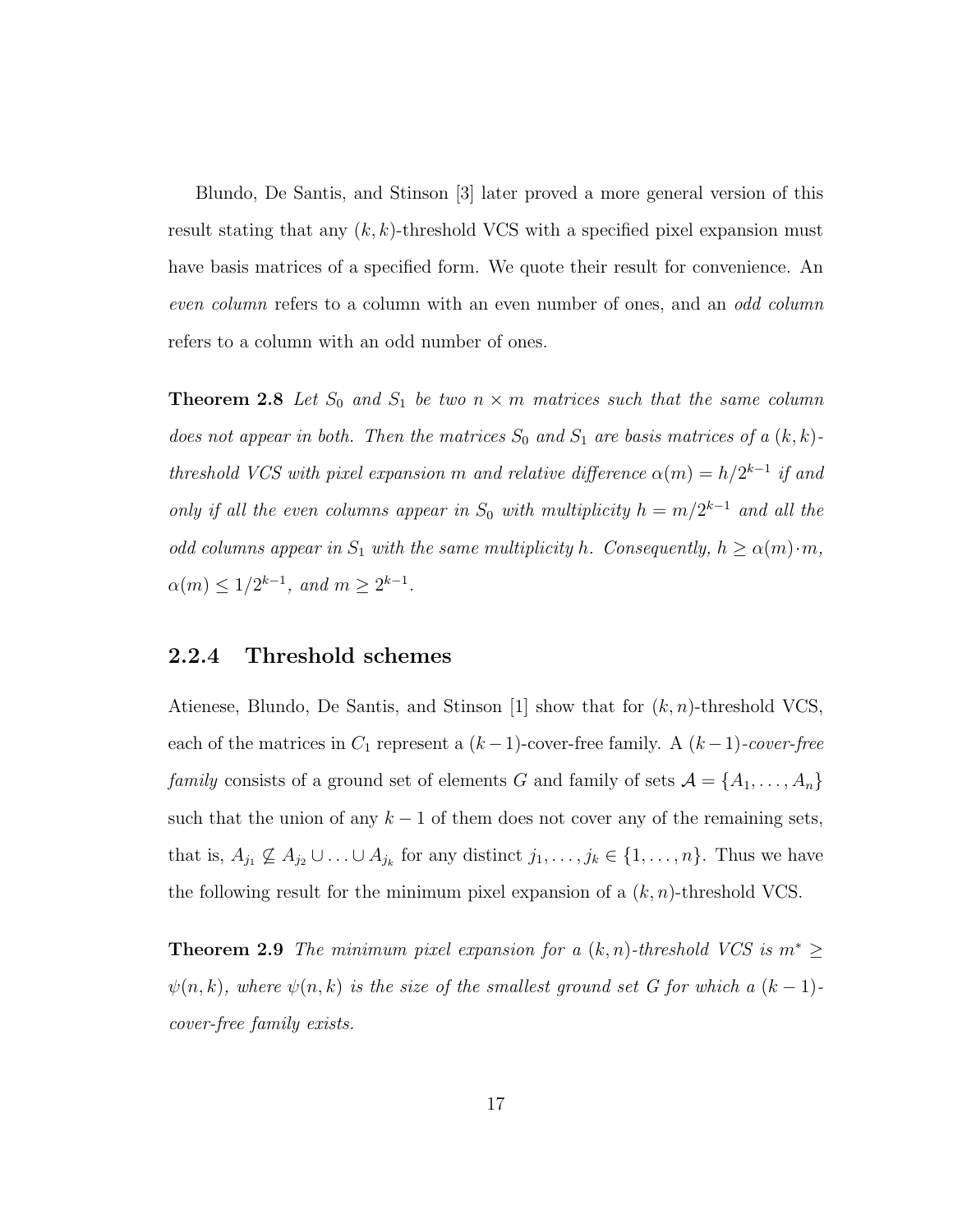Blundo, De Santis, and Stinson [3] later proved a more general version of this result stating that any $(k, k)$-threshold VCS with a specified pixel expansion must have basis matrices of a specified form. We quote their result for convenience. An *even column* refers to a column with an even number of ones, and an *odd column* refers to a column with an odd number of ones.

**Theorem 2.8** *Let $S_0$ and $S_1$ be two $n \times m$ matrices such that the same column does not appear in both. Then the matrices $S_0$ and $S_1$ are basis matrices of a $(k, k)$-threshold VCS with pixel expansion $m$ and relative difference $\alpha(m) = h/2^{k-1}$ if and only if all the even columns appear in $S_0$ with multiplicity $h = m/2^{k-1}$ and all the odd columns appear in $S_1$ with the same multiplicity $h$. Consequently, $h \geq \alpha(m) \cdot m$, $\alpha(m) \leq 1/2^{k-1}$, and $m \geq 2^{k-1}$.*

### 2.2.4 Threshold schemes

Atienese, Blundo, De Santis, and Stinson [1] show that for $(k, n)$-threshold VCS, each of the matrices in $C_1$ represent a $(k-1)$-cover-free family. A $(k-1)$-*cover-free family* consists of a ground set of elements $G$ and family of sets $\mathcal{A} = \{A_1, \ldots, A_n\}$ such that the union of any $k-1$ of them does not cover any of the remaining sets, that is, $A_{j_1} \not\subseteq A_{j_2} \cup \ldots \cup A_{j_k}$ for any distinct $j_1, \ldots, j_k \in \{1, \ldots, n\}$. Thus we have the following result for the minimum pixel expansion of a $(k, n)$-threshold VCS.

**Theorem 2.9** *The minimum pixel expansion for a $(k, n)$-threshold VCS is $m^* \geq \psi(n, k)$, where $\psi(n, k)$ is the size of the smallest ground set $G$ for which a $(k-1)$-cover-free family exists.*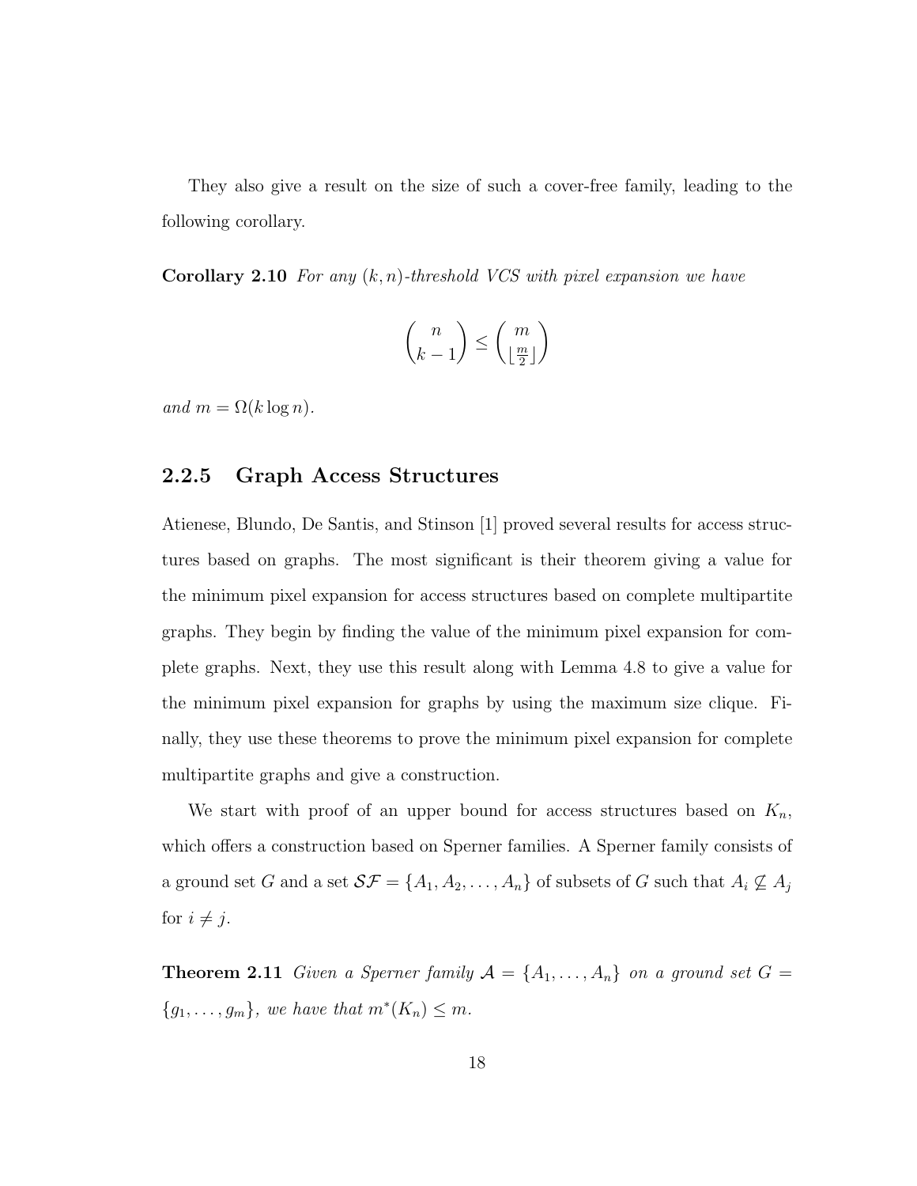They also give a result on the size of such a cover-free family, leading to the following corollary.

**Corollary 2.10** *For any $(k, n)$-threshold VCS with pixel expansion we have*

$$\binom{n}{k-1} \leq \binom{m}{\lfloor \frac{m}{2} \rfloor}$$

*and $m = \Omega(k \log n)$.*

### 2.2.5 Graph Access Structures

Atienese, Blundo, De Santis, and Stinson [1] proved several results for access structures based on graphs. The most significant is their theorem giving a value for the minimum pixel expansion for access structures based on complete multipartite graphs. They begin by finding the value of the minimum pixel expansion for complete graphs. Next, they use this result along with Lemma 4.8 to give a value for the minimum pixel expansion for graphs by using the maximum size clique. Finally, they use these theorems to prove the minimum pixel expansion for complete multipartite graphs and give a construction.

We start with proof of an upper bound for access structures based on $K_n$, which offers a construction based on Sperner families. A Sperner family consists of a ground set $G$ and a set $\mathcal{SF} = \{A_1, A_2, \ldots, A_n\}$ of subsets of $G$ such that $A_i \not\subseteq A_j$ for $i \neq j$.

**Theorem 2.11** *Given a Sperner family $\mathcal{A} = \{A_1, \ldots, A_n\}$ on a ground set $G = \{g_1, \ldots, g_m\}$, we have that $m^*(K_n) \leq m$.*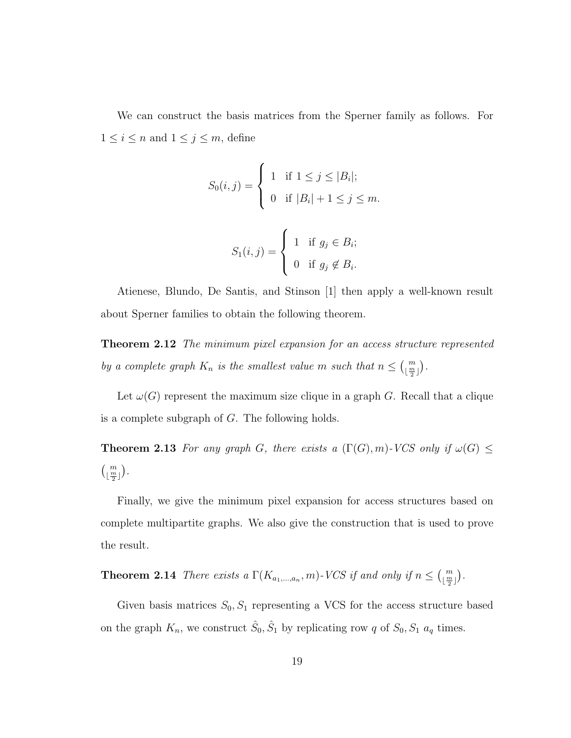We can construct the basis matrices from the Sperner family as follows. For $1 \leq i \leq n$ and $1 \leq j \leq m$, define

$$S_0(i,j) = \begin{cases} 1 & \text{if } 1 \leq j \leq |B_i|; \\ 0 & \text{if } |B_i| + 1 \leq j \leq m. \end{cases}$$

$$S_1(i,j) = \begin{cases} 1 & \text{if } g_j \in B_i; \\ 0 & \text{if } g_j \notin B_i. \end{cases}$$

Atienese, Blundo, De Santis, and Stinson [1] then apply a well-known result about Sperner families to obtain the following theorem.

**Theorem 2.12** *The minimum pixel expansion for an access structure represented by a complete graph $K_n$ is the smallest value $m$ such that $n \leq \binom{m}{\lfloor \frac{m}{2} \rfloor}$.*

Let $\omega(G)$ represent the maximum size clique in a graph $G$. Recall that a clique is a complete subgraph of $G$. The following holds.

**Theorem 2.13** *For any graph $G$, there exists a $(\Gamma(G), m)$-VCS only if $\omega(G) \leq \binom{m}{\lfloor \frac{m}{2} \rfloor}$.*

Finally, we give the minimum pixel expansion for access structures based on complete multipartite graphs. We also give the construction that is used to prove the result.

**Theorem 2.14** *There exists a $\Gamma(K_{a_1,\ldots,a_n}, m)$-VCS if and only if $n \leq \binom{m}{\lfloor \frac{m}{2} \rfloor}$.*

Given basis matrices $S_0, S_1$ representing a VCS for the access structure based on the graph $K_n$, we construct $\hat{S}_0, \hat{S}_1$ by replicating row $q$ of $S_0, S_1$ $a_q$ times.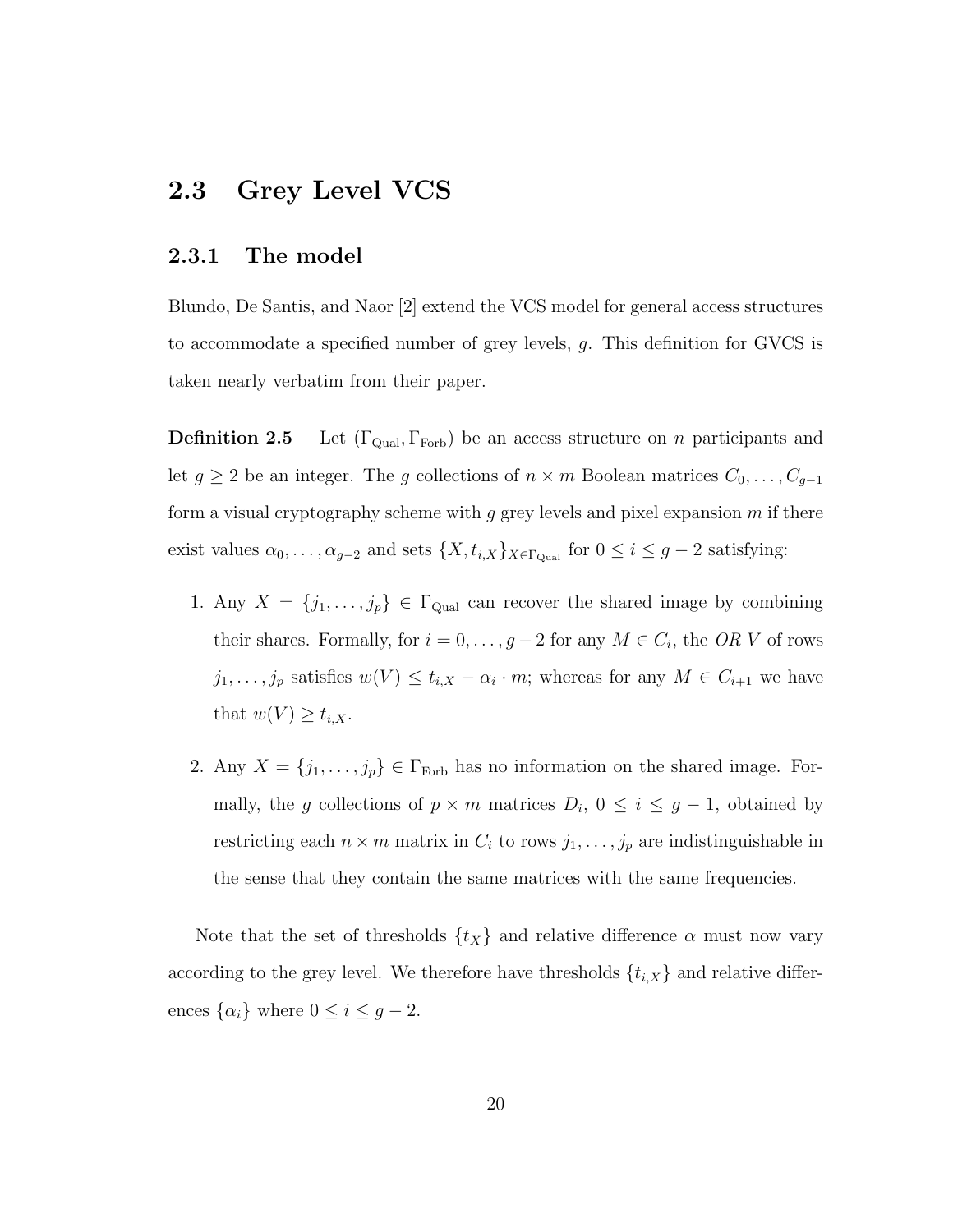## 2.3 Grey Level VCS

### 2.3.1 The model

Blundo, De Santis, and Naor [2] extend the VCS model for general access structures to accommodate a specified number of grey levels, $g$. This definition for GVCS is taken nearly verbatim from their paper.

**Definition 2.5** Let $(\Gamma_{\text{Qual}}, \Gamma_{\text{Forb}})$ be an access structure on $n$ participants and let $g \geq 2$ be an integer. The $g$ collections of $n \times m$ Boolean matrices $C_0, \ldots, C_{g-1}$ form a visual cryptography scheme with $g$ grey levels and pixel expansion $m$ if there exist values $\alpha_0, \ldots, \alpha_{g-2}$ and sets $\{X, t_{i,X}\}_{X \in \Gamma_{\text{Qual}}}$ for $0 \leq i \leq g-2$ satisfying:

1. Any $X = \{j_1, \ldots, j_p\} \in \Gamma_{\text{Qual}}$ can recover the shared image by combining their shares. Formally, for $i = 0, \ldots, g-2$ for any $M \in C_i$, the *OR* $V$ of rows $j_1, \ldots, j_p$ satisfies $w(V) \leq t_{i,X} - \alpha_i \cdot m$; whereas for any $M \in C_{i+1}$ we have that $w(V) \geq t_{i,X}$.

2. Any $X = \{j_1, \ldots, j_p\} \in \Gamma_{\text{Forb}}$ has no information on the shared image. Formally, the $g$ collections of $p \times m$ matrices $D_i$, $0 \leq i \leq g-1$, obtained by restricting each $n \times m$ matrix in $C_i$ to rows $j_1, \ldots, j_p$ are indistinguishable in the sense that they contain the same matrices with the same frequencies.

Note that the set of thresholds $\{t_X\}$ and relative difference $\alpha$ must now vary according to the grey level. We therefore have thresholds $\{t_{i,X}\}$ and relative differences $\{\alpha_i\}$ where $0 \leq i \leq g-2$.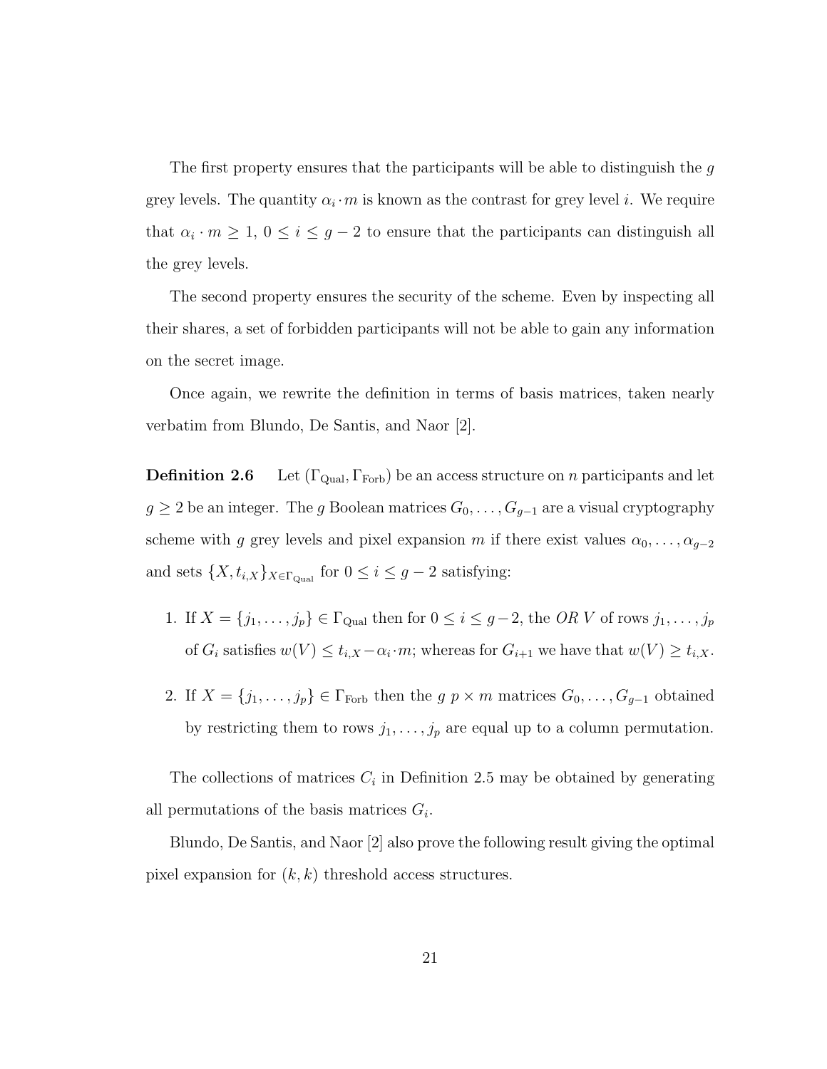The first property ensures that the participants will be able to distinguish the $g$ grey levels. The quantity $\alpha_i \cdot m$ is known as the contrast for grey level $i$. We require that $\alpha_i \cdot m \geq 1$, $0 \leq i \leq g-2$ to ensure that the participants can distinguish all the grey levels.

The second property ensures the security of the scheme. Even by inspecting all their shares, a set of forbidden participants will not be able to gain any information on the secret image.

Once again, we rewrite the definition in terms of basis matrices, taken nearly verbatim from Blundo, De Santis, and Naor [2].

**Definition 2.6** Let $(\Gamma_{\text{Qual}}, \Gamma_{\text{Forb}})$ be an access structure on $n$ participants and let $g \geq 2$ be an integer. The $g$ Boolean matrices $G_0, \ldots, G_{g-1}$ are a visual cryptography scheme with $g$ grey levels and pixel expansion $m$ if there exist values $\alpha_0, \ldots, \alpha_{g-2}$ and sets $\{X, t_{i,X}\}_{X \in \Gamma_{\text{Qual}}}$ for $0 \leq i \leq g-2$ satisfying:

1. If $X = \{j_1, \ldots, j_p\} \in \Gamma_{\text{Qual}}$ then for $0 \leq i \leq g-2$, the *OR* $V$ of rows $j_1, \ldots, j_p$ of $G_i$ satisfies $w(V) \leq t_{i,X} - \alpha_i \cdot m$; whereas for $G_{i+1}$ we have that $w(V) \geq t_{i,X}$.

2. If $X = \{j_1, \ldots, j_p\} \in \Gamma_{\text{Forb}}$ then the $g$ $p \times m$ matrices $G_0, \ldots, G_{g-1}$ obtained by restricting them to rows $j_1, \ldots, j_p$ are equal up to a column permutation.

The collections of matrices $C_i$ in Definition 2.5 may be obtained by generating all permutations of the basis matrices $G_i$.

Blundo, De Santis, and Naor [2] also prove the following result giving the optimal pixel expansion for $(k, k)$ threshold access structures.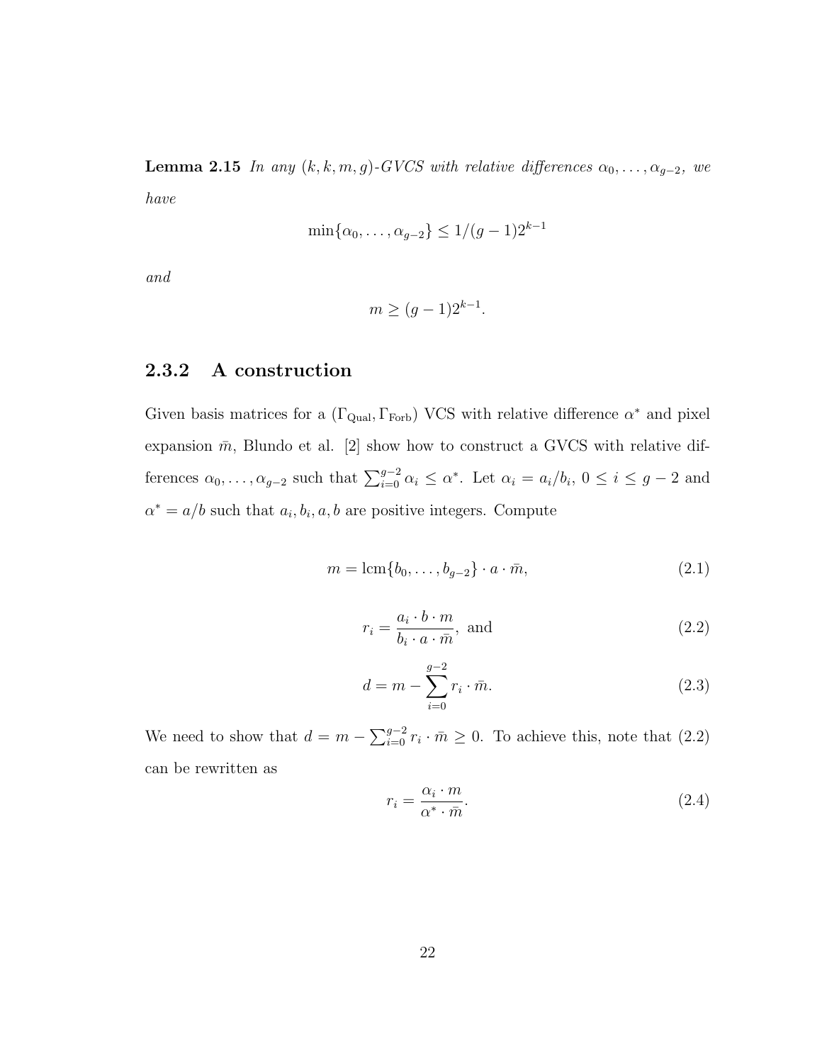**Lemma 2.15** *In any $(k, k, m, g)$-GVCS with relative differences $\alpha_0, \ldots, \alpha_{g-2}$, we have*

$$\min\{\alpha_0, \ldots, \alpha_{g-2}\} \leq 1/(g-1)2^{k-1}$$

*and*

$$m \geq (g-1)2^{k-1}.$$

### 2.3.2 A construction

Given basis matrices for a $(\Gamma_{\text{Qual}}, \Gamma_{\text{Forb}})$ VCS with relative difference $\alpha^*$ and pixel expansion $\bar{m}$, Blundo et al. [2] show how to construct a GVCS with relative differences $\alpha_0, \ldots, \alpha_{g-2}$ such that $\sum_{i=0}^{g-2} \alpha_i \leq \alpha^*$. Let $\alpha_i = a_i/b_i$, $0 \leq i \leq g-2$ and $\alpha^* = a/b$ such that $a_i, b_i, a, b$ are positive integers. Compute

$$m = \text{lcm}\{b_0, \ldots, b_{g-2}\} \cdot a \cdot \bar{m}, \tag{2.1}$$

$$r_i = \frac{a_i \cdot b \cdot m}{b_i \cdot a \cdot \bar{m}}, \text{ and} \tag{2.2}$$

$$d = m - \sum_{i=0}^{g-2} r_i \cdot \bar{m}. \tag{2.3}$$

We need to show that $d = m - \sum_{i=0}^{g-2} r_i \cdot \bar{m} \geq 0$. To achieve this, note that (2.2) can be rewritten as

$$r_i = \frac{\alpha_i \cdot m}{\alpha^* \cdot \bar{m}}. \tag{2.4}$$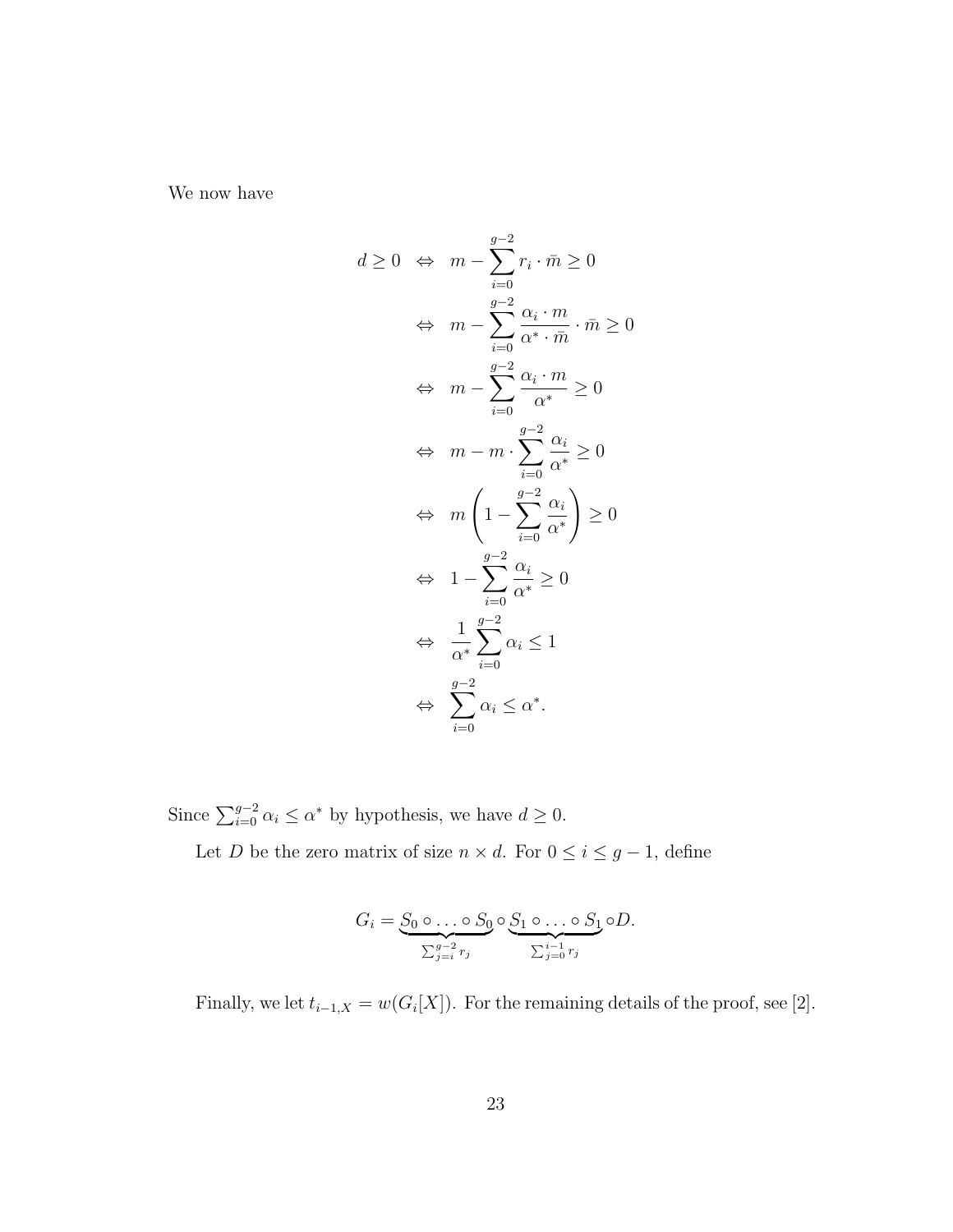We now have

$$
\begin{aligned}
d \geq 0 \quad &\Leftrightarrow \quad m - \sum_{i=0}^{g-2} r_i \cdot \bar{m} \geq 0 \\
&\Leftrightarrow \quad m - \sum_{i=0}^{g-2} \frac{\alpha_i \cdot m}{\alpha^* \cdot \bar{m}} \cdot \bar{m} \geq 0 \\
&\Leftrightarrow \quad m - \sum_{i=0}^{g-2} \frac{\alpha_i \cdot m}{\alpha^*} \geq 0 \\
&\Leftrightarrow \quad m - m \cdot \sum_{i=0}^{g-2} \frac{\alpha_i}{\alpha^*} \geq 0 \\
&\Leftrightarrow \quad m \left( 1 - \sum_{i=0}^{g-2} \frac{\alpha_i}{\alpha^*} \right) \geq 0 \\
&\Leftrightarrow \quad 1 - \sum_{i=0}^{g-2} \frac{\alpha_i}{\alpha^*} \geq 0 \\
&\Leftrightarrow \quad \frac{1}{\alpha^*} \sum_{i=0}^{g-2} \alpha_i \leq 1 \\
&\Leftrightarrow \quad \sum_{i=0}^{g-2} \alpha_i \leq \alpha^*.
\end{aligned}
$$

Since $\sum_{i=0}^{g-2} \alpha_i \leq \alpha^*$ by hypothesis, we have $d \geq 0$.

Let $D$ be the zero matrix of size $n \times d$. For $0 \leq i \leq g-1$, define

$$
G_i = \underbrace{S_0 \circ \ldots \circ S_0}_{\sum_{j=i}^{g-2} r_j} \circ \underbrace{S_1 \circ \ldots \circ S_1}_{\sum_{j=0}^{i-1} r_j} \circ D.
$$

Finally, we let $t_{i-1,X} = w(G_i[X])$. For the remaining details of the proof, see [2].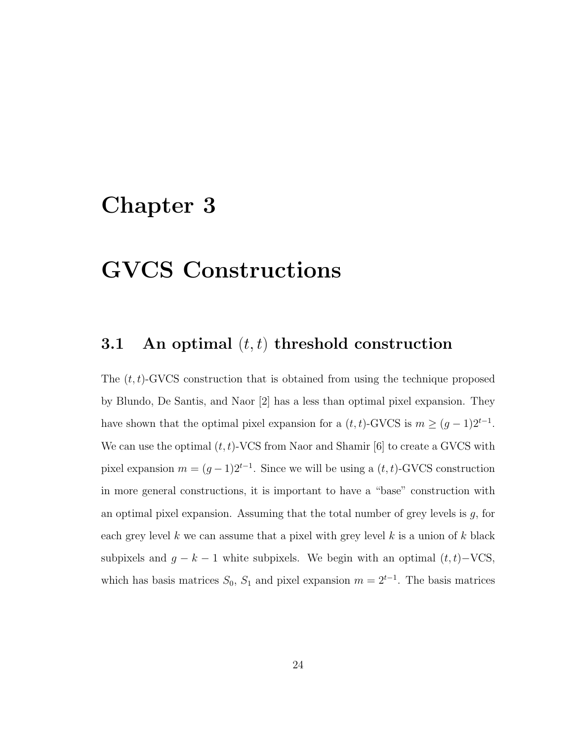# Chapter 3

# GVCS Constructions

## 3.1 An optimal $(t,t)$ threshold construction

The $(t,t)$-GVCS construction that is obtained from using the technique proposed by Blundo, De Santis, and Naor [2] has a less than optimal pixel expansion. They have shown that the optimal pixel expansion for a $(t,t)$-GVCS is $m \geq (g-1)2^{t-1}$. We can use the optimal $(t,t)$-VCS from Naor and Shamir [6] to create a GVCS with pixel expansion $m = (g-1)2^{t-1}$. Since we will be using a $(t,t)$-GVCS construction in more general constructions, it is important to have a "base" construction with an optimal pixel expansion. Assuming that the total number of grey levels is $g$, for each grey level $k$ we can assume that a pixel with grey level $k$ is a union of $k$ black subpixels and $g-k-1$ white subpixels. We begin with an optimal $(t,t)-$VCS, which has basis matrices $S_0$, $S_1$ and pixel expansion $m = 2^{t-1}$. The basis matrices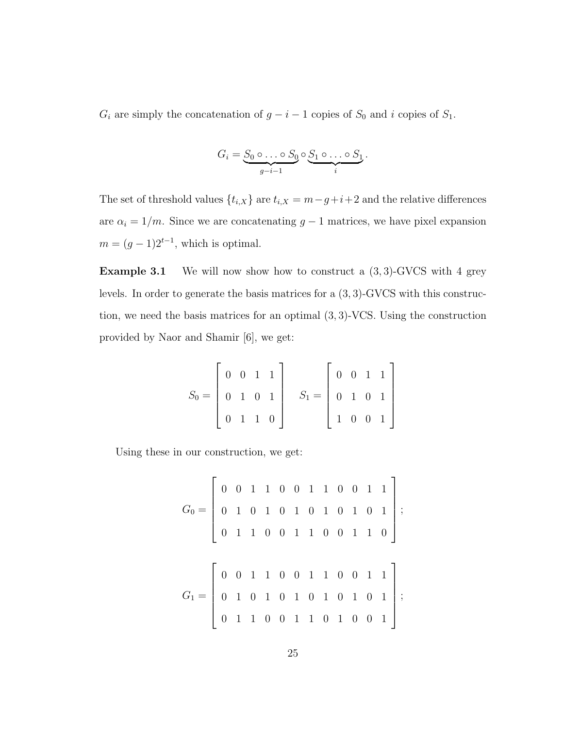$G_i$ are simply the concatenation of $g - i - 1$ copies of $S_0$ and $i$ copies of $S_1$.

$$G_i = \underbrace{S_0 \circ \ldots \circ S_0}_{g-i-1} \circ \underbrace{S_1 \circ \ldots \circ S_1}_{i}.$$

The set of threshold values $\{t_{i,X}\}$ are $t_{i,X} = m - g + i + 2$ and the relative differences are $\alpha_i = 1/m$. Since we are concatenating $g - 1$ matrices, we have pixel expansion $m = (g-1)2^{t-1}$, which is optimal.

**Example 3.1** We will now show how to construct a $(3,3)$-GVCS with 4 grey levels. In order to generate the basis matrices for a $(3,3)$-GVCS with this construction, we need the basis matrices for an optimal $(3,3)$-VCS. Using the construction provided by Naor and Shamir [6], we get:

$$S_0 = \begin{bmatrix} 0 & 0 & 1 & 1 \\ 0 & 1 & 0 & 1 \\ 0 & 1 & 1 & 0 \end{bmatrix} \quad S_1 = \begin{bmatrix} 0 & 0 & 1 & 1 \\ 0 & 1 & 0 & 1 \\ 1 & 0 & 0 & 1 \end{bmatrix}$$

Using these in our construction, we get:

$$G_0 = \begin{bmatrix} 0 & 0 & 1 & 1 & 0 & 0 & 1 & 1 & 0 & 0 & 1 & 1 \\ 0 & 1 & 0 & 1 & 0 & 1 & 0 & 1 & 0 & 1 & 0 & 1 \\ 0 & 1 & 1 & 0 & 0 & 1 & 1 & 0 & 0 & 1 & 1 & 0 \end{bmatrix};$$

$$G_1 = \begin{bmatrix} 0 & 0 & 1 & 1 & 0 & 0 & 1 & 1 & 0 & 0 & 1 & 1 \\ 0 & 1 & 0 & 1 & 0 & 1 & 0 & 1 & 0 & 1 & 0 & 1 \\ 0 & 1 & 1 & 0 & 0 & 1 & 1 & 0 & 1 & 0 & 0 & 1 \end{bmatrix};$$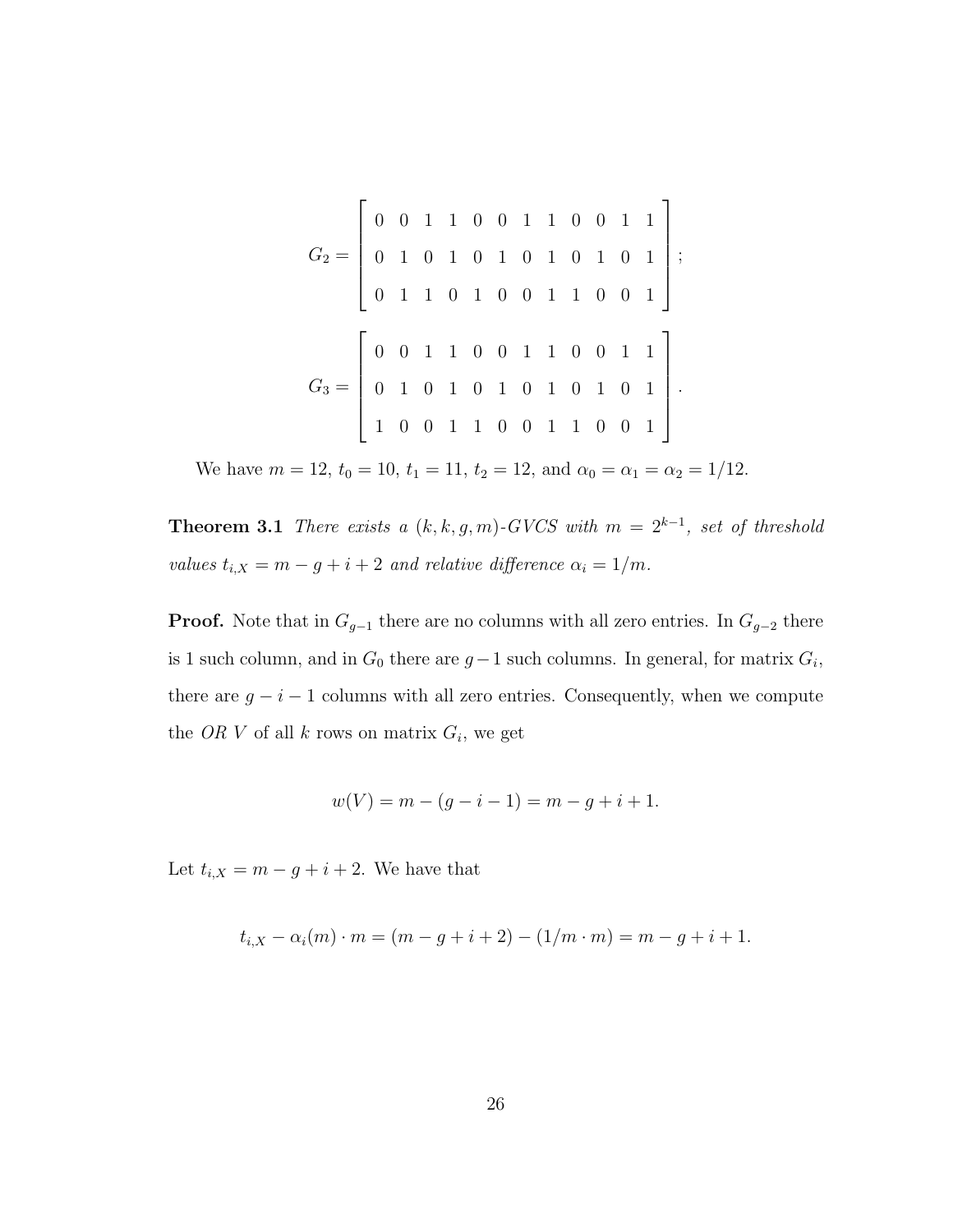$$G_2 = \begin{bmatrix} 0 & 0 & 1 & 1 & 0 & 0 & 1 & 1 & 0 & 0 & 1 & 1 \\ 0 & 1 & 0 & 1 & 0 & 1 & 0 & 1 & 0 & 1 & 0 & 1 \\ 0 & 1 & 1 & 0 & 1 & 0 & 0 & 1 & 1 & 0 & 0 & 1 \end{bmatrix};$$

$$G_3 = \begin{bmatrix} 0 & 0 & 1 & 1 & 0 & 0 & 1 & 1 & 0 & 0 & 1 & 1 \\ 0 & 1 & 0 & 1 & 0 & 1 & 0 & 1 & 0 & 1 & 0 & 1 \\ 1 & 0 & 0 & 1 & 1 & 0 & 0 & 1 & 1 & 0 & 0 & 1 \end{bmatrix}.$$

We have $m = 12$, $t_0 = 10$, $t_1 = 11$, $t_2 = 12$, and $\alpha_0 = \alpha_1 = \alpha_2 = 1/12$.

**Theorem 3.1** *There exists a $(k, k, g, m)$-GVCS with $m = 2^{k-1}$, set of threshold values $t_{i,X} = m - g + i + 2$ and relative difference $\alpha_i = 1/m$.*

**Proof.** Note that in $G_{g-1}$ there are no columns with all zero entries. In $G_{g-2}$ there is 1 such column, and in $G_0$ there are $g-1$ such columns. In general, for matrix $G_i$, there are $g - i - 1$ columns with all zero entries. Consequently, when we compute the *OR* $V$ of all $k$ rows on matrix $G_i$, we get

$$w(V) = m - (g - i - 1) = m - g + i + 1.$$

Let $t_{i,X} = m - g + i + 2$. We have that

$$t_{i,X} - \alpha_i(m) \cdot m = (m - g + i + 2) - (1/m \cdot m) = m - g + i + 1.$$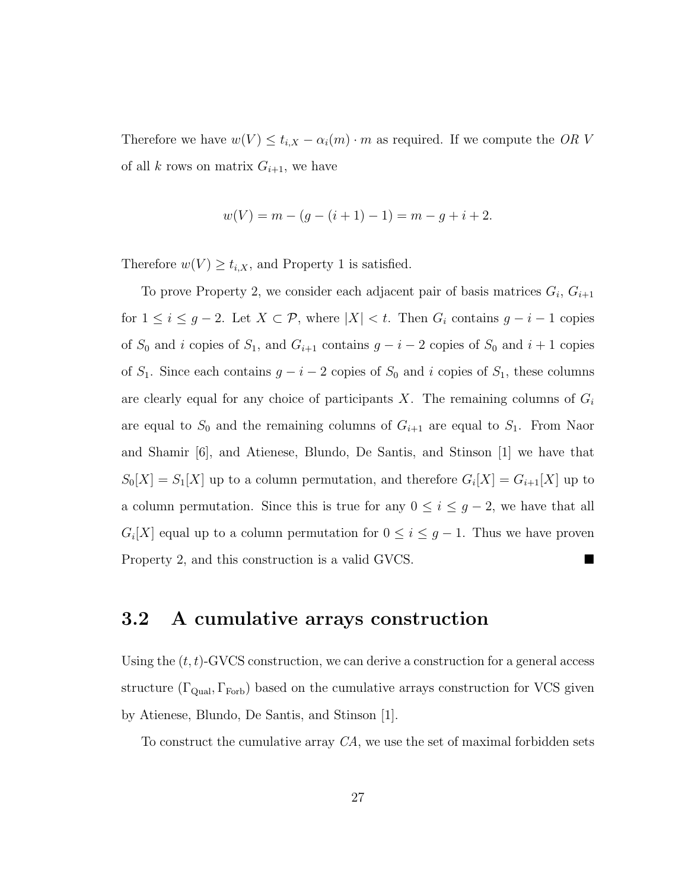Therefore we have $w(V) \leq t_{i,X} - \alpha_i(m) \cdot m$ as required. If we compute the *OR* $V$ of all $k$ rows on matrix $G_{i+1}$, we have

$$w(V) = m - (g - (i+1) - 1) = m - g + i + 2.$$

Therefore $w(V) \geq t_{i,X}$, and Property 1 is satisfied.

To prove Property 2, we consider each adjacent pair of basis matrices $G_i$, $G_{i+1}$ for $1 \leq i \leq g-2$. Let $X \subset \mathcal{P}$, where $|X| < t$. Then $G_i$ contains $g-i-1$ copies of $S_0$ and $i$ copies of $S_1$, and $G_{i+1}$ contains $g-i-2$ copies of $S_0$ and $i+1$ copies of $S_1$. Since each contains $g-i-2$ copies of $S_0$ and $i$ copies of $S_1$, these columns are clearly equal for any choice of participants $X$. The remaining columns of $G_i$ are equal to $S_0$ and the remaining columns of $G_{i+1}$ are equal to $S_1$. From Naor and Shamir [6], and Atienese, Blundo, De Santis, and Stinson [1] we have that $S_0[X] = S_1[X]$ up to a column permutation, and therefore $G_i[X] = G_{i+1}[X]$ up to a column permutation. Since this is true for any $0 \leq i \leq g-2$, we have that all $G_i[X]$ equal up to a column permutation for $0 \leq i \leq g-1$. Thus we have proven Property 2, and this construction is a valid GVCS. ■

## 3.2 A cumulative arrays construction

Using the $(t,t)$-GVCS construction, we can derive a construction for a general access structure $(\Gamma_{\text{Qual}}, \Gamma_{\text{Forb}})$ based on the cumulative arrays construction for VCS given by Atienese, Blundo, De Santis, and Stinson [1].

To construct the cumulative array $CA$, we use the set of maximal forbidden sets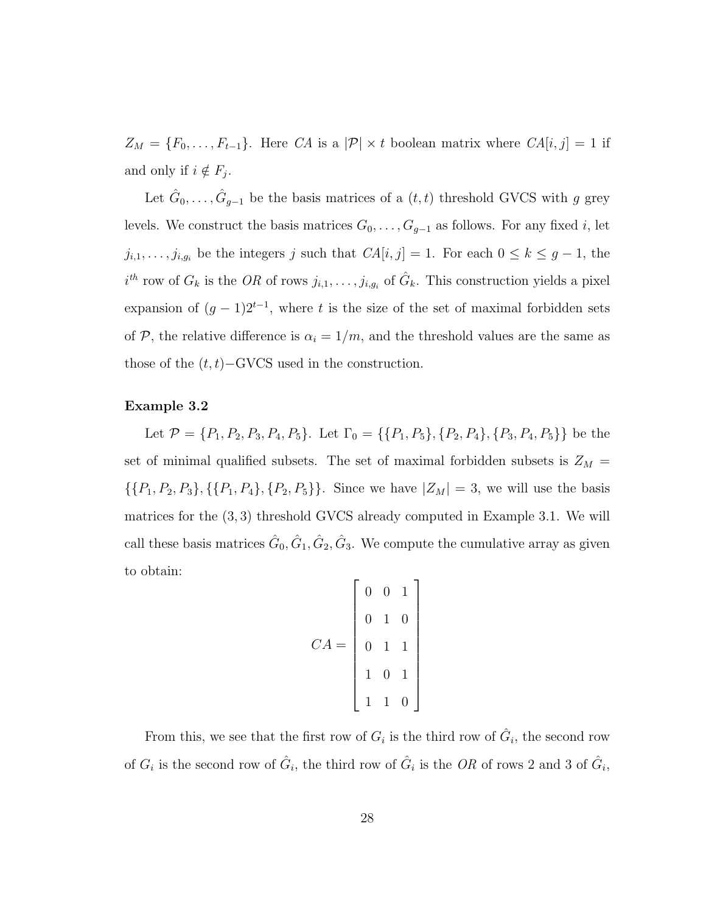$Z_M = \{F_0, \ldots, F_{t-1}\}$. Here $CA$ is a $|\mathcal{P}| \times t$ boolean matrix where $CA[i,j] = 1$ if and only if $i \notin F_j$.

Let $\hat{G}_0, \ldots, \hat{G}_{g-1}$ be the basis matrices of a $(t,t)$ threshold GVCS with $g$ grey levels. We construct the basis matrices $G_0, \ldots, G_{g-1}$ as follows. For any fixed $i$, let $j_{i,1}, \ldots, j_{i,g_i}$ be the integers $j$ such that $CA[i,j] = 1$. For each $0 \leq k \leq g-1$, the $i^{th}$ row of $G_k$ is the $OR$ of rows $j_{i,1}, \ldots, j_{i,g_i}$ of $\hat{G}_k$. This construction yields a pixel expansion of $(g-1)2^{t-1}$, where $t$ is the size of the set of maximal forbidden sets of $\mathcal{P}$, the relative difference is $\alpha_i = 1/m$, and the threshold values are the same as those of the $(t,t)-$GVCS used in the construction.

**Example 3.2**

Let $\mathcal{P} = \{P_1, P_2, P_3, P_4, P_5\}$. Let $\Gamma_0 = \{\{P_1, P_5\}, \{P_2, P_4\}, \{P_3, P_4, P_5\}\}$ be the set of minimal qualified subsets. The set of maximal forbidden subsets is $Z_M = \{\{P_1, P_2, P_3\}, \{\{P_1, P_4\}, \{P_2, P_5\}\}$. Since we have $|Z_M| = 3$, we will use the basis matrices for the $(3,3)$ threshold GVCS already computed in Example 3.1. We will call these basis matrices $\hat{G}_0, \hat{G}_1, \hat{G}_2, \hat{G}_3$. We compute the cumulative array as given to obtain:

$$CA = \begin{bmatrix} 0 & 0 & 1 \\ 0 & 1 & 0 \\ 0 & 1 & 1 \\ 1 & 0 & 1 \\ 1 & 1 & 0 \end{bmatrix}$$

From this, we see that the first row of $G_i$ is the third row of $\hat{G}_i$, the second row of $G_i$ is the second row of $\hat{G}_i$, the third row of $\hat{G}_i$ is the $OR$ of rows 2 and 3 of $\hat{G}_i$,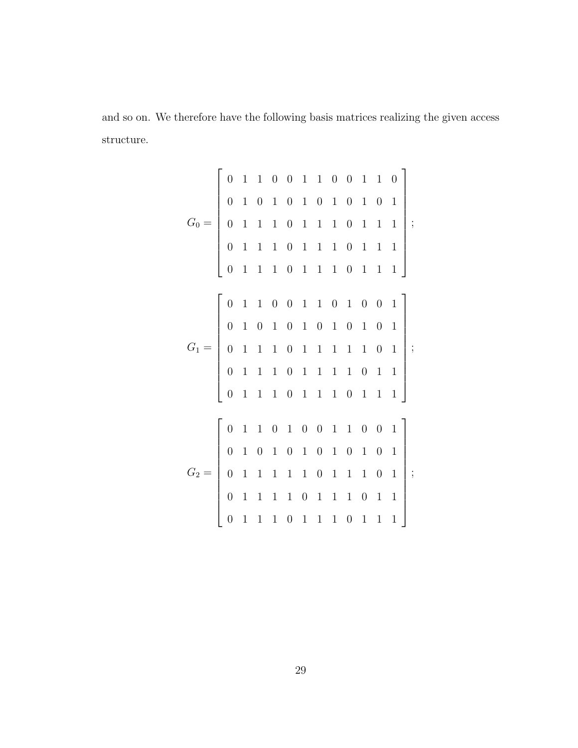and so on. We therefore have the following basis matrices realizing the given access structure.

$$G_0 = \begin{bmatrix} 0 & 1 & 1 & 0 & 0 & 1 & 1 & 0 & 0 & 1 & 1 & 0 \\ 0 & 1 & 0 & 1 & 0 & 1 & 0 & 1 & 0 & 1 & 0 & 1 \\ 0 & 1 & 1 & 1 & 0 & 1 & 1 & 1 & 0 & 1 & 1 & 1 \\ 0 & 1 & 1 & 1 & 0 & 1 & 1 & 1 & 0 & 1 & 1 & 1 \\ 0 & 1 & 1 & 1 & 0 & 1 & 1 & 1 & 0 & 1 & 1 & 1 \end{bmatrix};$$

$$G_1 = \begin{bmatrix} 0 & 1 & 1 & 0 & 0 & 1 & 1 & 0 & 1 & 0 & 0 & 1 \\ 0 & 1 & 0 & 1 & 0 & 1 & 0 & 1 & 0 & 1 & 0 & 1 \\ 0 & 1 & 1 & 1 & 0 & 1 & 1 & 1 & 1 & 1 & 0 & 1 \\ 0 & 1 & 1 & 1 & 0 & 1 & 1 & 1 & 1 & 0 & 1 & 1 \\ 0 & 1 & 1 & 1 & 0 & 1 & 1 & 1 & 0 & 1 & 1 & 1 \end{bmatrix};$$

$$G_2 = \begin{bmatrix} 0 & 1 & 1 & 0 & 1 & 0 & 0 & 1 & 1 & 0 & 0 & 1 \\ 0 & 1 & 0 & 1 & 0 & 1 & 0 & 1 & 0 & 1 & 0 & 1 \\ 0 & 1 & 1 & 1 & 1 & 1 & 0 & 1 & 1 & 1 & 0 & 1 \\ 0 & 1 & 1 & 1 & 1 & 0 & 1 & 1 & 1 & 0 & 1 & 1 \\ 0 & 1 & 1 & 1 & 0 & 1 & 1 & 1 & 0 & 1 & 1 & 1 \end{bmatrix};$$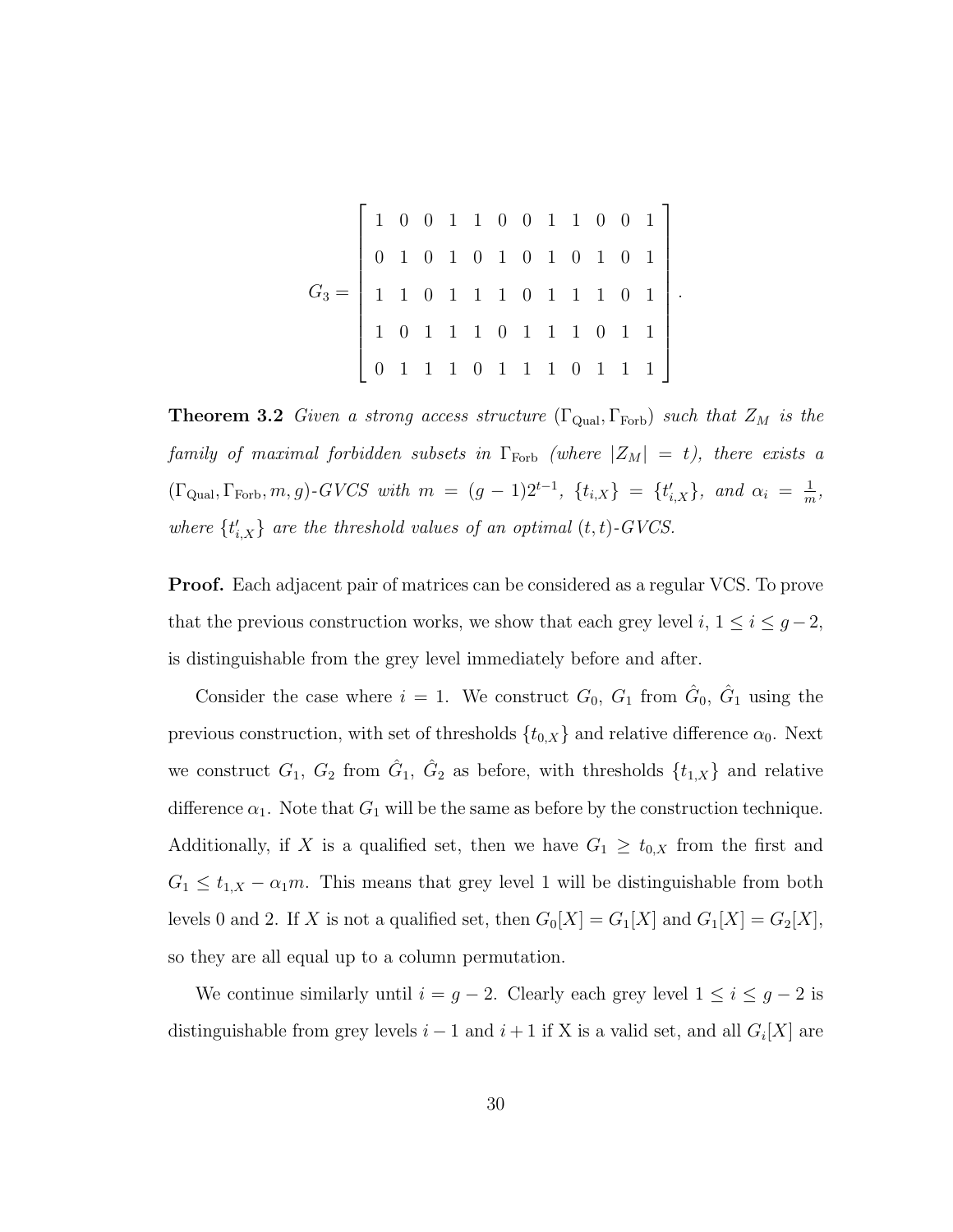$$
G_3 = \begin{bmatrix} 1 & 0 & 0 & 1 & 1 & 0 & 0 & 1 & 1 & 0 & 0 & 1 \\ 0 & 1 & 0 & 1 & 0 & 1 & 0 & 1 & 0 & 1 & 0 & 1 \\ 1 & 1 & 0 & 1 & 1 & 1 & 0 & 1 & 1 & 1 & 0 & 1 \\ 1 & 0 & 1 & 1 & 1 & 0 & 1 & 1 & 1 & 0 & 1 & 1 \\ 0 & 1 & 1 & 1 & 0 & 1 & 1 & 1 & 0 & 1 & 1 & 1 \end{bmatrix}.
$$

**Theorem 3.2** *Given a strong access structure $(\Gamma_{\text{Qual}}, \Gamma_{\text{Forb}})$ such that $Z_M$ is the family of maximal forbidden subsets in $\Gamma_{\text{Forb}}$ (where $|Z_M| = t$), there exists a $(\Gamma_{\text{Qual}}, \Gamma_{\text{Forb}}, m, g)$-GVCS with $m = (g-1)2^{t-1}$, $\{t_{i,X}\} = \{t'_{i,X}\}$, and $\alpha_i = \frac{1}{m}$, where $\{t'_{i,X}\}$ are the threshold values of an optimal $(t,t)$-GVCS.*

**Proof.** Each adjacent pair of matrices can be considered as a regular VCS. To prove that the previous construction works, we show that each grey level $i$, $1 \leq i \leq g-2$, is distinguishable from the grey level immediately before and after.

Consider the case where $i = 1$. We construct $G_0$, $G_1$ from $\hat{G}_0$, $\hat{G}_1$ using the previous construction, with set of thresholds $\{t_{0,X}\}$ and relative difference $\alpha_0$. Next we construct $G_1$, $G_2$ from $\hat{G}_1$, $\hat{G}_2$ as before, with thresholds $\{t_{1,X}\}$ and relative difference $\alpha_1$. Note that $G_1$ will be the same as before by the construction technique. Additionally, if $X$ is a qualified set, then we have $G_1 \geq t_{0,X}$ from the first and $G_1 \leq t_{1,X} - \alpha_1 m$. This means that grey level 1 will be distinguishable from both levels 0 and 2. If $X$ is not a qualified set, then $G_0[X] = G_1[X]$ and $G_1[X] = G_2[X]$, so they are all equal up to a column permutation.

We continue similarly until $i = g-2$. Clearly each grey level $1 \leq i \leq g-2$ is distinguishable from grey levels $i-1$ and $i+1$ if X is a valid set, and all $G_i[X]$ are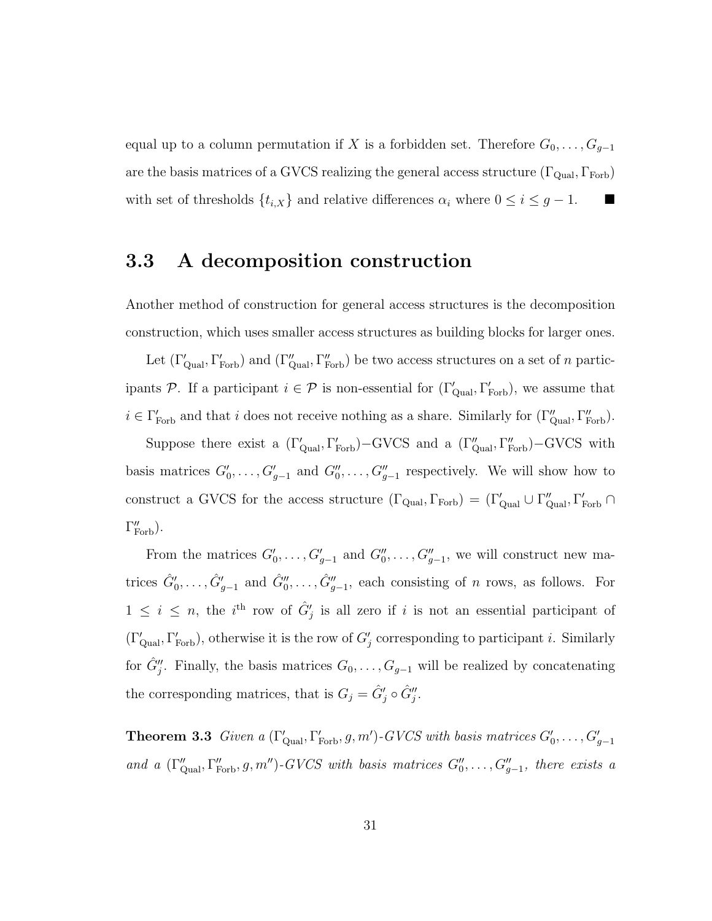equal up to a column permutation if $X$ is a forbidden set. Therefore $G_0, \ldots, G_{g-1}$ are the basis matrices of a GVCS realizing the general access structure $(\Gamma_{\text{Qual}}, \Gamma_{\text{Forb}})$ with set of thresholds $\{t_{i,X}\}$ and relative differences $\alpha_i$ where $0 \leq i \leq g-1$. ■

## 3.3 A decomposition construction

Another method of construction for general access structures is the decomposition construction, which uses smaller access structures as building blocks for larger ones.

Let $(\Gamma'_{\text{Qual}}, \Gamma'_{\text{Forb}})$ and $(\Gamma''_{\text{Qual}}, \Gamma''_{\text{Forb}})$ be two access structures on a set of $n$ participants $\mathcal{P}$. If a participant $i \in \mathcal{P}$ is non-essential for $(\Gamma'_{\text{Qual}}, \Gamma'_{\text{Forb}})$, we assume that $i \in \Gamma'_{\text{Forb}}$ and that $i$ does not receive nothing as a share. Similarly for $(\Gamma''_{\text{Qual}}, \Gamma''_{\text{Forb}})$.

Suppose there exist a $(\Gamma'_{\text{Qual}}, \Gamma'_{\text{Forb}})-$GVCS and a $(\Gamma''_{\text{Qual}}, \Gamma''_{\text{Forb}})-$GVCS with basis matrices $G'_0, \ldots, G'_{g-1}$ and $G''_0, \ldots, G''_{g-1}$ respectively. We will show how to construct a GVCS for the access structure $(\Gamma_{\text{Qual}}, \Gamma_{\text{Forb}}) = (\Gamma'_{\text{Qual}} \cup \Gamma''_{\text{Qual}}, \Gamma'_{\text{Forb}} \cap \Gamma''_{\text{Forb}})$.

From the matrices $G'_0, \ldots, G'_{g-1}$ and $G''_0, \ldots, G''_{g-1}$, we will construct new matrices $\hat{G}'_0, \ldots, \hat{G}'_{g-1}$ and $\hat{G}''_0, \ldots, \hat{G}''_{g-1}$, each consisting of $n$ rows, as follows. For $1 \leq i \leq n$, the $i^{\text{th}}$ row of $\hat{G}'_j$ is all zero if $i$ is not an essential participant of $(\Gamma'_{\text{Qual}}, \Gamma'_{\text{Forb}})$, otherwise it is the row of $G'_j$ corresponding to participant $i$. Similarly for $\hat{G}''_j$. Finally, the basis matrices $G_0, \ldots, G_{g-1}$ will be realized by concatenating the corresponding matrices, that is $G_j = \hat{G}'_j \circ \hat{G}''_j$.

**Theorem 3.3** *Given a $(\Gamma'_{\text{Qual}}, \Gamma'_{\text{Forb}}, g, m')$-GVCS with basis matrices $G'_0, \ldots, G'_{g-1}$ and a $(\Gamma''_{\text{Qual}}, \Gamma''_{\text{Forb}}, g, m'')$-GVCS with basis matrices $G''_0, \ldots, G''_{g-1}$, there exists a*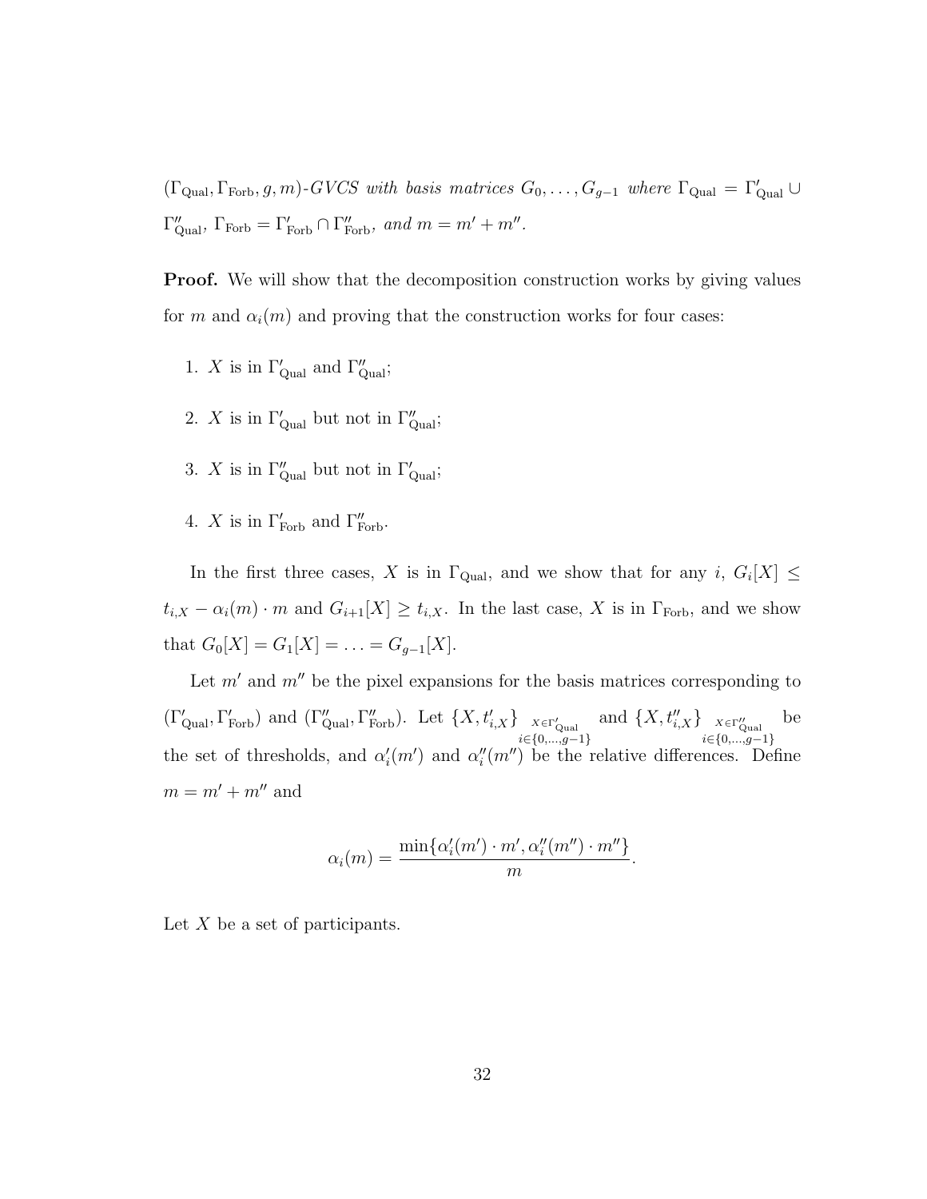*$(\Gamma_{\text{Qual}}, \Gamma_{\text{Forb}}, g, m)$-GVCS with basis matrices $G_0, \ldots, G_{g-1}$ where $\Gamma_{\text{Qual}} = \Gamma'_{\text{Qual}} \cup \Gamma''_{\text{Qual}}$, $\Gamma_{\text{Forb}} = \Gamma'_{\text{Forb}} \cap \Gamma''_{\text{Forb}}$, and $m = m' + m''$.*

**Proof.** We will show that the decomposition construction works by giving values for $m$ and $\alpha_i(m)$ and proving that the construction works for four cases:

1. $X$ is in $\Gamma'_{\text{Qual}}$ and $\Gamma''_{\text{Qual}}$;
2. $X$ is in $\Gamma'_{\text{Qual}}$ but not in $\Gamma''_{\text{Qual}}$;
3. $X$ is in $\Gamma''_{\text{Qual}}$ but not in $\Gamma'_{\text{Qual}}$;
4. $X$ is in $\Gamma'_{\text{Forb}}$ and $\Gamma''_{\text{Forb}}$.

In the first three cases, $X$ is in $\Gamma_{\text{Qual}}$, and we show that for any $i$, $G_i[X] \leq t_{i,X} - \alpha_i(m) \cdot m$ and $G_{i+1}[X] \geq t_{i,X}$. In the last case, $X$ is in $\Gamma_{\text{Forb}}$, and we show that $G_0[X] = G_1[X] = \ldots = G_{g-1}[X]$.

Let $m'$ and $m''$ be the pixel expansions for the basis matrices corresponding to $(\Gamma'_{\text{Qual}}, \Gamma'_{\text{Forb}})$ and $(\Gamma''_{\text{Qual}}, \Gamma''_{\text{Forb}})$. Let $\{X, t'_{i,X}\}_{\substack{X \in \Gamma'_{\text{Qual}} \\ i \in \{0,\ldots,g-1\}}}$ and $\{X, t''_{i,X}\}_{\substack{X \in \Gamma''_{\text{Qual}} \\ i \in \{0,\ldots,g-1\}}}$ be the set of thresholds, and $\alpha'_i(m')$ and $\alpha''_i(m'')$ be the relative differences. Define $m = m' + m''$ and

$$\alpha_i(m) = \frac{\min\{\alpha'_i(m') \cdot m', \alpha''_i(m'') \cdot m''\}}{m}.$$

Let $X$ be a set of participants.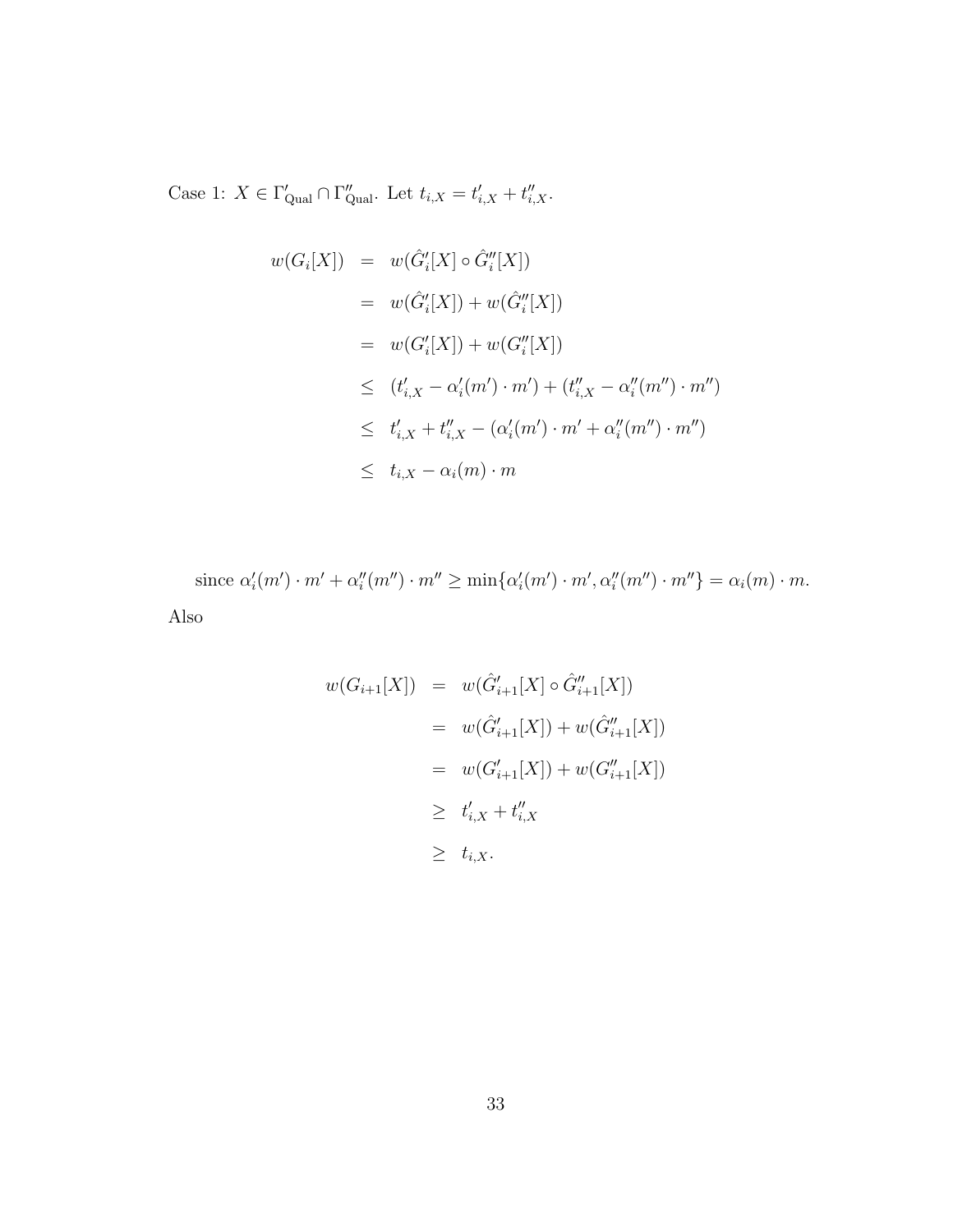Case 1: $X \in \Gamma'_{\text{Qual}} \cap \Gamma''_{\text{Qual}}$. Let $t_{i,X} = t'_{i,X} + t''_{i,X}$.

$$
\begin{aligned}
w(G_i[X]) &= w(\hat{G}'_i[X] \circ \hat{G}''_i[X]) \\
&= w(\hat{G}'_i[X]) + w(\hat{G}''_i[X]) \\
&= w(G'_i[X]) + w(G''_i[X]) \\
&\leq (t'_{i,X} - \alpha'_i(m') \cdot m') + (t''_{i,X} - \alpha''_i(m'') \cdot m'') \\
&\leq t'_{i,X} + t''_{i,X} - (\alpha'_i(m') \cdot m' + \alpha''_i(m'') \cdot m'') \\
&\leq t_{i,X} - \alpha_i(m) \cdot m
\end{aligned}
$$

since $\alpha'_i(m') \cdot m' + \alpha''_i(m'') \cdot m'' \geq \min\{\alpha'_i(m') \cdot m', \alpha''_i(m'') \cdot m''\} = \alpha_i(m) \cdot m$.

Also

$$
\begin{aligned}
w(G_{i+1}[X]) &= w(\hat{G}'_{i+1}[X] \circ \hat{G}''_{i+1}[X]) \\
&= w(\hat{G}'_{i+1}[X]) + w(\hat{G}''_{i+1}[X]) \\
&= w(G'_{i+1}[X]) + w(G''_{i+1}[X]) \\
&\geq t'_{i,X} + t''_{i,X} \\
&\geq t_{i,X}.
\end{aligned}
$$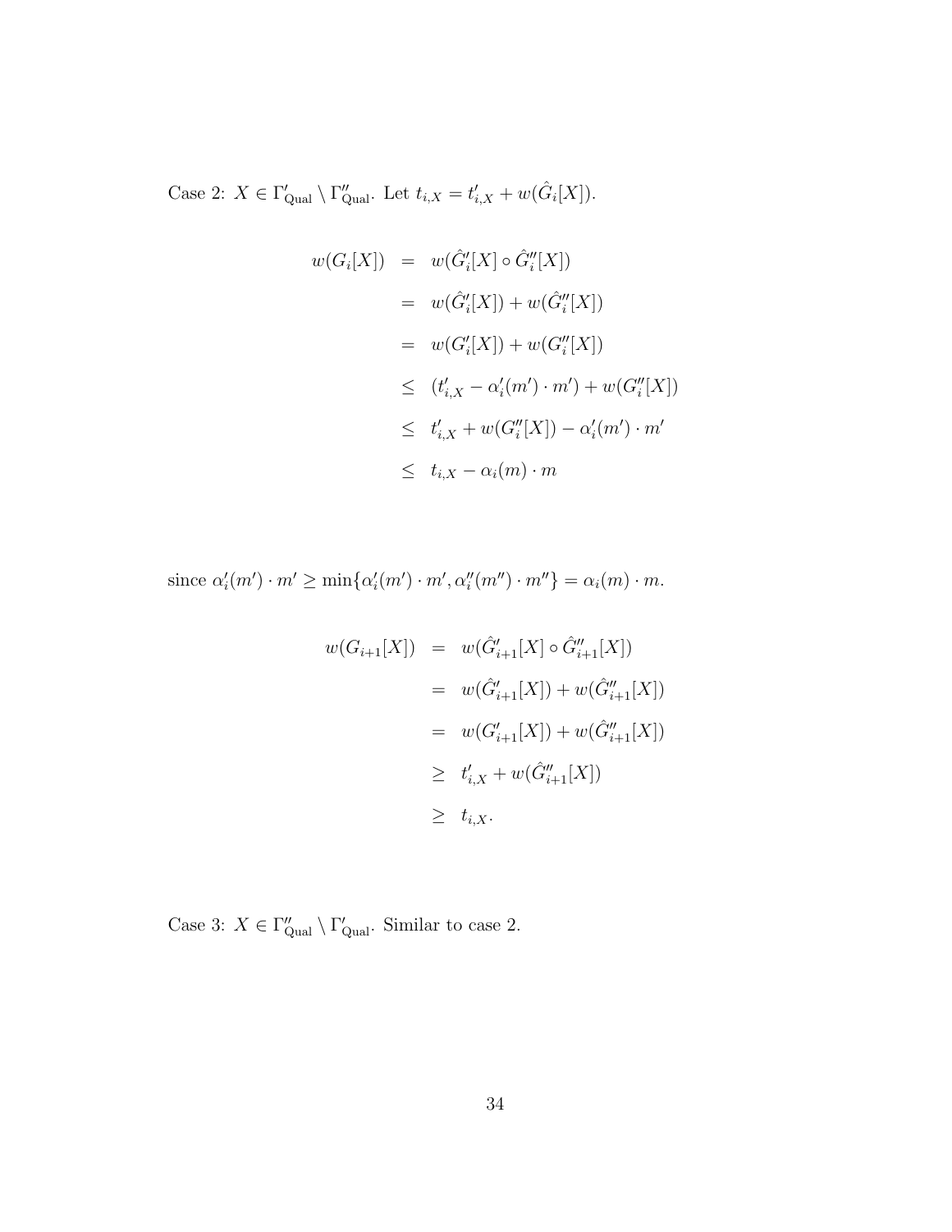Case 2: $X \in \Gamma'_{\text{Qual}} \setminus \Gamma''_{\text{Qual}}$. Let $t_{i,X} = t'_{i,X} + w(\hat{G}_i[X])$.

$$
\begin{aligned}
w(G_i[X]) &= w(\hat{G}'_i[X] \circ \hat{G}''_i[X]) \\
&= w(\hat{G}'_i[X]) + w(\hat{G}''_i[X]) \\
&= w(G'_i[X]) + w(G''_i[X]) \\
&\leq (t'_{i,X} - \alpha'_i(m') \cdot m') + w(G''_i[X]) \\
&\leq t'_{i,X} + w(G''_i[X]) - \alpha'_i(m') \cdot m' \\
&\leq t_{i,X} - \alpha_i(m) \cdot m
\end{aligned}
$$

since $\alpha'_i(m') \cdot m' \geq \min\{\alpha'_i(m') \cdot m', \alpha''_i(m'') \cdot m''\} = \alpha_i(m) \cdot m$.

$$
\begin{aligned}
w(G_{i+1}[X]) &= w(\hat{G}'_{i+1}[X] \circ \hat{G}''_{i+1}[X]) \\
&= w(\hat{G}'_{i+1}[X]) + w(\hat{G}''_{i+1}[X]) \\
&= w(G'_{i+1}[X]) + w(\hat{G}''_{i+1}[X]) \\
&\geq t'_{i,X} + w(\hat{G}''_{i+1}[X]) \\
&\geq t_{i,X}.
\end{aligned}
$$

Case 3: $X \in \Gamma''_{\text{Qual}} \setminus \Gamma'_{\text{Qual}}$. Similar to case 2.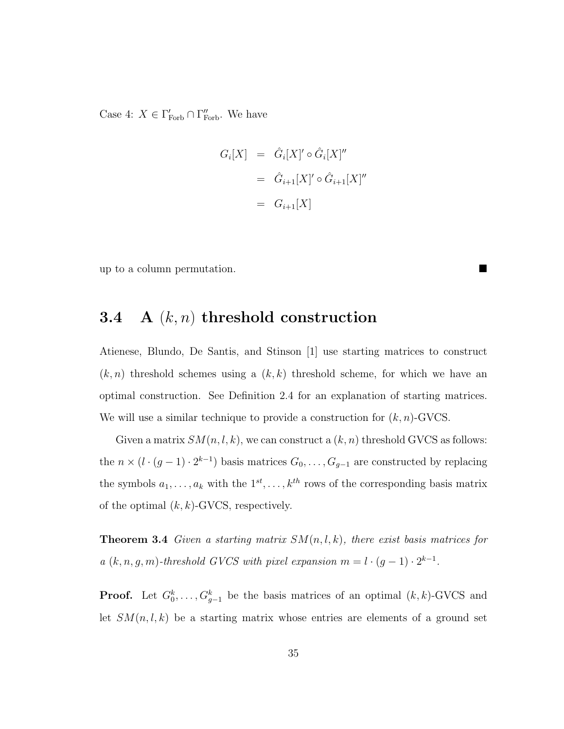Case 4: $X \in \Gamma'_{\text{Forb}} \cap \Gamma''_{\text{Forb}}$. We have

$$
\begin{aligned}
G_i[X] &= \hat{G}_i[X]' \circ \hat{G}_i[X]'' \\
&= \hat{G}_{i+1}[X]' \circ \hat{G}_{i+1}[X]'' \\
&= G_{i+1}[X]
\end{aligned}
$$

up to a column permutation. ■

## 3.4 A $(k, n)$ threshold construction

Atienese, Blundo, De Santis, and Stinson [1] use starting matrices to construct $(k, n)$ threshold schemes using a $(k, k)$ threshold scheme, for which we have an optimal construction. See Definition 2.4 for an explanation of starting matrices. We will use a similar technique to provide a construction for $(k, n)$-GVCS.

Given a matrix $SM(n, l, k)$, we can construct a $(k, n)$ threshold GVCS as follows: the $n \times (l \cdot (g-1) \cdot 2^{k-1})$ basis matrices $G_0, \ldots, G_{g-1}$ are constructed by replacing the symbols $a_1, \ldots, a_k$ with the $1^{st}, \ldots, k^{th}$ rows of the corresponding basis matrix of the optimal $(k, k)$-GVCS, respectively.

**Theorem 3.4** *Given a starting matrix $SM(n, l, k)$, there exist basis matrices for a $(k, n, g, m)$-threshold GVCS with pixel expansion $m = l \cdot (g-1) \cdot 2^{k-1}$.*

**Proof.** Let $G_0^k, \ldots, G_{g-1}^k$ be the basis matrices of an optimal $(k, k)$-GVCS and let $SM(n, l, k)$ be a starting matrix whose entries are elements of a ground set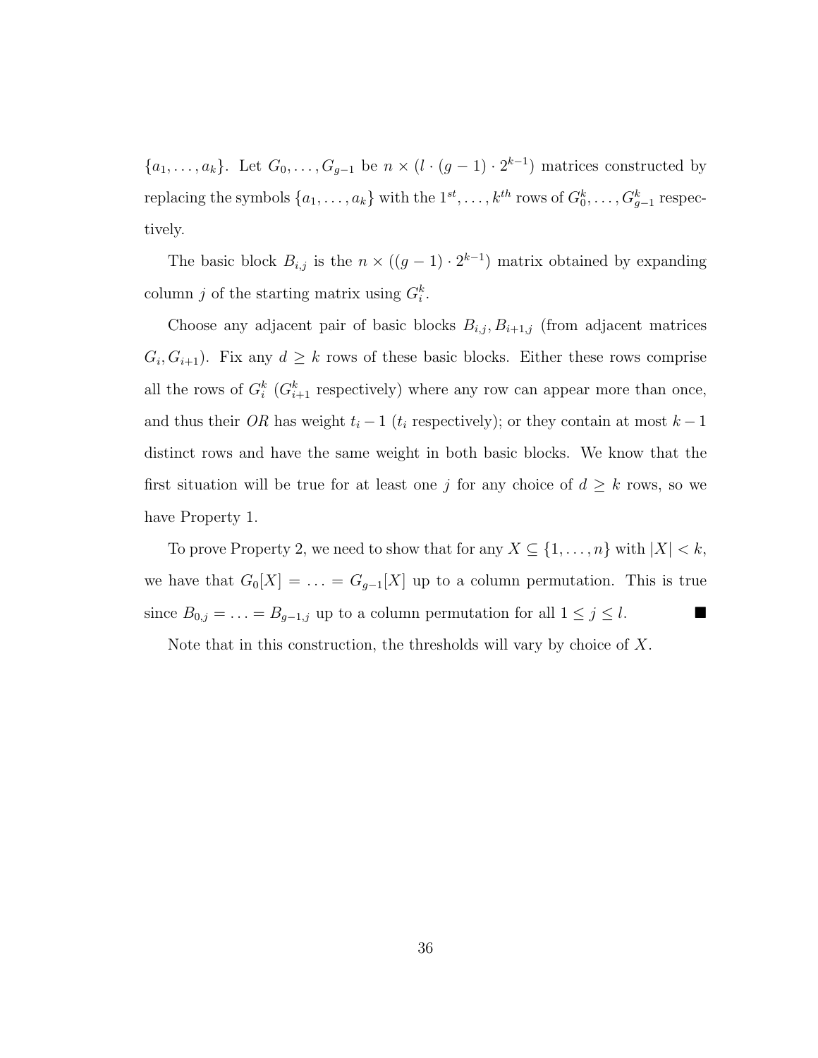$\{a_1, \ldots, a_k\}$. Let $G_0, \ldots, G_{g-1}$ be $n \times (l \cdot (g-1) \cdot 2^{k-1})$ matrices constructed by replacing the symbols $\{a_1, \ldots, a_k\}$ with the $1^{st}, \ldots, k^{th}$ rows of $G_0^k, \ldots, G_{g-1}^k$ respectively.

The basic block $B_{i,j}$ is the $n \times ((g-1) \cdot 2^{k-1})$ matrix obtained by expanding column $j$ of the starting matrix using $G_i^k$.

Choose any adjacent pair of basic blocks $B_{i,j}, B_{i+1,j}$ (from adjacent matrices $G_i, G_{i+1}$). Fix any $d \geq k$ rows of these basic blocks. Either these rows comprise all the rows of $G_i^k$ ($G_{i+1}^k$ respectively) where any row can appear more than once, and thus their *OR* has weight $t_i - 1$ ($t_i$ respectively); or they contain at most $k-1$ distinct rows and have the same weight in both basic blocks. We know that the first situation will be true for at least one $j$ for any choice of $d \geq k$ rows, so we have Property 1.

To prove Property 2, we need to show that for any $X \subseteq \{1, \ldots, n\}$ with $|X| < k$, we have that $G_0[X] = \ldots = G_{g-1}[X]$ up to a column permutation. This is true since $B_{0,j} = \ldots = B_{g-1,j}$ up to a column permutation for all $1 \leq j \leq l$. ■

Note that in this construction, the thresholds will vary by choice of $X$.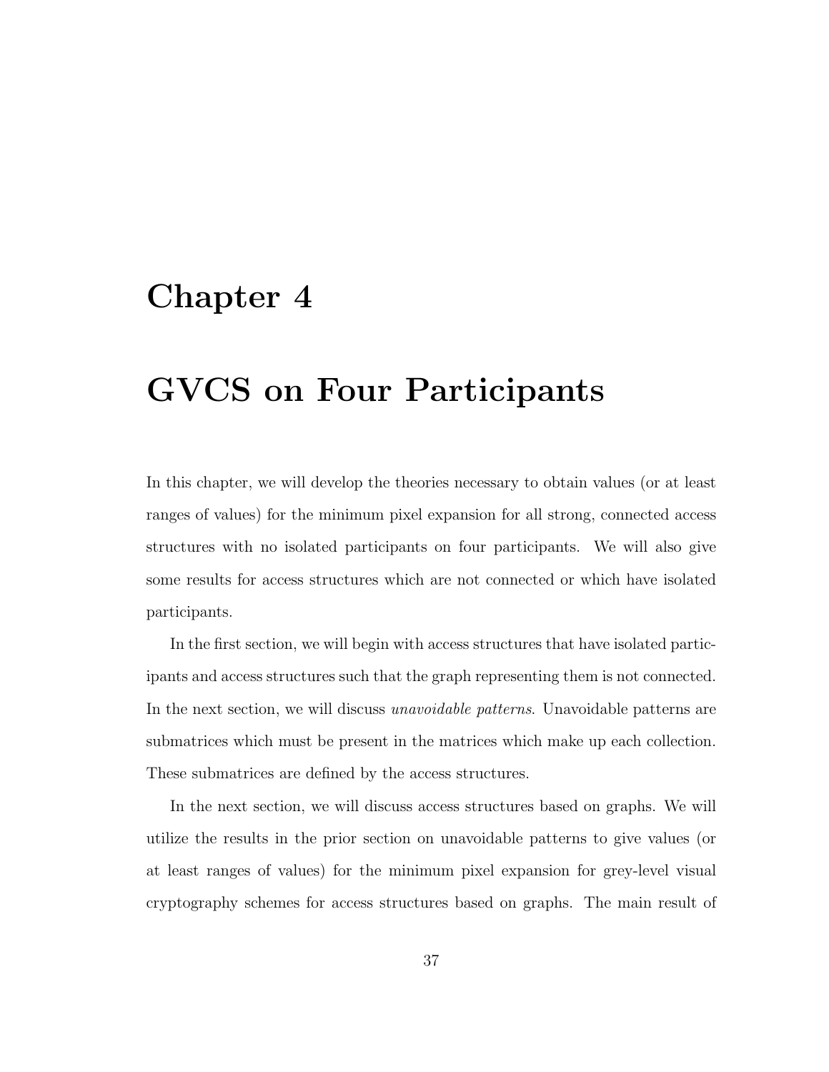# Chapter 4

# GVCS on Four Participants

In this chapter, we will develop the theories necessary to obtain values (or at least ranges of values) for the minimum pixel expansion for all strong, connected access structures with no isolated participants on four participants. We will also give some results for access structures which are not connected or which have isolated participants.

In the first section, we will begin with access structures that have isolated participants and access structures such that the graph representing them is not connected. In the next section, we will discuss *unavoidable patterns*. Unavoidable patterns are submatrices which must be present in the matrices which make up each collection. These submatrices are defined by the access structures.

In the next section, we will discuss access structures based on graphs. We will utilize the results in the prior section on unavoidable patterns to give values (or at least ranges of values) for the minimum pixel expansion for grey-level visual cryptography schemes for access structures based on graphs. The main result of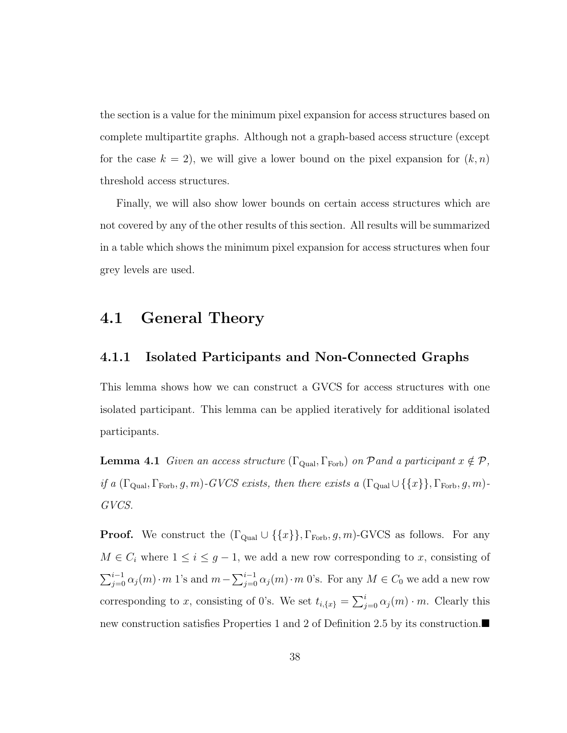the section is a value for the minimum pixel expansion for access structures based on complete multipartite graphs. Although not a graph-based access structure (except for the case $k = 2$), we will give a lower bound on the pixel expansion for $(k, n)$ threshold access structures.

Finally, we will also show lower bounds on certain access structures which are not covered by any of the other results of this section. All results will be summarized in a table which shows the minimum pixel expansion for access structures when four grey levels are used.

## 4.1 General Theory

### 4.1.1 Isolated Participants and Non-Connected Graphs

This lemma shows how we can construct a GVCS for access structures with one isolated participant. This lemma can be applied iteratively for additional isolated participants.

**Lemma 4.1** *Given an access structure* $(\Gamma_{\text{Qual}}, \Gamma_{\text{Forb}})$ *on* $\mathcal{P}$ *and a participant* $x \notin \mathcal{P}$*, if a* $(\Gamma_{\text{Qual}}, \Gamma_{\text{Forb}}, g, m)$*-GVCS exists, then there exists a* $(\Gamma_{\text{Qual}} \cup \{\{x\}\}, \Gamma_{\text{Forb}}, g, m)$*-GVCS.*

**Proof.** We construct the $(\Gamma_{\text{Qual}} \cup \{\{x\}\}, \Gamma_{\text{Forb}}, g, m)$-GVCS as follows. For any $M \in C_i$ where $1 \leq i \leq g - 1$, we add a new row corresponding to $x$, consisting of $\sum_{j=0}^{i-1} \alpha_j(m) \cdot m$ 1's and $m - \sum_{j=0}^{i-1} \alpha_j(m) \cdot m$ 0's. For any $M \in C_0$ we add a new row corresponding to $x$, consisting of 0's. We set $t_{i,\{x\}} = \sum_{j=0}^{i} \alpha_j(m) \cdot m$. Clearly this new construction satisfies Properties 1 and 2 of Definition 2.5 by its construction.■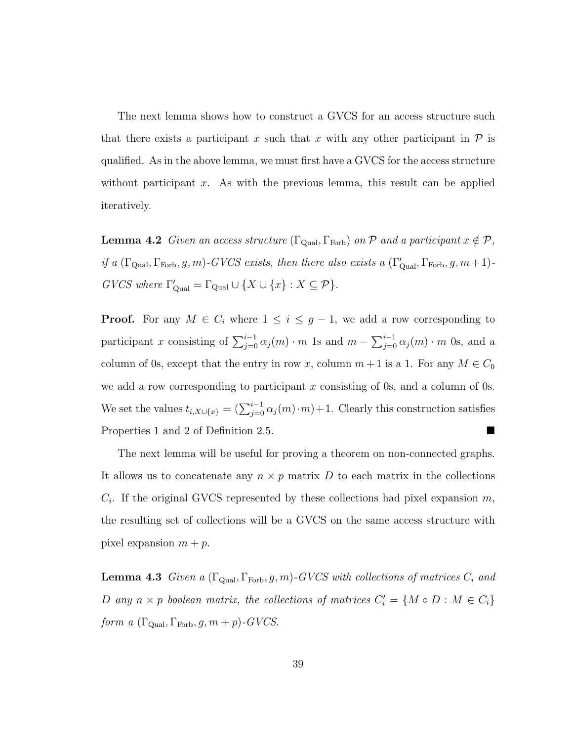The next lemma shows how to construct a GVCS for an access structure such that there exists a participant $x$ such that $x$ with any other participant in $\mathcal{P}$ is qualified. As in the above lemma, we must first have a GVCS for the access structure without participant $x$. As with the previous lemma, this result can be applied iteratively.

**Lemma 4.2** *Given an access structure $(\Gamma_{\text{Qual}}, \Gamma_{\text{Forb}})$ on $\mathcal{P}$ and a participant $x \notin \mathcal{P}$, if a $(\Gamma_{\text{Qual}}, \Gamma_{\text{Forb}}, g, m)$-GVCS exists, then there also exists a $(\Gamma'_{\text{Qual}}, \Gamma_{\text{Forb}}, g, m+1)$-GVCS where $\Gamma'_{\text{Qual}} = \Gamma_{\text{Qual}} \cup \{X \cup \{x\} : X \subseteq \mathcal{P}\}$.*

**Proof.** For any $M \in C_i$ where $1 \leq i \leq g-1$, we add a row corresponding to participant $x$ consisting of $\sum_{j=0}^{i-1} \alpha_j(m) \cdot m$ 1s and $m - \sum_{j=0}^{i-1} \alpha_j(m) \cdot m$ 0s, and a column of 0s, except that the entry in row $x$, column $m+1$ is a 1. For any $M \in C_0$ we add a row corresponding to participant $x$ consisting of 0s, and a column of 0s. We set the values $t_{i,X\cup\{x\}} = (\sum_{j=0}^{i-1} \alpha_j(m) \cdot m) + 1$. Clearly this construction satisfies Properties 1 and 2 of Definition 2.5. ■

The next lemma will be useful for proving a theorem on non-connected graphs. It allows us to concatenate any $n \times p$ matrix $D$ to each matrix in the collections $C_i$. If the original GVCS represented by these collections had pixel expansion $m$, the resulting set of collections will be a GVCS on the same access structure with pixel expansion $m + p$.

**Lemma 4.3** *Given a $(\Gamma_{\text{Qual}}, \Gamma_{\text{Forb}}, g, m)$-GVCS with collections of matrices $C_i$ and $D$ any $n \times p$ boolean matrix, the collections of matrices $C'_i = \{M \circ D : M \in C_i\}$ form a $(\Gamma_{\text{Qual}}, \Gamma_{\text{Forb}}, g, m+p)$-GVCS.*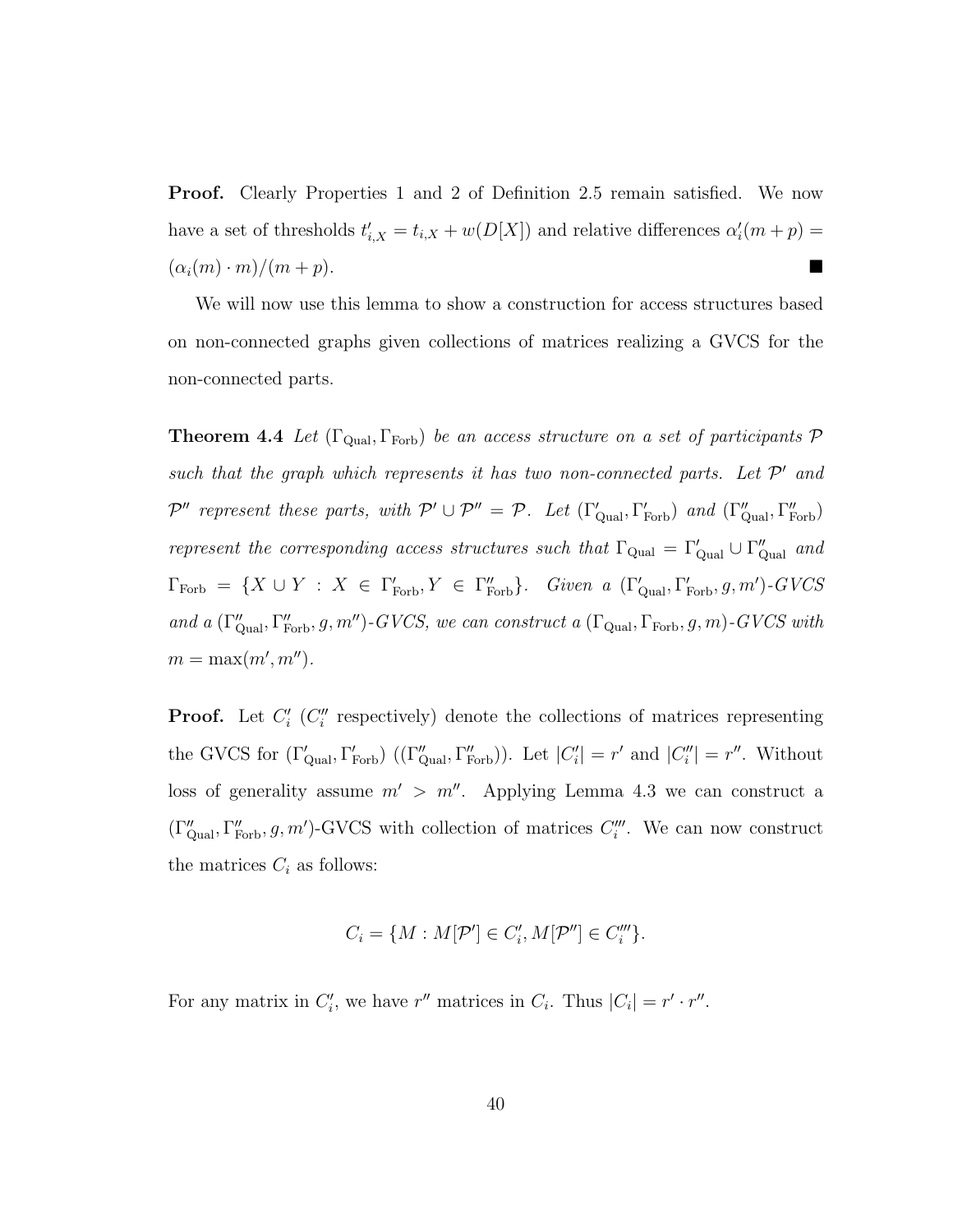**Proof.** Clearly Properties 1 and 2 of Definition 2.5 remain satisfied. We now have a set of thresholds $t'_{i,X} = t_{i,X} + w(D[X])$ and relative differences $\alpha'_i(m+p) = (\alpha_i(m) \cdot m)/(m+p)$. ■

We will now use this lemma to show a construction for access structures based on non-connected graphs given collections of matrices realizing a GVCS for the non-connected parts.

**Theorem 4.4** *Let $(\Gamma_{\text{Qual}}, \Gamma_{\text{Forb}})$ be an access structure on a set of participants $\mathcal{P}$ such that the graph which represents it has two non-connected parts. Let $\mathcal{P}'$ and $\mathcal{P}''$ represent these parts, with $\mathcal{P}' \cup \mathcal{P}'' = \mathcal{P}$. Let $(\Gamma'_{\text{Qual}}, \Gamma'_{\text{Forb}})$ and $(\Gamma''_{\text{Qual}}, \Gamma''_{\text{Forb}})$ represent the corresponding access structures such that $\Gamma_{\text{Qual}} = \Gamma'_{\text{Qual}} \cup \Gamma''_{\text{Qual}}$ and $\Gamma_{\text{Forb}} = \{X \cup Y : X \in \Gamma'_{\text{Forb}}, Y \in \Gamma''_{\text{Forb}}\}$. Given a $(\Gamma'_{\text{Qual}}, \Gamma'_{\text{Forb}}, g, m')$-GVCS and a $(\Gamma''_{\text{Qual}}, \Gamma''_{\text{Forb}}, g, m'')$-GVCS, we can construct a $(\Gamma_{\text{Qual}}, \Gamma_{\text{Forb}}, g, m)$-GVCS with $m = \max(m', m'')$.*

**Proof.** Let $C'_i$ ($C''_i$ respectively) denote the collections of matrices representing the GVCS for $(\Gamma'_{\text{Qual}}, \Gamma'_{\text{Forb}})$ ($(\Gamma''_{\text{Qual}}, \Gamma''_{\text{Forb}})$). Let $|C'_i| = r'$ and $|C''_i| = r''$. Without loss of generality assume $m' > m''$. Applying Lemma 4.3 we can construct a $(\Gamma''_{\text{Qual}}, \Gamma''_{\text{Forb}}, g, m')$-GVCS with collection of matrices $C'''_i$. We can now construct the matrices $C_i$ as follows:

$$C_i = \{M : M[\mathcal{P}'] \in C'_i, M[\mathcal{P}''] \in C'''_i\}.$$

For any matrix in $C'_i$, we have $r''$ matrices in $C_i$. Thus $|C_i| = r' \cdot r''$.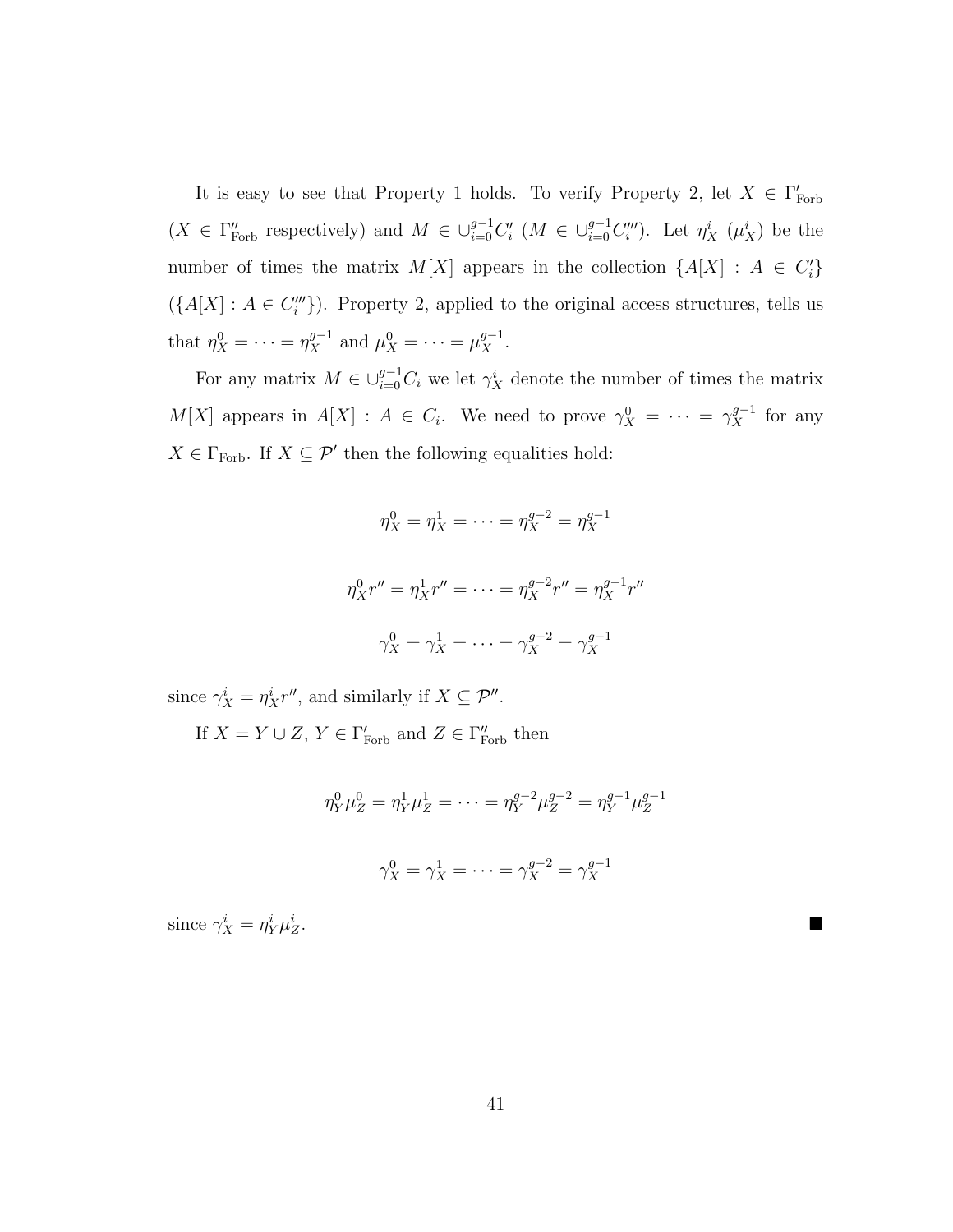It is easy to see that Property 1 holds. To verify Property 2, let $X \in \Gamma'_{\text{Forb}}$ ($X \in \Gamma''_{\text{Forb}}$ respectively) and $M \in \cup_{i=0}^{g-1} C'_i$ ($M \in \cup_{i=0}^{g-1} C'''_i$). Let $\eta_X^i$ ($\mu_X^i$) be the number of times the matrix $M[X]$ appears in the collection $\{A[X] : A \in C'_i\}$ ($\{A[X] : A \in C'''_i\}$). Property 2, applied to the original access structures, tells us that $\eta_X^0 = \cdots = \eta_X^{g-1}$ and $\mu_X^0 = \cdots = \mu_X^{g-1}$.

For any matrix $M \in \cup_{i=0}^{g-1} C_i$ we let $\gamma_X^i$ denote the number of times the matrix $M[X]$ appears in $A[X] : A \in C_i$. We need to prove $\gamma_X^0 = \cdots = \gamma_X^{g-1}$ for any $X \in \Gamma_{\text{Forb}}$. If $X \subseteq \mathcal{P}'$ then the following equalities hold:

$$\eta_X^0 = \eta_X^1 = \cdots = \eta_X^{g-2} = \eta_X^{g-1}$$

$$\eta_X^0 r'' = \eta_X^1 r'' = \cdots = \eta_X^{g-2} r'' = \eta_X^{g-1} r''$$

$$\gamma_X^0 = \gamma_X^1 = \cdots = \gamma_X^{g-2} = \gamma_X^{g-1}$$

since $\gamma_X^i = \eta_X^i r''$, and similarly if $X \subseteq \mathcal{P}''$.

If $X = Y \cup Z$, $Y \in \Gamma'_{\text{Forb}}$ and $Z \in \Gamma''_{\text{Forb}}$ then

$$\eta_Y^0 \mu_Z^0 = \eta_Y^1 \mu_Z^1 = \cdots = \eta_Y^{g-2} \mu_Z^{g-2} = \eta_Y^{g-1} \mu_Z^{g-1}$$

$$\gamma_X^0 = \gamma_X^1 = \cdots = \gamma_X^{g-2} = \gamma_X^{g-1}$$

since $\gamma_X^i = \eta_Y^i \mu_Z^i$. ∎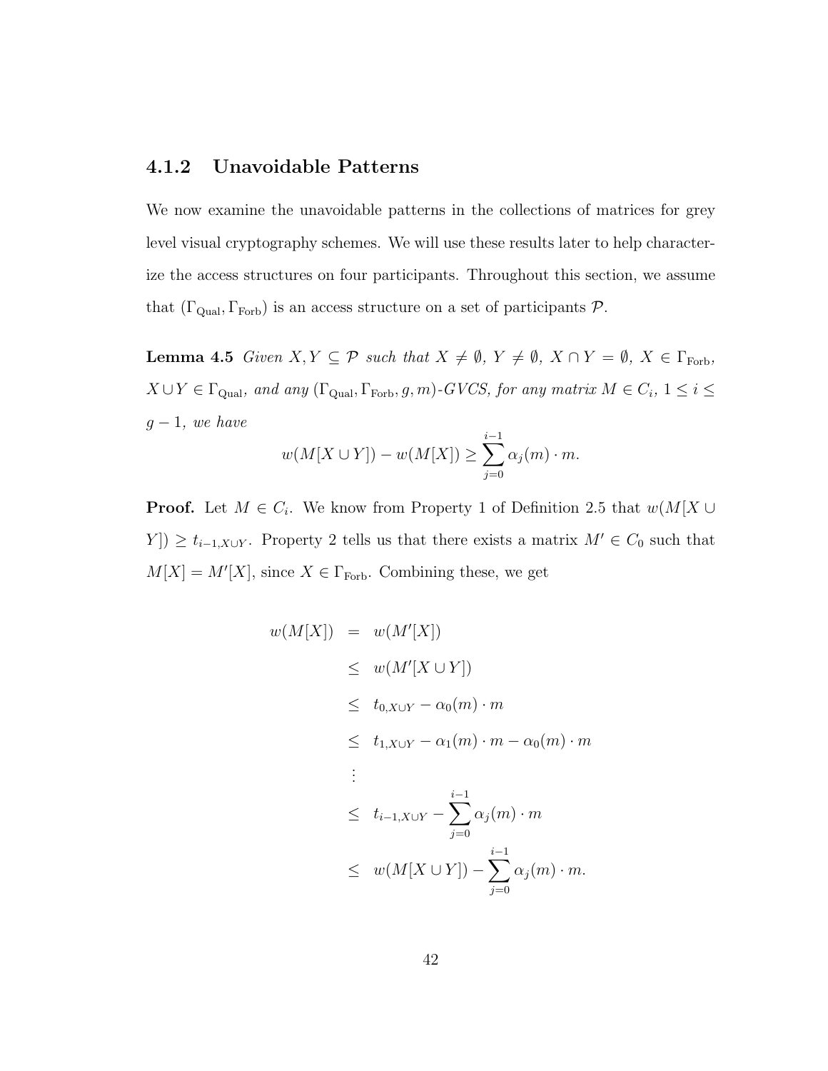### 4.1.2 Unavoidable Patterns

We now examine the unavoidable patterns in the collections of matrices for grey level visual cryptography schemes. We will use these results later to help characterize the access structures on four participants. Throughout this section, we assume that $(\Gamma_{\text{Qual}}, \Gamma_{\text{Forb}})$ is an access structure on a set of participants $\mathcal{P}$.

**Lemma 4.5** *Given $X, Y \subseteq \mathcal{P}$ such that $X \neq \emptyset$, $Y \neq \emptyset$, $X \cap Y = \emptyset$, $X \in \Gamma_{\text{Forb}}$, $X \cup Y \in \Gamma_{\text{Qual}}$, and any $(\Gamma_{\text{Qual}}, \Gamma_{\text{Forb}}, g, m)$-GVCS, for any matrix $M \in C_i$, $1 \leq i \leq g-1$, we have*

$$w(M[X \cup Y]) - w(M[X]) \geq \sum_{j=0}^{i-1} \alpha_j(m) \cdot m.$$

**Proof.** Let $M \in C_i$. We know from Property 1 of Definition 2.5 that $w(M[X \cup Y]) \geq t_{i-1,X\cup Y}$. Property 2 tells us that there exists a matrix $M' \in C_0$ such that $M[X] = M'[X]$, since $X \in \Gamma_{\text{Forb}}$. Combining these, we get

$$\begin{aligned}
w(M[X]) &= w(M'[X]) \\
&\leq w(M'[X \cup Y]) \\
&\leq t_{0,X\cup Y} - \alpha_0(m) \cdot m \\
&\leq t_{1,X\cup Y} - \alpha_1(m) \cdot m - \alpha_0(m) \cdot m \\
&\vdots \\
&\leq t_{i-1,X\cup Y} - \sum_{j=0}^{i-1} \alpha_j(m) \cdot m \\
&\leq w(M[X \cup Y]) - \sum_{j=0}^{i-1} \alpha_j(m) \cdot m.
\end{aligned}$$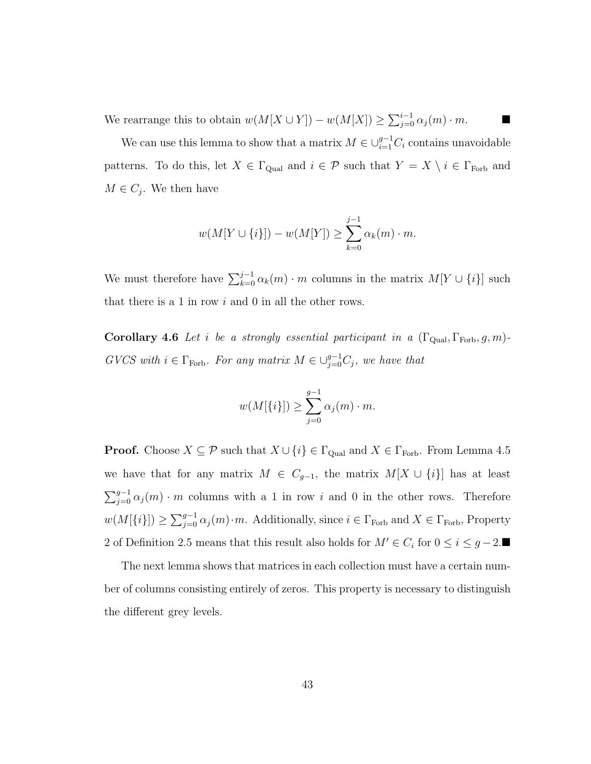We rearrange this to obtain $w(M[X \cup Y]) - w(M[X]) \geq \sum_{j=0}^{i-1} \alpha_j(m) \cdot m$. ■

We can use this lemma to show that a matrix $M \in \cup_{i=1}^{g-1} C_i$ contains unavoidable patterns. To do this, let $X \in \Gamma_{\text{Qual}}$ and $i \in \mathcal{P}$ such that $Y = X \setminus i \in \Gamma_{\text{Forb}}$ and $M \in C_j$. We then have

$$w(M[Y \cup \{i\}]) - w(M[Y]) \geq \sum_{k=0}^{j-1} \alpha_k(m) \cdot m.$$

We must therefore have $\sum_{k=0}^{j-1} \alpha_k(m) \cdot m$ columns in the matrix $M[Y \cup \{i\}]$ such that there is a 1 in row $i$ and 0 in all the other rows.

**Corollary 4.6** *Let $i$ be a strongly essential participant in a $(\Gamma_{\text{Qual}}, \Gamma_{\text{Forb}}, g, m)$-GVCS with $i \in \Gamma_{\text{Forb}}$. For any matrix $M \in \cup_{j=0}^{g-1} C_j$, we have that*

$$w(M[\{i\}]) \geq \sum_{j=0}^{g-1} \alpha_j(m) \cdot m.$$

**Proof.** Choose $X \subseteq \mathcal{P}$ such that $X \cup \{i\} \in \Gamma_{\text{Qual}}$ and $X \in \Gamma_{\text{Forb}}$. From Lemma 4.5 we have that for any matrix $M \in C_{g-1}$, the matrix $M[X \cup \{i\}]$ has at least $\sum_{j=0}^{g-1} \alpha_j(m) \cdot m$ columns with a 1 in row $i$ and 0 in the other rows. Therefore $w(M[\{i\}]) \geq \sum_{j=0}^{g-1} \alpha_j(m) \cdot m$. Additionally, since $i \in \Gamma_{\text{Forb}}$ and $X \in \Gamma_{\text{Forb}}$, Property 2 of Definition 2.5 means that this result also holds for $M' \in C_i$ for $0 \leq i \leq g-2$. ■

The next lemma shows that matrices in each collection must have a certain number of columns consisting entirely of zeros. This property is necessary to distinguish the different grey levels.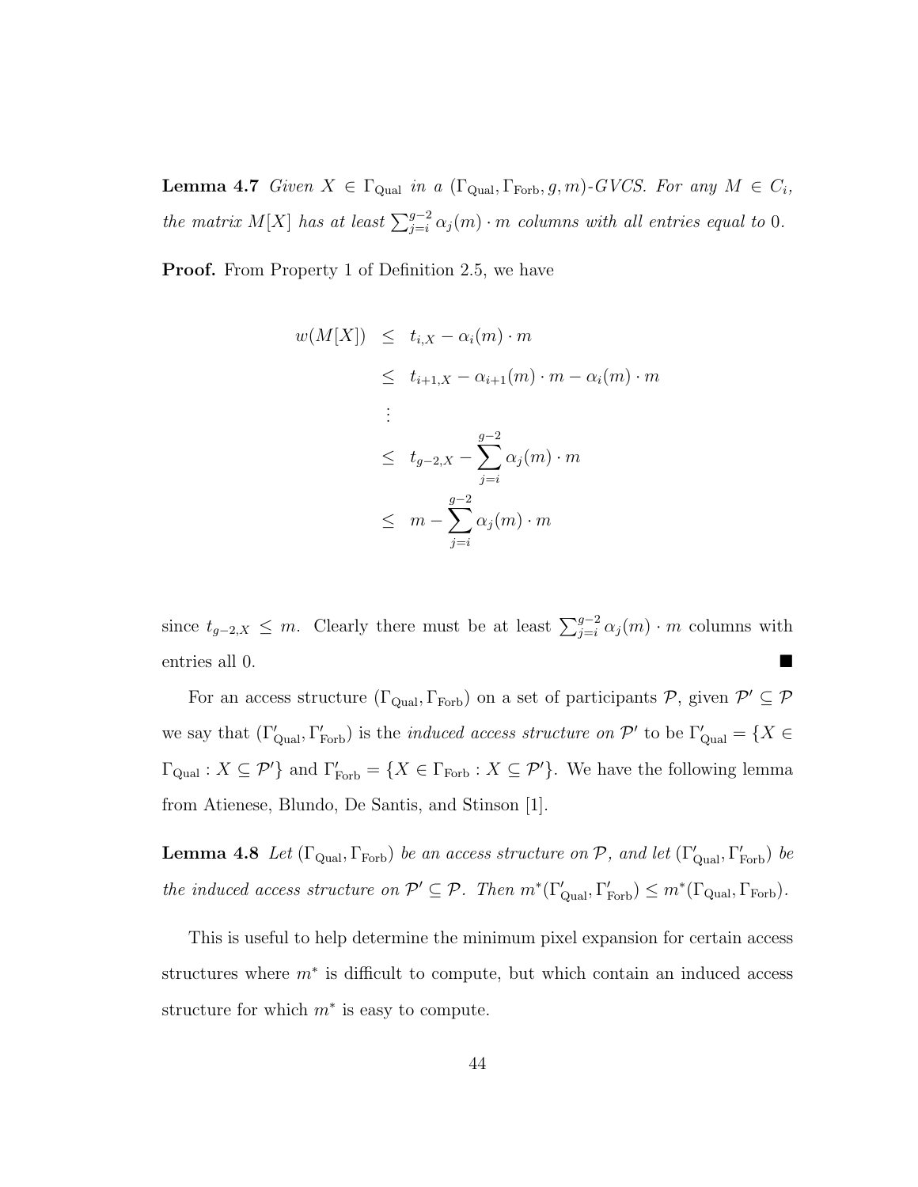**Lemma 4.7** *Given $X \in \Gamma_{\text{Qual}}$ in a $(\Gamma_{\text{Qual}}, \Gamma_{\text{Forb}}, g, m)$-GVCS. For any $M \in C_i$, the matrix $M[X]$ has at least $\sum_{j=i}^{g-2} \alpha_j(m) \cdot m$ columns with all entries equal to 0.*

**Proof.** From Property 1 of Definition 2.5, we have

$$
\begin{aligned}
w(M[X]) &\leq t_{i,X} - \alpha_i(m) \cdot m \\
&\leq t_{i+1,X} - \alpha_{i+1}(m) \cdot m - \alpha_i(m) \cdot m \\
&\vdots \\
&\leq t_{g-2,X} - \sum_{j=i}^{g-2} \alpha_j(m) \cdot m \\
&\leq m - \sum_{j=i}^{g-2} \alpha_j(m) \cdot m
\end{aligned}
$$

since $t_{g-2,X} \leq m$. Clearly there must be at least $\sum_{j=i}^{g-2} \alpha_j(m) \cdot m$ columns with entries all 0. ■

For an access structure $(\Gamma_{\text{Qual}}, \Gamma_{\text{Forb}})$ on a set of participants $\mathcal{P}$, given $\mathcal{P}' \subseteq \mathcal{P}$ we say that $(\Gamma'_{\text{Qual}}, \Gamma'_{\text{Forb}})$ is the *induced access structure on* $\mathcal{P}'$ to be $\Gamma'_{\text{Qual}} = \{X \in \Gamma_{\text{Qual}} : X \subseteq \mathcal{P}'\}$ and $\Gamma'_{\text{Forb}} = \{X \in \Gamma_{\text{Forb}} : X \subseteq \mathcal{P}'\}$. We have the following lemma from Atienese, Blundo, De Santis, and Stinson [1].

**Lemma 4.8** *Let $(\Gamma_{\text{Qual}}, \Gamma_{\text{Forb}})$ be an access structure on $\mathcal{P}$, and let $(\Gamma'_{\text{Qual}}, \Gamma'_{\text{Forb}})$ be the induced access structure on $\mathcal{P}' \subseteq \mathcal{P}$. Then $m^*(\Gamma'_{\text{Qual}}, \Gamma'_{\text{Forb}}) \leq m^*(\Gamma_{\text{Qual}}, \Gamma_{\text{Forb}})$.*

This is useful to help determine the minimum pixel expansion for certain access structures where $m^*$ is difficult to compute, but which contain an induced access structure for which $m^*$ is easy to compute.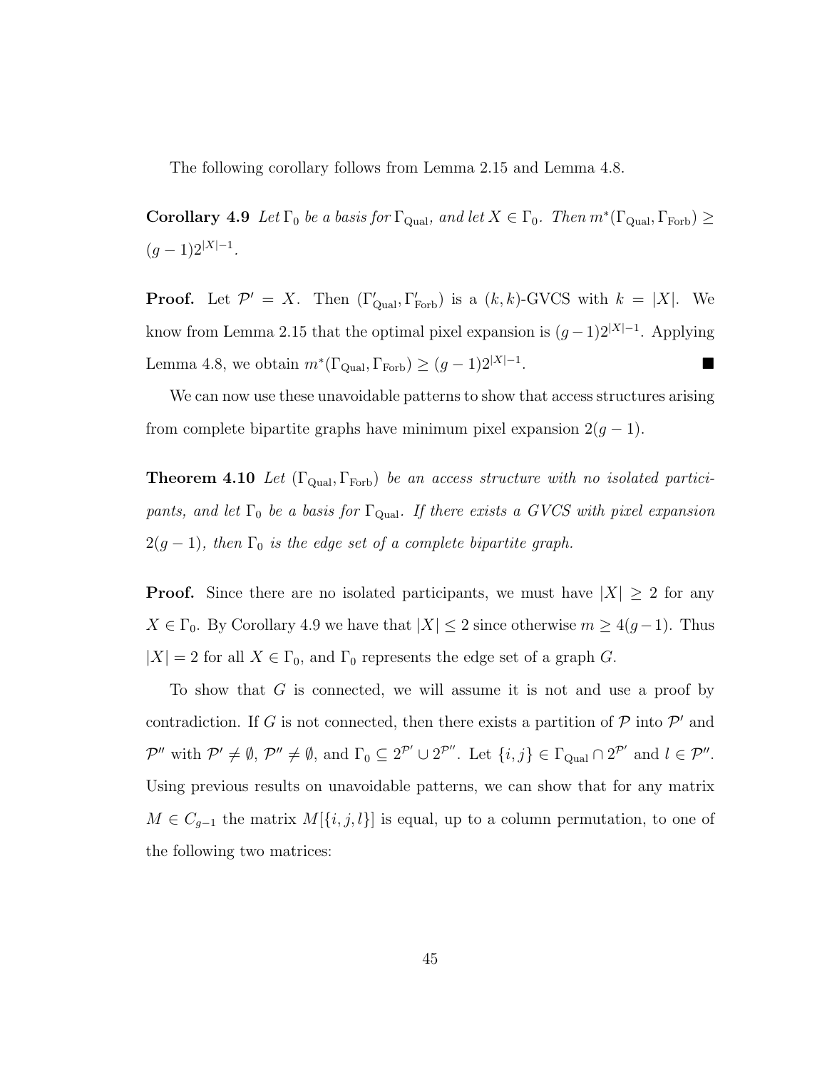The following corollary follows from Lemma 2.15 and Lemma 4.8.

**Corollary 4.9** *Let $\Gamma_0$ be a basis for $\Gamma_{\text{Qual}}$, and let $X \in \Gamma_0$. Then $m^*(\Gamma_{\text{Qual}}, \Gamma_{\text{Forb}}) \geq (g-1)2^{|X|-1}$.*

**Proof.** Let $\mathcal{P}' = X$. Then $(\Gamma'_{\text{Qual}}, \Gamma'_{\text{Forb}})$ is a $(k,k)$-GVCS with $k = |X|$. We know from Lemma 2.15 that the optimal pixel expansion is $(g-1)2^{|X|-1}$. Applying Lemma 4.8, we obtain $m^*(\Gamma_{\text{Qual}}, \Gamma_{\text{Forb}}) \geq (g-1)2^{|X|-1}$. ■

We can now use these unavoidable patterns to show that access structures arising from complete bipartite graphs have minimum pixel expansion $2(g-1)$.

**Theorem 4.10** *Let $(\Gamma_{\text{Qual}}, \Gamma_{\text{Forb}})$ be an access structure with no isolated participants, and let $\Gamma_0$ be a basis for $\Gamma_{\text{Qual}}$. If there exists a GVCS with pixel expansion $2(g-1)$, then $\Gamma_0$ is the edge set of a complete bipartite graph.*

**Proof.** Since there are no isolated participants, we must have $|X| \geq 2$ for any $X \in \Gamma_0$. By Corollary 4.9 we have that $|X| \leq 2$ since otherwise $m \geq 4(g-1)$. Thus $|X| = 2$ for all $X \in \Gamma_0$, and $\Gamma_0$ represents the edge set of a graph $G$.

To show that $G$ is connected, we will assume it is not and use a proof by contradiction. If $G$ is not connected, then there exists a partition of $\mathcal{P}$ into $\mathcal{P}'$ and $\mathcal{P}''$ with $\mathcal{P}' \neq \emptyset$, $\mathcal{P}'' \neq \emptyset$, and $\Gamma_0 \subseteq 2^{\mathcal{P}'} \cup 2^{\mathcal{P}''}$. Let $\{i,j\} \in \Gamma_{\text{Qual}} \cap 2^{\mathcal{P}'}$ and $l \in \mathcal{P}''$. Using previous results on unavoidable patterns, we can show that for any matrix $M \in C_{g-1}$ the matrix $M[\{i,j,l\}]$ is equal, up to a column permutation, to one of the following two matrices: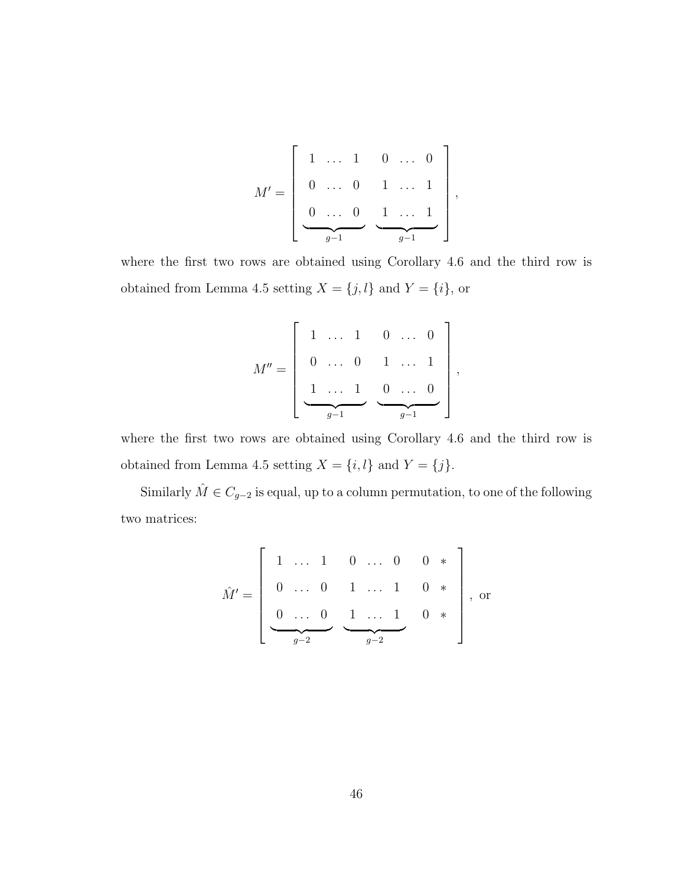$$
M' = \left[ \begin{array}{cc} 1 \ \dots \ 1 & 0 \ \dots \ 0 \\ 0 \ \dots \ 0 & 1 \ \dots \ 1 \\ \underbrace{0 \ \dots \ 0}_{g-1} & \underbrace{1 \ \dots \ 1}_{g-1} \end{array} \right],
$$

where the first two rows are obtained using Corollary 4.6 and the third row is obtained from Lemma 4.5 setting $X = \{j, l\}$ and $Y = \{i\}$, or

$$
M'' = \left[ \begin{array}{cc} 1 \ \dots \ 1 & 0 \ \dots \ 0 \\ 0 \ \dots \ 0 & 1 \ \dots \ 1 \\ \underbrace{1 \ \dots \ 1}_{g-1} & \underbrace{0 \ \dots \ 0}_{g-1} \end{array} \right],
$$

where the first two rows are obtained using Corollary 4.6 and the third row is obtained from Lemma 4.5 setting $X = \{i, l\}$ and $Y = \{j\}$.

Similarly $\hat{M} \in C_{g-2}$ is equal, up to a column permutation, to one of the following two matrices:

$$
\hat{M}' = \left[ \begin{array}{cccc} 1 \ \dots \ 1 & 0 \ \dots \ 0 & 0 & * \\ 0 \ \dots \ 0 & 1 \ \dots \ 1 & 0 & * \\ \underbrace{0 \ \dots \ 0}_{g-2} & \underbrace{1 \ \dots \ 1}_{g-2} & 0 & * \end{array} \right], \text{ or}
$$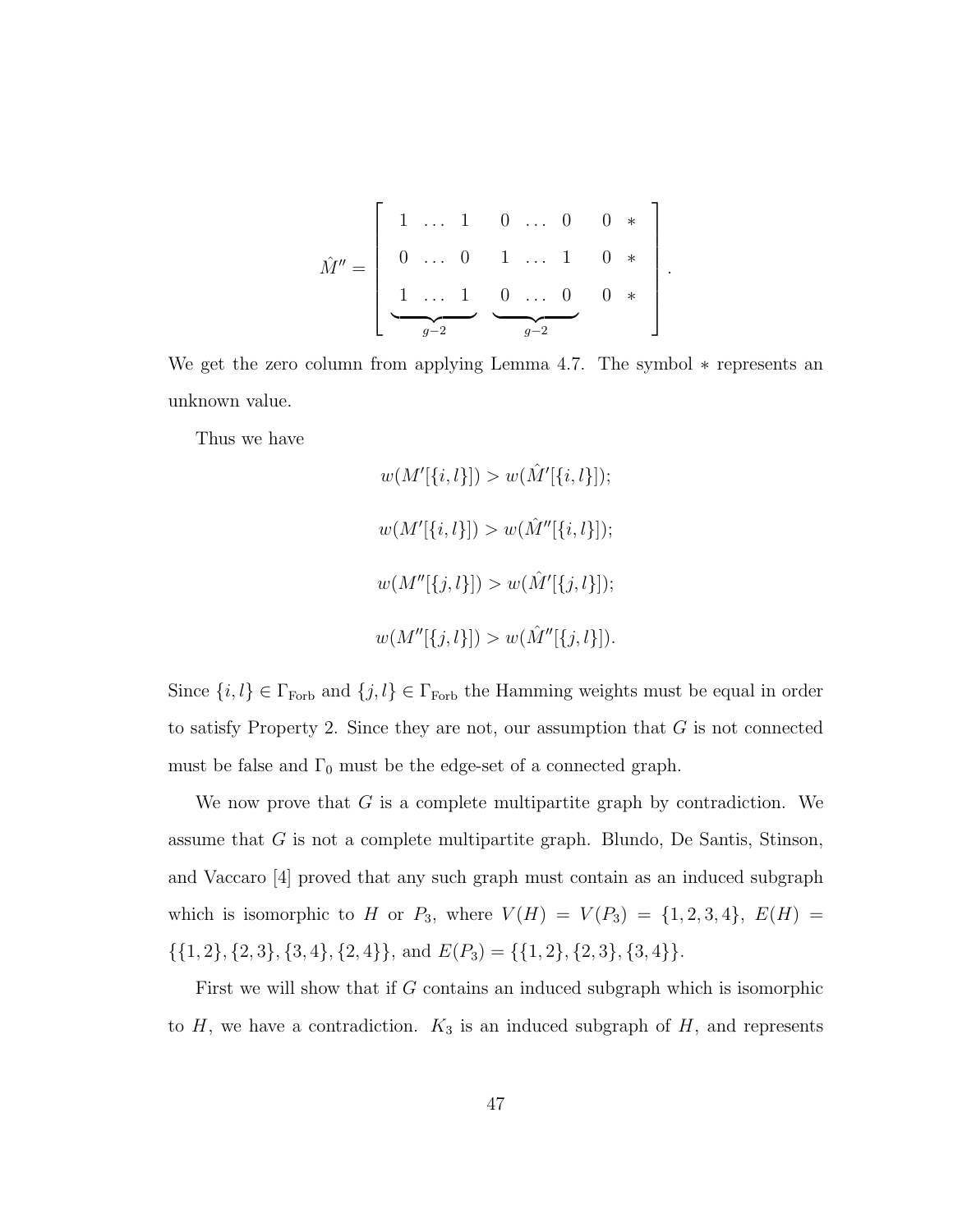$$
\hat{M}'' = \left[ \begin{array}{cccccccc} 1 & \dots & 1 & 0 & \dots & 0 & 0 & * \\ 0 & \dots & 0 & 1 & \dots & 1 & 0 & * \\ \underbrace{1 \quad \dots \quad 1}_{g-2} & & & \underbrace{0 \quad \dots \quad 0}_{g-2} & & & 0 & * \end{array} \right].
$$

We get the zero column from applying Lemma 4.7. The symbol $*$ represents an unknown value.

Thus we have

$$
w(M'[\{i,l\}]) > w(\hat{M}'[\{i,l\}]);
$$

$$
w(M'[\{i,l\}]) > w(\hat{M}''[\{i,l\}]);
$$

$$
w(M''[\{j,l\}]) > w(\hat{M}'[\{j,l\}]);
$$

$$
w(M''[\{j,l\}]) > w(\hat{M}''[\{j,l\}]).
$$

Since $\{i,l\} \in \Gamma_{\text{Forb}}$ and $\{j,l\} \in \Gamma_{\text{Forb}}$ the Hamming weights must be equal in order to satisfy Property 2. Since they are not, our assumption that $G$ is not connected must be false and $\Gamma_0$ must be the edge-set of a connected graph.

We now prove that $G$ is a complete multipartite graph by contradiction. We assume that $G$ is not a complete multipartite graph. Blundo, De Santis, Stinson, and Vaccaro [4] proved that any such graph must contain as an induced subgraph which is isomorphic to $H$ or $P_3$, where $V(H) = V(P_3) = \{1,2,3,4\}$, $E(H) = \{\{1,2\},\{2,3\},\{3,4\},\{2,4\}\}$, and $E(P_3) = \{\{1,2\},\{2,3\},\{3,4\}\}$.

First we will show that if $G$ contains an induced subgraph which is isomorphic to $H$, we have a contradiction. $K_3$ is an induced subgraph of $H$, and represents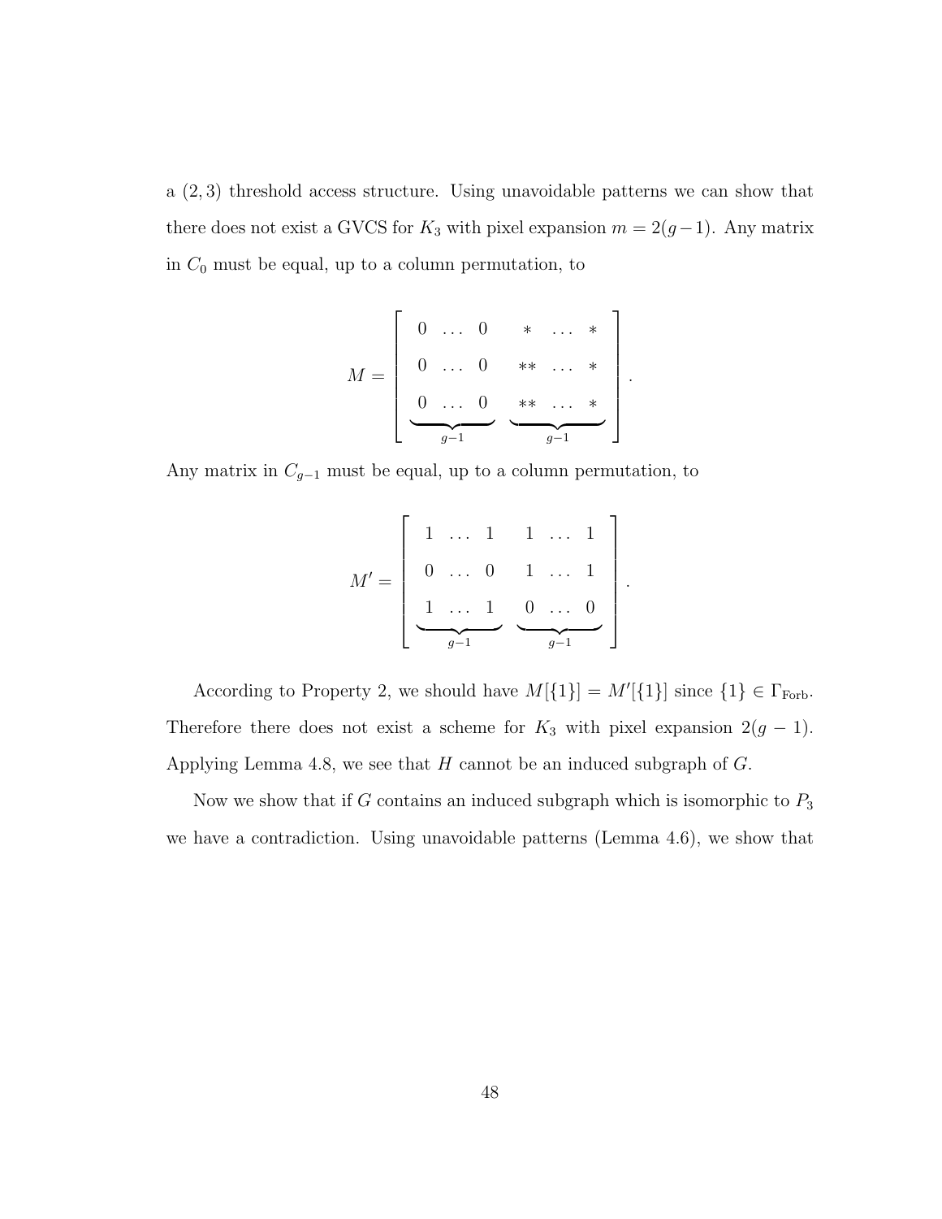a $(2,3)$ threshold access structure. Using unavoidable patterns we can show that there does not exist a GVCS for $K_3$ with pixel expansion $m = 2(g-1)$. Any matrix in $C_0$ must be equal, up to a column permutation, to

$$M = \left[ \begin{array}{ccc} 0 & \ldots & 0 & * & \ldots & * \\ 0 & \ldots & 0 & ** & \ldots & * \\ \underbrace{0 \quad \ldots \quad 0}_{g-1} & & & \underbrace{** \quad \ldots \quad *}_{g-1} & & \end{array} \right].$$

Any matrix in $C_{g-1}$ must be equal, up to a column permutation, to

$$M' = \left[ \begin{array}{cc} 1 \quad \ldots \quad 1 & 1 \quad \ldots \quad 1 \\ 0 \quad \ldots \quad 0 & 1 \quad \ldots \quad 1 \\ \underbrace{1 \quad \ldots \quad 1}_{g-1} & \underbrace{0 \quad \ldots \quad 0}_{g-1} \end{array} \right].$$

According to Property 2, we should have $M[\{1\}] = M'[\{1\}]$ since $\{1\} \in \Gamma_{\text{Forb}}$. Therefore there does not exist a scheme for $K_3$ with pixel expansion $2(g-1)$. Applying Lemma 4.8, we see that $H$ cannot be an induced subgraph of $G$.

Now we show that if $G$ contains an induced subgraph which is isomorphic to $P_3$ we have a contradiction. Using unavoidable patterns (Lemma 4.6), we show that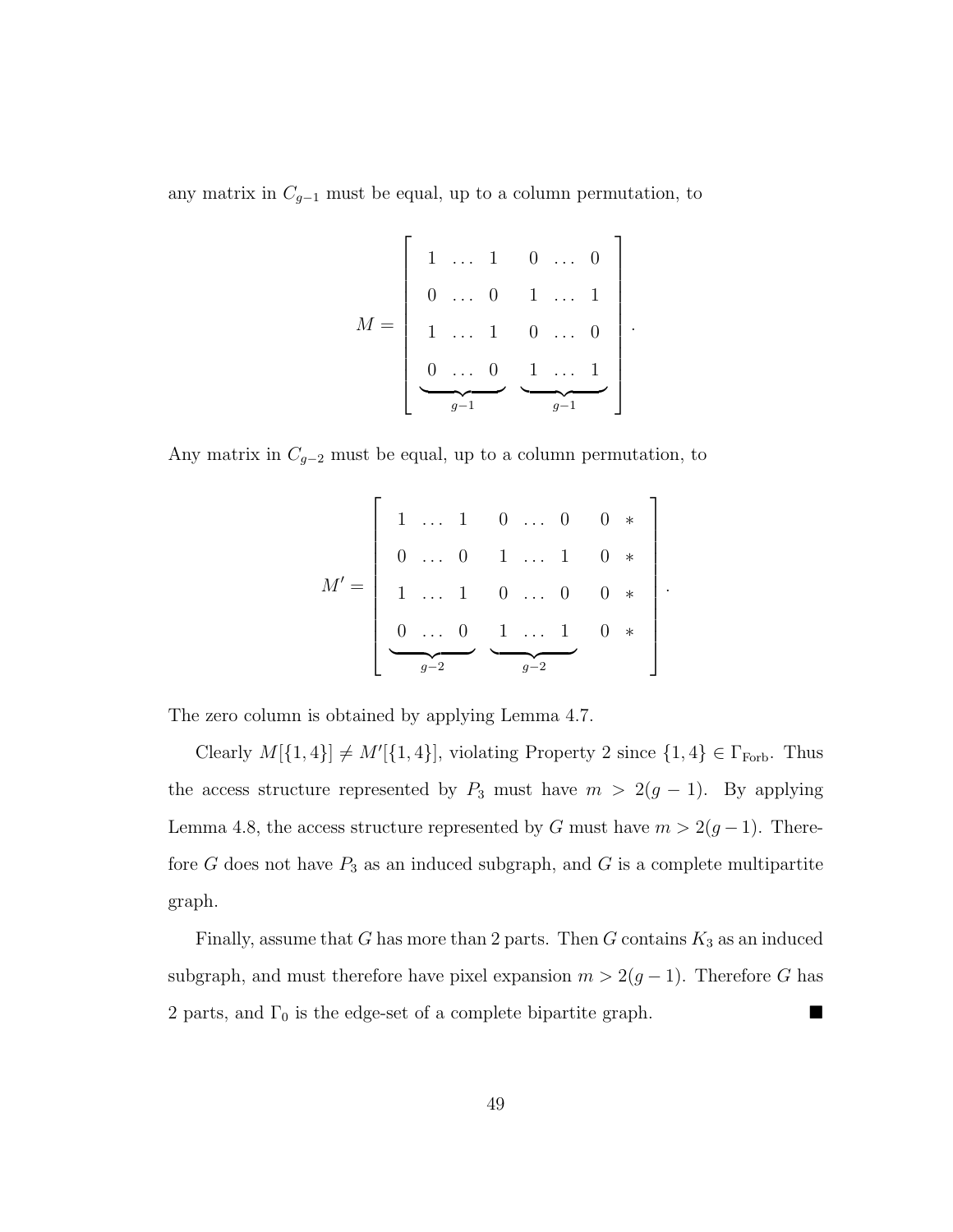any matrix in $C_{g-1}$ must be equal, up to a column permutation, to

$$M = \begin{bmatrix} 1 & \dots & 1 & 0 & \dots & 0 \\ 0 & \dots & 0 & 1 & \dots & 1 \\ 1 & \dots & 1 & 0 & \dots & 0 \\ \underbrace{0 \;\; \dots \;\; 0}_{g-1} & & & \underbrace{1 \;\; \dots \;\; 1}_{g-1} & & \end{bmatrix}.$$

Any matrix in $C_{g-2}$ must be equal, up to a column permutation, to

$$M' = \begin{bmatrix} 1 & \dots & 1 & 0 & \dots & 0 & 0 & * \\ 0 & \dots & 0 & 1 & \dots & 1 & 0 & * \\ 1 & \dots & 1 & 0 & \dots & 0 & 0 & * \\ \underbrace{0 \;\; \dots \;\; 0}_{g-2} & & & \underbrace{1 \;\; \dots \;\; 1}_{g-2} & & & 0 & * \end{bmatrix}.$$

The zero column is obtained by applying Lemma 4.7.

Clearly $M[\{1,4\}] \neq M'[\{1,4\}]$, violating Property 2 since $\{1,4\} \in \Gamma_{\text{Forb}}$. Thus the access structure represented by $P_3$ must have $m > 2(g-1)$. By applying Lemma 4.8, the access structure represented by $G$ must have $m > 2(g-1)$. Therefore $G$ does not have $P_3$ as an induced subgraph, and $G$ is a complete multipartite graph.

Finally, assume that $G$ has more than 2 parts. Then $G$ contains $K_3$ as an induced subgraph, and must therefore have pixel expansion $m > 2(g-1)$. Therefore $G$ has 2 parts, and $\Gamma_0$ is the edge-set of a complete bipartite graph. ■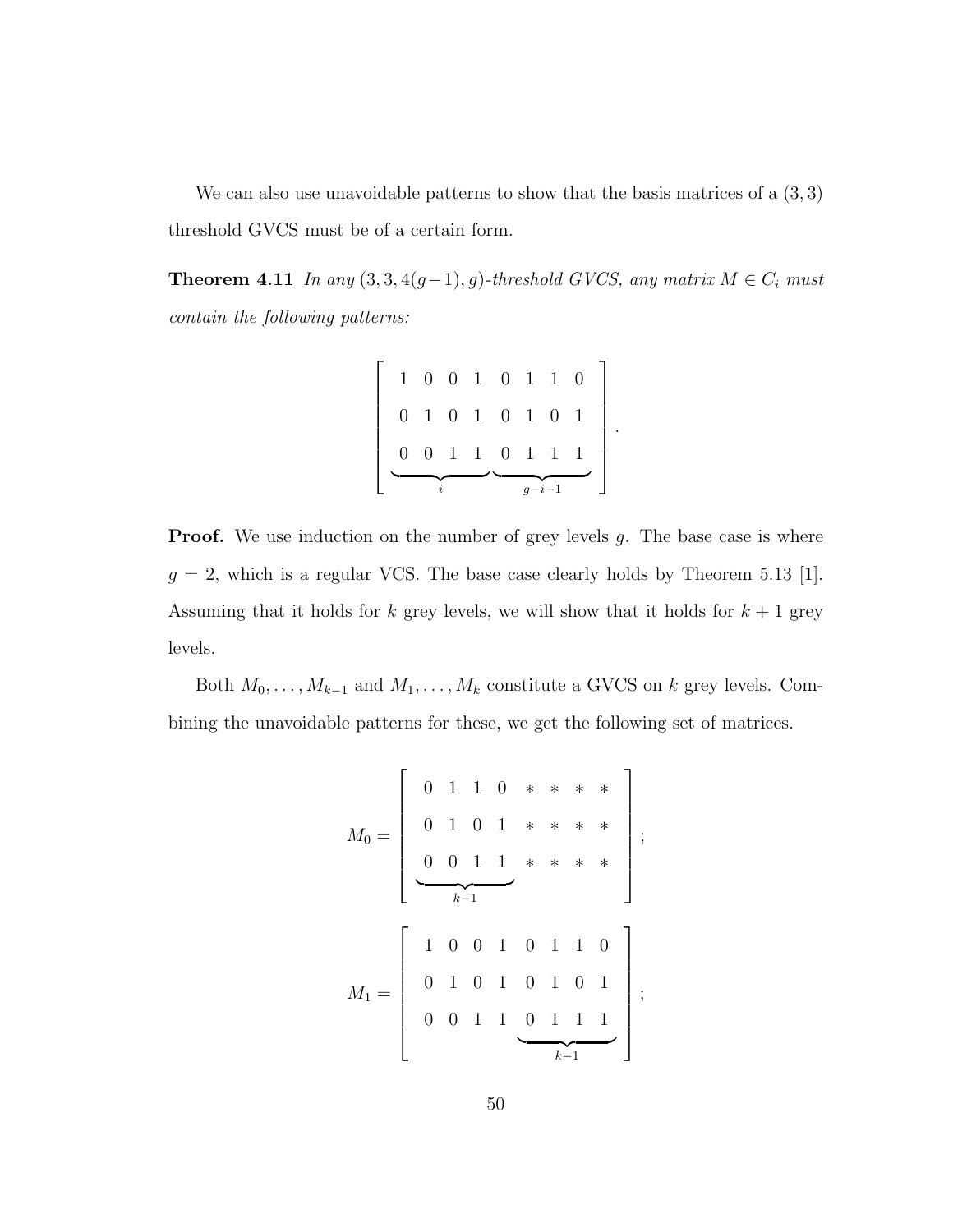We can also use unavoidable patterns to show that the basis matrices of a $(3,3)$ threshold GVCS must be of a certain form.

**Theorem 4.11** *In any $(3,3,4(g-1),g)$-threshold GVCS, any matrix $M \in C_i$ must contain the following patterns:*

$$\left[\begin{array}{cccccccc} 1 & 0 & 0 & 1 & 0 & 1 & 1 & 0 \\ 0 & 1 & 0 & 1 & 0 & 1 & 0 & 1 \\ \underbrace{0 \quad 0 \quad 1 \quad 1}_{i} & & & & \underbrace{0 \quad 1 \quad 1 \quad 1}_{g-i-1} & & & \end{array}\right].$$

**Proof.** We use induction on the number of grey levels $g$. The base case is where $g = 2$, which is a regular VCS. The base case clearly holds by Theorem 5.13 [1]. Assuming that it holds for $k$ grey levels, we will show that it holds for $k+1$ grey levels.

Both $M_0, \ldots, M_{k-1}$ and $M_1, \ldots, M_k$ constitute a GVCS on $k$ grey levels. Combining the unavoidable patterns for these, we get the following set of matrices.

$$M_0 = \left[\begin{array}{cccccccc} 0 & 1 & 1 & 0 & * & * & * & * \\ 0 & 1 & 0 & 1 & * & * & * & * \\ \underbrace{0 \quad 0 \quad 1 \quad 1}_{k-1} & & & & * & * & * & * \end{array}\right];$$

$$M_1 = \left[\begin{array}{cccccccc} 1 & 0 & 0 & 1 & 0 & 1 & 1 & 0 \\ 0 & 1 & 0 & 1 & 0 & 1 & 0 & 1 \\ 0 & 0 & 1 & 1 & \underbrace{0 \quad 1 \quad 1 \quad 1}_{k-1} & & & \end{array}\right];$$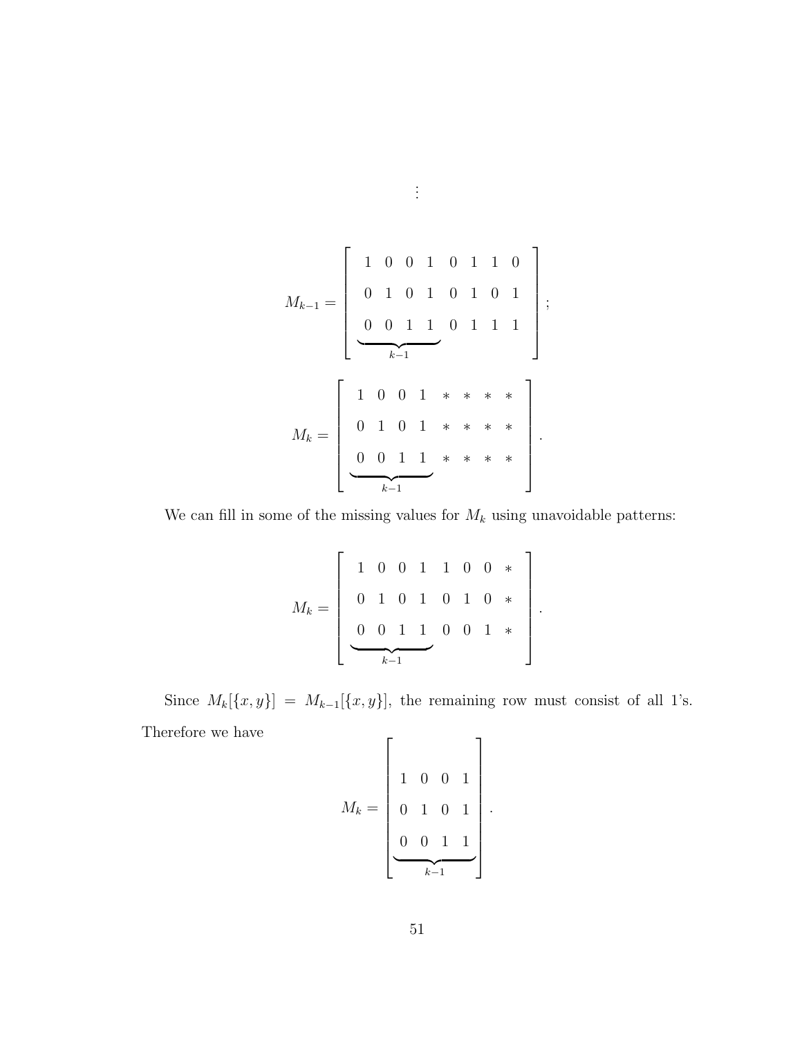$$\vdots$$

$$M_{k-1} = \left[\begin{array}{cccccccc} 1 & 0 & 0 & 1 & 0 & 1 & 1 & 0 \\ 0 & 1 & 0 & 1 & 0 & 1 & 0 & 1 \\ \underbrace{0 \quad 0 \quad 1 \quad 1}_{k-1} & & & & 0 & 1 & 1 & 1 \end{array}\right];$$

$$M_k = \left[\begin{array}{cccccccc} 1 & 0 & 0 & 1 & * & * & * & * \\ 0 & 1 & 0 & 1 & * & * & * & * \\ \underbrace{0 \quad 0 \quad 1 \quad 1}_{k-1} & & & & * & * & * & * \end{array}\right].$$

We can fill in some of the missing values for $M_k$ using unavoidable patterns:

$$M_k = \left[\begin{array}{cccccccc} 1 & 0 & 0 & 1 & 1 & 0 & 0 & * \\ 0 & 1 & 0 & 1 & 0 & 1 & 0 & * \\ \underbrace{0 \quad 0 \quad 1 \quad 1}_{k-1} & & & & 0 & 0 & 1 & * \end{array}\right].$$

Since $M_k[\{x, y\}] = M_{k-1}[\{x, y\}]$, the remaining row must consist of all 1's. Therefore we have

$$M_k = \left[\begin{array}{cccc} & & & \\ 1 & 0 & 0 & 1 \\ 0 & 1 & 0 & 1 \\ \underbrace{0 \quad 0 \quad 1 \quad 1}_{k-1} & & & \end{array}\right].$$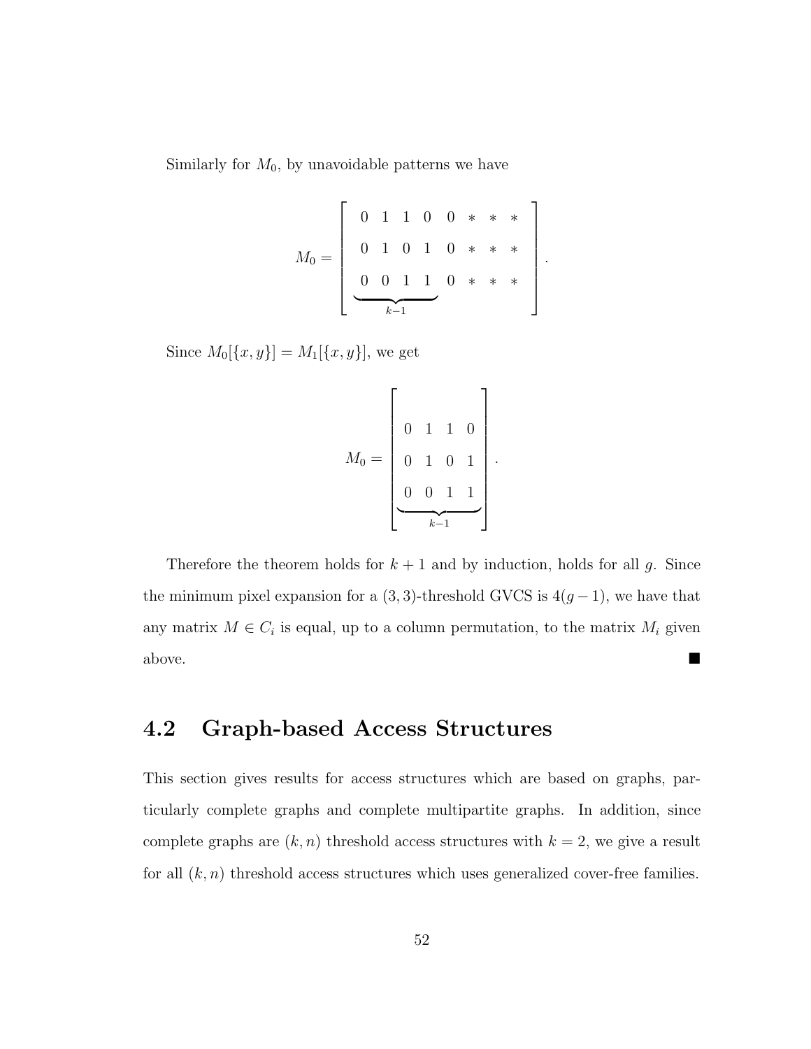Similarly for $M_0$, by unavoidable patterns we have

$$M_0 = \left[ \begin{array}{ccccccccc} 0 & 1 & 1 & 0 & 0 & * & * & * \\ 0 & 1 & 0 & 1 & 0 & * & * & * \\ \underbrace{0 \quad 0 \quad 1 \quad 1}_{k-1} & & & & 0 & * & * & * \end{array} \right].$$

Since $M_0[\{x, y\}] = M_1[\{x, y\}]$, we get

$$M_0 = \left[ \begin{array}{cccc} 0 & 1 & 1 & 0 \\ 0 & 1 & 0 & 1 \\ \underbrace{0 \quad 0 \quad 1 \quad 1}_{k-1} & & & \end{array} \right].$$

Therefore the theorem holds for $k + 1$ and by induction, holds for all $g$. Since the minimum pixel expansion for a $(3, 3)$-threshold GVCS is $4(g - 1)$, we have that any matrix $M \in C_i$ is equal, up to a column permutation, to the matrix $M_i$ given above. ■

## 4.2 Graph-based Access Structures

This section gives results for access structures which are based on graphs, particularly complete graphs and complete multipartite graphs. In addition, since complete graphs are $(k, n)$ threshold access structures with $k = 2$, we give a result for all $(k, n)$ threshold access structures which uses generalized cover-free families.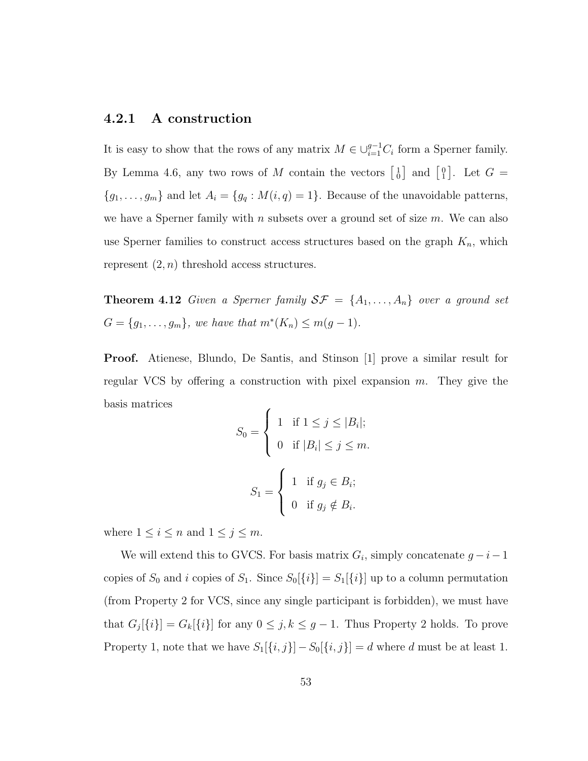### 4.2.1 A construction

It is easy to show that the rows of any matrix $M \in \cup_{i=1}^{g-1} C_i$ form a Sperner family. By Lemma 4.6, any two rows of $M$ contain the vectors $\left[\begin{smallmatrix}1\\0\end{smallmatrix}\right]$ and $\left[\begin{smallmatrix}0\\1\end{smallmatrix}\right]$. Let $G = \{g_1, \ldots, g_m\}$ and let $A_i = \{g_q : M(i,q) = 1\}$. Because of the unavoidable patterns, we have a Sperner family with $n$ subsets over a ground set of size $m$. We can also use Sperner families to construct access structures based on the graph $K_n$, which represent $(2, n)$ threshold access structures.

**Theorem 4.12** *Given a Sperner family $\mathcal{SF} = \{A_1, \ldots, A_n\}$ over a ground set $G = \{g_1, \ldots, g_m\}$, we have that $m^*(K_n) \leq m(g-1)$.*

**Proof.** Atienese, Blundo, De Santis, and Stinson [1] prove a similar result for regular VCS by offering a construction with pixel expansion $m$. They give the basis matrices

$$S_0 = \begin{cases} 1 & \text{if } 1 \leq j \leq |B_i|; \\ 0 & \text{if } |B_i| \leq j \leq m. \end{cases}$$

$$S_1 = \begin{cases} 1 & \text{if } g_j \in B_i; \\ 0 & \text{if } g_j \notin B_i. \end{cases}$$

where $1 \leq i \leq n$ and $1 \leq j \leq m$.

We will extend this to GVCS. For basis matrix $G_i$, simply concatenate $g - i - 1$ copies of $S_0$ and $i$ copies of $S_1$. Since $S_0[\{i\}] = S_1[\{i\}]$ up to a column permutation (from Property 2 for VCS, since any single participant is forbidden), we must have that $G_j[\{i\}] = G_k[\{i\}]$ for any $0 \leq j, k \leq g - 1$. Thus Property 2 holds. To prove Property 1, note that we have $S_1[\{i,j\}] - S_0[\{i,j\}] = d$ where $d$ must be at least 1.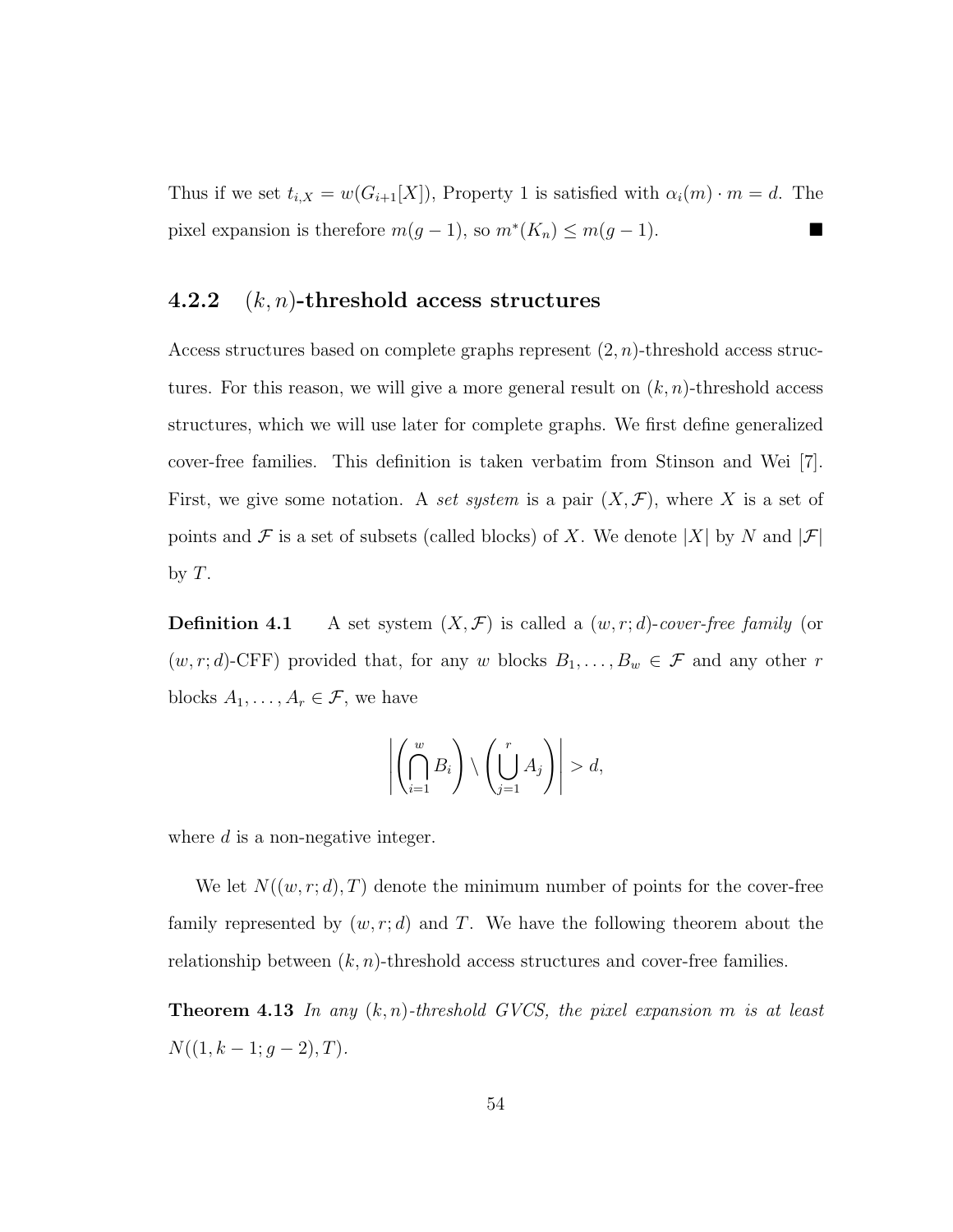Thus if we set $t_{i,X} = w(G_{i+1}[X])$, Property 1 is satisfied with $\alpha_i(m) \cdot m = d$. The pixel expansion is therefore $m(g-1)$, so $m^*(K_n) \leq m(g-1)$. ■

### 4.2.2 $(k,n)$-threshold access structures

Access structures based on complete graphs represent $(2,n)$-threshold access structures. For this reason, we will give a more general result on $(k,n)$-threshold access structures, which we will use later for complete graphs. We first define generalized cover-free families. This definition is taken verbatim from Stinson and Wei [7]. First, we give some notation. A *set system* is a pair $(X, \mathcal{F})$, where $X$ is a set of points and $\mathcal{F}$ is a set of subsets (called blocks) of $X$. We denote $|X|$ by $N$ and $|\mathcal{F}|$ by $T$.

**Definition 4.1** A set system $(X, \mathcal{F})$ is called a $(w, r; d)$-*cover-free family* (or $(w, r; d)$-CFF) provided that, for any $w$ blocks $B_1, \ldots, B_w \in \mathcal{F}$ and any other $r$ blocks $A_1, \ldots, A_r \in \mathcal{F}$, we have

$$\left| \left( \bigcap_{i=1}^{w} B_i \right) \setminus \left( \bigcup_{j=1}^{r} A_j \right) \right| > d,$$

where $d$ is a non-negative integer.

We let $N((w, r; d), T)$ denote the minimum number of points for the cover-free family represented by $(w, r; d)$ and $T$. We have the following theorem about the relationship between $(k,n)$-threshold access structures and cover-free families.

**Theorem 4.13** *In any $(k,n)$-threshold GVCS, the pixel expansion $m$ is at least $N((1, k-1; g-2), T)$.*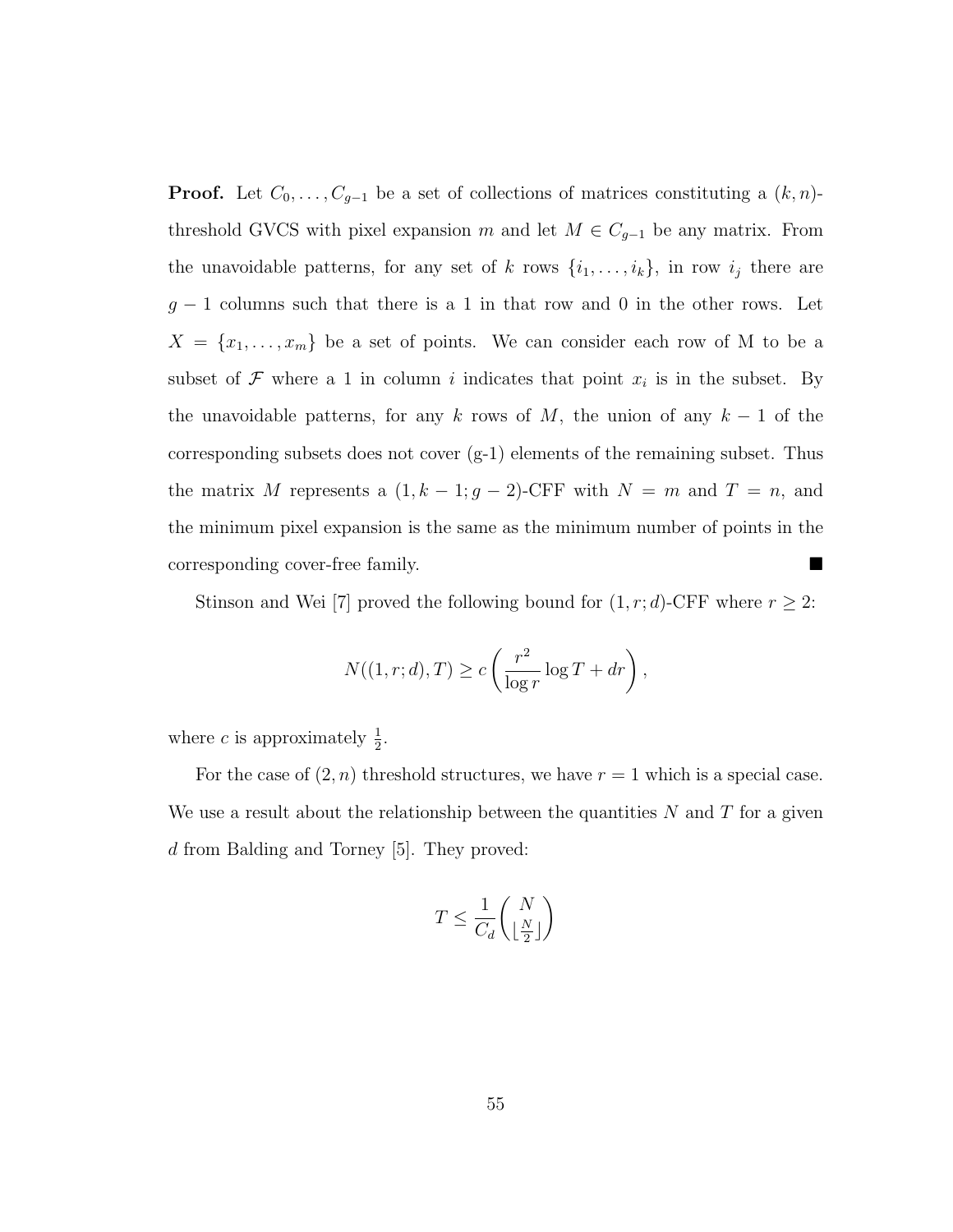**Proof.** Let $C_0, \ldots, C_{g-1}$ be a set of collections of matrices constituting a $(k,n)$-threshold GVCS with pixel expansion $m$ and let $M \in C_{g-1}$ be any matrix. From the unavoidable patterns, for any set of $k$ rows $\{i_1, \ldots, i_k\}$, in row $i_j$ there are $g-1$ columns such that there is a 1 in that row and 0 in the other rows. Let $X = \{x_1, \ldots, x_m\}$ be a set of points. We can consider each row of M to be a subset of $\mathcal{F}$ where a 1 in column $i$ indicates that point $x_i$ is in the subset. By the unavoidable patterns, for any $k$ rows of $M$, the union of any $k-1$ of the corresponding subsets does not cover (g-1) elements of the remaining subset. Thus the matrix $M$ represents a $(1, k-1; g-2)$-CFF with $N = m$ and $T = n$, and the minimum pixel expansion is the same as the minimum number of points in the corresponding cover-free family. ■

Stinson and Wei [7] proved the following bound for $(1, r; d)$-CFF where $r \geq 2$:

$$N((1, r; d), T) \geq c\left(\frac{r^2}{\log r}\log T + dr\right),$$

where $c$ is approximately $\frac{1}{2}$.

For the case of $(2, n)$ threshold structures, we have $r = 1$ which is a special case. We use a result about the relationship between the quantities $N$ and $T$ for a given $d$ from Balding and Torney [5]. They proved:

$$T \leq \frac{1}{C_d}\binom{N}{\lfloor \frac{N}{2} \rfloor}$$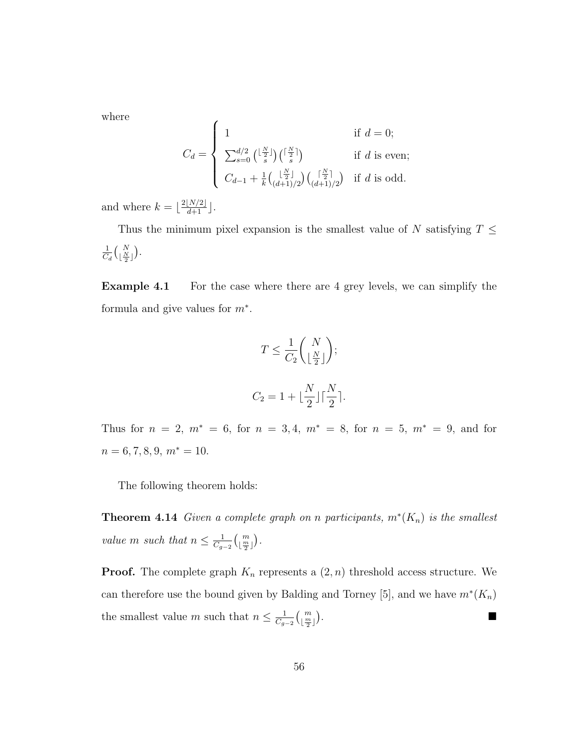where

$$C_d = \begin{cases} 1 & \text{if } d = 0; \\ \sum_{s=0}^{d/2} \binom{\lfloor \frac{N}{2} \rfloor}{s} \binom{\lceil \frac{N}{2} \rceil}{s} & \text{if } d \text{ is even;} \\ C_{d-1} + \frac{1}{k} \binom{\lfloor \frac{N}{2} \rfloor}{(d+1)/2} \binom{\lceil \frac{N}{2} \rceil}{(d+1)/2} & \text{if } d \text{ is odd.} \end{cases}$$

and where $k = \lfloor \frac{2\lfloor N/2 \rfloor}{d+1} \rfloor$.

Thus the minimum pixel expansion is the smallest value of $N$ satisfying $T \leq \frac{1}{C_d}\binom{N}{\lfloor \frac{N}{2} \rfloor}$.

**Example 4.1** For the case where there are 4 grey levels, we can simplify the formula and give values for $m^*$.

$$T \leq \frac{1}{C_2}\binom{N}{\lfloor \frac{N}{2} \rfloor};$$

$$C_2 = 1 + \lfloor \frac{N}{2} \rfloor \lceil \frac{N}{2} \rceil.$$

Thus for $n = 2$, $m^* = 6$, for $n = 3, 4$, $m^* = 8$, for $n = 5$, $m^* = 9$, and for $n = 6, 7, 8, 9$, $m^* = 10$.

The following theorem holds:

**Theorem 4.14** *Given a complete graph on n participants, $m^*(K_n)$ is the smallest value $m$ such that $n \leq \frac{1}{C_{g-2}}\binom{m}{\lfloor \frac{m}{2} \rfloor}$.*

**Proof.** The complete graph $K_n$ represents a $(2, n)$ threshold access structure. We can therefore use the bound given by Balding and Torney [5], and we have $m^*(K_n)$ the smallest value $m$ such that $n \leq \frac{1}{C_{g-2}}\binom{m}{\lfloor \frac{m}{2} \rfloor}$. ■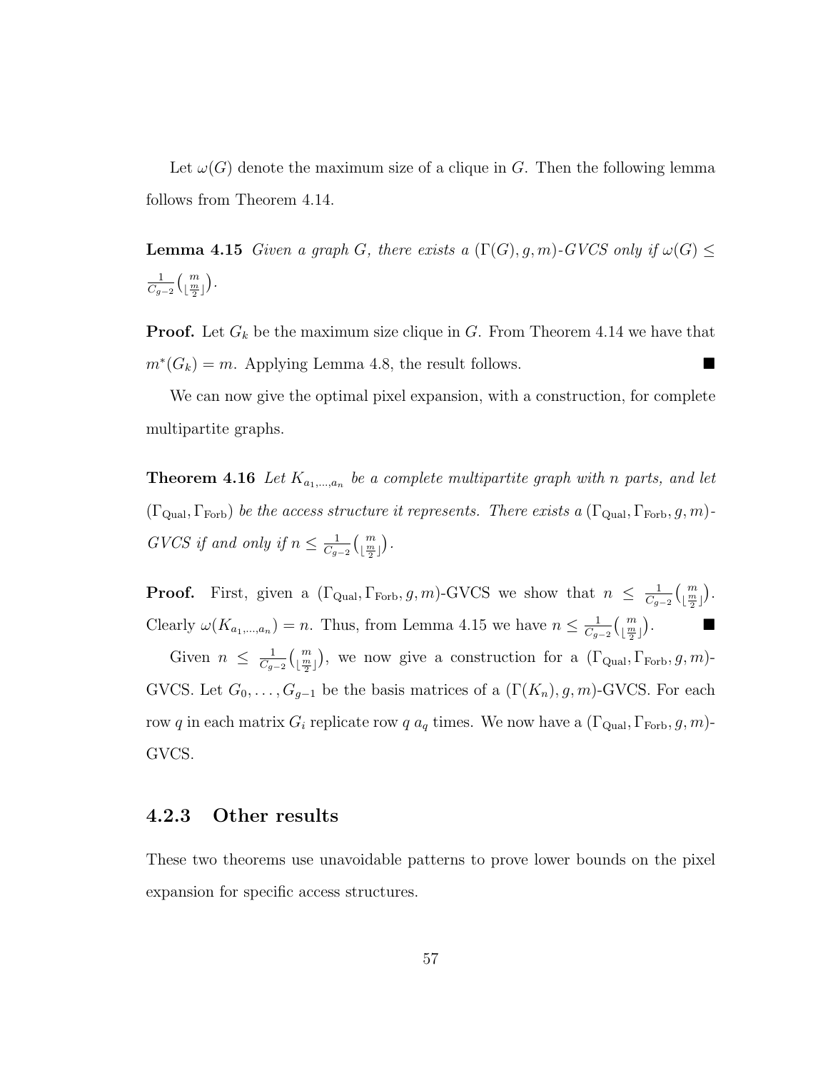Let $\omega(G)$ denote the maximum size of a clique in $G$. Then the following lemma follows from Theorem 4.14.

**Lemma 4.15** *Given a graph $G$, there exists a $(\Gamma(G), g, m)$-GVCS only if $\omega(G) \leq \frac{1}{C_{g-2}}\binom{m}{\lfloor \frac{m}{2} \rfloor}$.*

**Proof.** Let $G_k$ be the maximum size clique in $G$. From Theorem 4.14 we have that $m^*(G_k) = m$. Applying Lemma 4.8, the result follows. ■

We can now give the optimal pixel expansion, with a construction, for complete multipartite graphs.

**Theorem 4.16** *Let $K_{a_1,\ldots,a_n}$ be a complete multipartite graph with n parts, and let $(\Gamma_{\text{Qual}}, \Gamma_{\text{Forb}})$ be the access structure it represents. There exists a $(\Gamma_{\text{Qual}}, \Gamma_{\text{Forb}}, g, m)$-GVCS if and only if $n \leq \frac{1}{C_{g-2}}\binom{m}{\lfloor \frac{m}{2} \rfloor}$.*

**Proof.** First, given a $(\Gamma_{\text{Qual}}, \Gamma_{\text{Forb}}, g, m)$-GVCS we show that $n \leq \frac{1}{C_{g-2}}\binom{m}{\lfloor \frac{m}{2} \rfloor}$. Clearly $\omega(K_{a_1,\ldots,a_n}) = n$. Thus, from Lemma 4.15 we have $n \leq \frac{1}{C_{g-2}}\binom{m}{\lfloor \frac{m}{2} \rfloor}$. ■

Given $n \leq \frac{1}{C_{g-2}}\binom{m}{\lfloor \frac{m}{2} \rfloor}$, we now give a construction for a $(\Gamma_{\text{Qual}}, \Gamma_{\text{Forb}}, g, m)$-GVCS. Let $G_0, \ldots, G_{g-1}$ be the basis matrices of a $(\Gamma(K_n), g, m)$-GVCS. For each row $q$ in each matrix $G_i$ replicate row $q$ $a_q$ times. We now have a $(\Gamma_{\text{Qual}}, \Gamma_{\text{Forb}}, g, m)$-GVCS.

### 4.2.3 Other results

These two theorems use unavoidable patterns to prove lower bounds on the pixel expansion for specific access structures.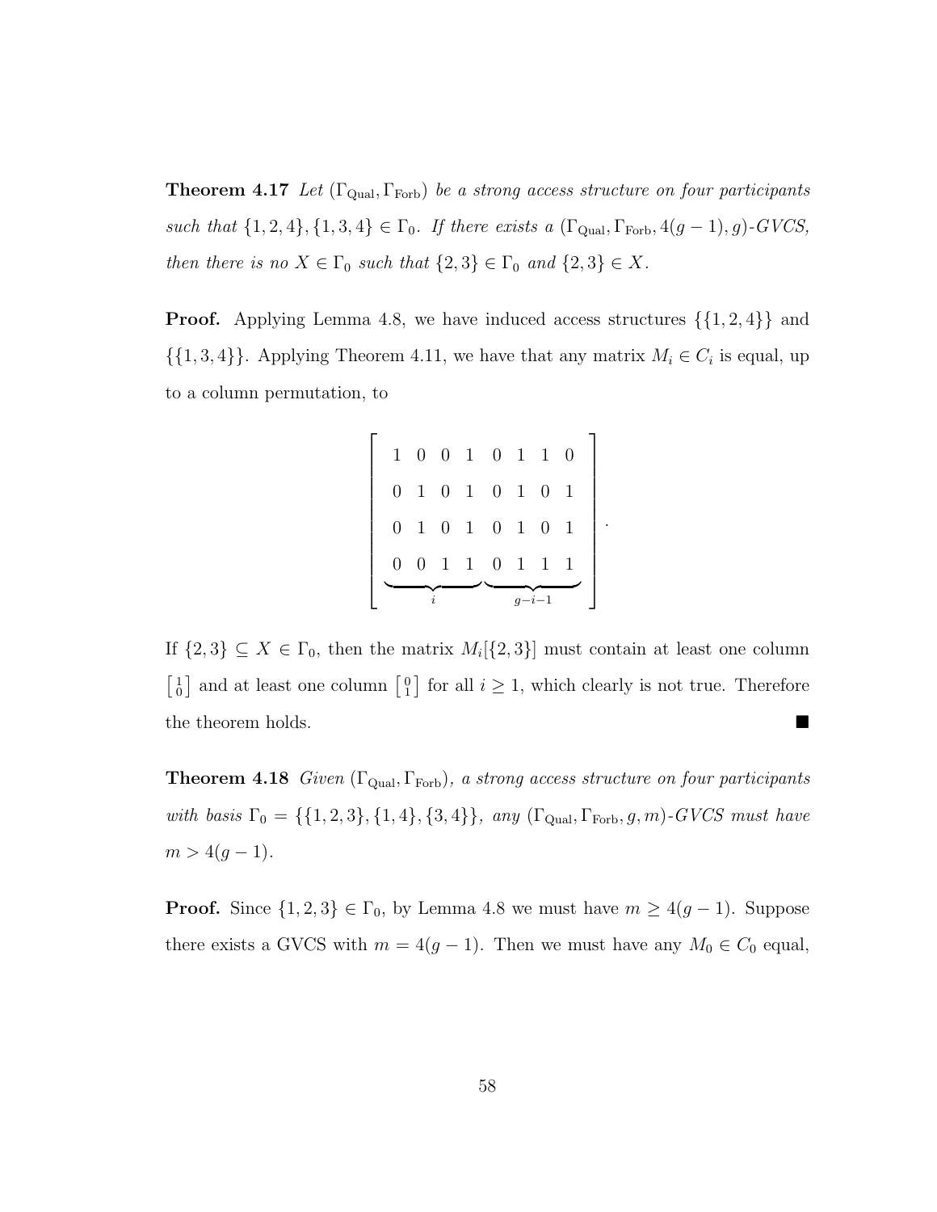**Theorem 4.17** *Let $(\Gamma_{\text{Qual}}, \Gamma_{\text{Forb}})$ be a strong access structure on four participants such that $\{1,2,4\}, \{1,3,4\} \in \Gamma_0$. If there exists a $(\Gamma_{\text{Qual}}, \Gamma_{\text{Forb}}, 4(g-1), g)$-GVCS, then there is no $X \in \Gamma_0$ such that $\{2,3\} \in \Gamma_0$ and $\{2,3\} \in X$.*

**Proof.** Applying Lemma 4.8, we have induced access structures $\{\{1,2,4\}\}$ and $\{\{1,3,4\}\}$. Applying Theorem 4.11, we have that any matrix $M_i \in C_i$ is equal, up to a column permutation, to

$$\left[\begin{array}{c} \begin{array}{cccccccc} 1 & 0 & 0 & 1 & 0 & 1 & 1 & 0 \\ 0 & 1 & 0 & 1 & 0 & 1 & 0 & 1 \\ 0 & 1 & 0 & 1 & 0 & 1 & 0 & 1 \\ 0 & 0 & 1 & 1 & 0 & 1 & 1 & 1 \end{array} \\ \underbrace{\hphantom{0\ 0\ 0\ 0\ }}_{i}\underbrace{\hphantom{0\ 0\ 0\ 0\ }}_{g-i-1} \end{array}\right].$$

If $\{2,3\} \subseteq X \in \Gamma_0$, then the matrix $M_i[\{2,3\}]$ must contain at least one column $\left[\begin{smallmatrix} 1 \\ 0 \end{smallmatrix}\right]$ and at least one column $\left[\begin{smallmatrix} 0 \\ 1 \end{smallmatrix}\right]$ for all $i \geq 1$, which clearly is not true. Therefore the theorem holds. ■

**Theorem 4.18** *Given $(\Gamma_{\text{Qual}}, \Gamma_{\text{Forb}})$, a strong access structure on four participants with basis $\Gamma_0 = \{\{1,2,3\}, \{1,4\}, \{3,4\}\}$, any $(\Gamma_{\text{Qual}}, \Gamma_{\text{Forb}}, g, m)$-GVCS must have $m > 4(g-1)$.*

**Proof.** Since $\{1,2,3\} \in \Gamma_0$, by Lemma 4.8 we must have $m \geq 4(g-1)$. Suppose there exists a GVCS with $m = 4(g-1)$. Then we must have any $M_0 \in C_0$ equal,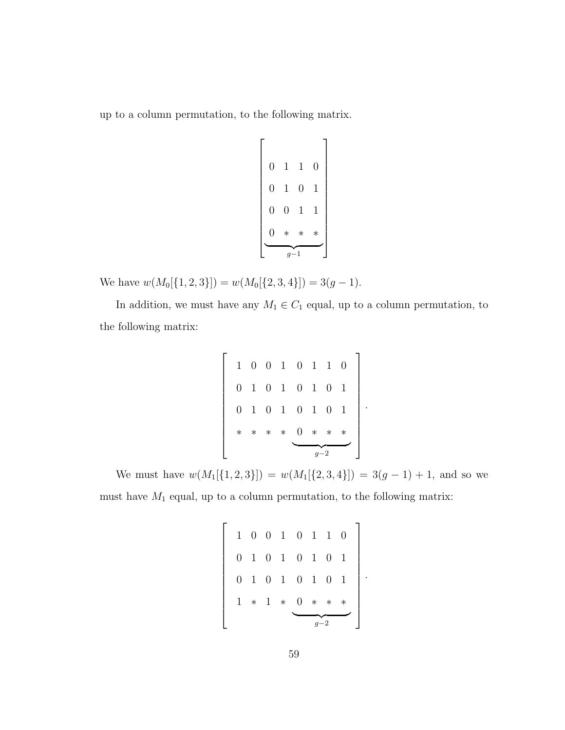up to a column permutation, to the following matrix.

$$
\left[\begin{array}{cccc}
0 & 1 & 1 & 0 \\
0 & 1 & 0 & 1 \\
0 & 0 & 1 & 1 \\
\underbrace{0 & * & * & *}_{g-1}
\end{array}\right]
$$

We have $w(M_0[\{1,2,3\}]) = w(M_0[\{2,3,4\}]) = 3(g-1)$.

In addition, we must have any $M_1 \in C_1$ equal, up to a column permutation, to the following matrix:

$$
\left[\begin{array}{cccccccc}
1 & 0 & 0 & 1 & 0 & 1 & 1 & 0 \\
0 & 1 & 0 & 1 & 0 & 1 & 0 & 1 \\
0 & 1 & 0 & 1 & 0 & 1 & 0 & 1 \\
* & * & * & * & \underbrace{0 & * & * & *}_{g-2}
\end{array}\right].
$$

We must have $w(M_1[\{1,2,3\}]) = w(M_1[\{2,3,4\}]) = 3(g-1)+1$, and so we must have $M_1$ equal, up to a column permutation, to the following matrix:

$$
\left[\begin{array}{cccccccc}
1 & 0 & 0 & 1 & 0 & 1 & 1 & 0 \\
0 & 1 & 0 & 1 & 0 & 1 & 0 & 1 \\
0 & 1 & 0 & 1 & 0 & 1 & 0 & 1 \\
1 & * & 1 & * & \underbrace{0 & * & * & *}_{g-2}
\end{array}\right].
$$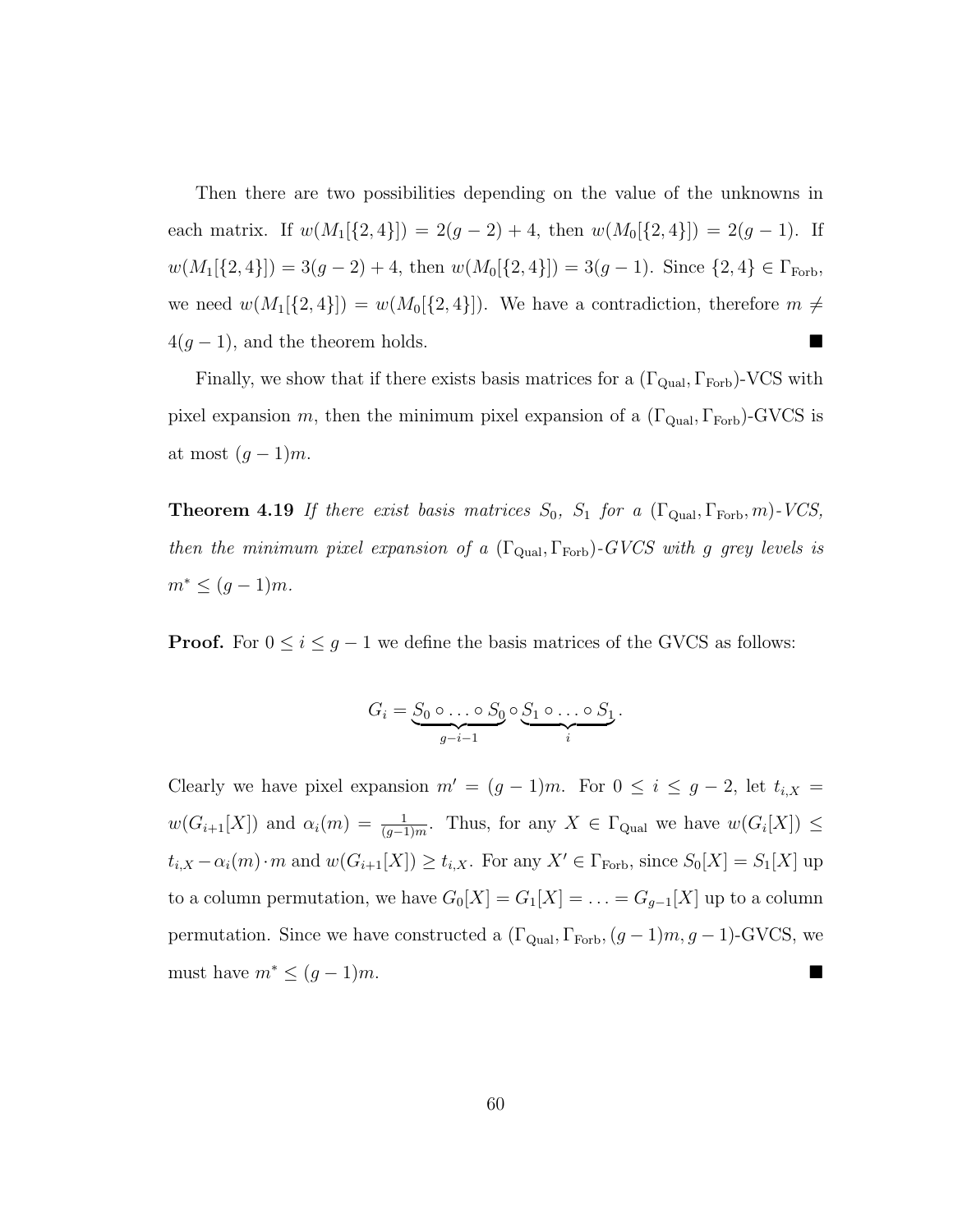Then there are two possibilities depending on the value of the unknowns in each matrix. If $w(M_1[\{2,4\}]) = 2(g-2)+4$, then $w(M_0[\{2,4\}]) = 2(g-1)$. If $w(M_1[\{2,4\}]) = 3(g-2)+4$, then $w(M_0[\{2,4\}]) = 3(g-1)$. Since $\{2,4\} \in \Gamma_{\text{Forb}}$, we need $w(M_1[\{2,4\}]) = w(M_0[\{2,4\}])$. We have a contradiction, therefore $m \neq 4(g-1)$, and the theorem holds. ■

Finally, we show that if there exists basis matrices for a $(\Gamma_{\text{Qual}}, \Gamma_{\text{Forb}})$-VCS with pixel expansion $m$, then the minimum pixel expansion of a $(\Gamma_{\text{Qual}}, \Gamma_{\text{Forb}})$-GVCS is at most $(g-1)m$.

**Theorem 4.19** *If there exist basis matrices $S_0$, $S_1$ for a $(\Gamma_{\text{Qual}}, \Gamma_{\text{Forb}}, m)$-VCS, then the minimum pixel expansion of a $(\Gamma_{\text{Qual}}, \Gamma_{\text{Forb}})$-GVCS with g grey levels is $m^* \leq (g-1)m$.*

**Proof.** For $0 \leq i \leq g-1$ we define the basis matrices of the GVCS as follows:

$$G_i = \underbrace{S_0 \circ \ldots \circ S_0}_{g-i-1} \circ \underbrace{S_1 \circ \ldots \circ S_1}_{i}.$$

Clearly we have pixel expansion $m' = (g-1)m$. For $0 \leq i \leq g-2$, let $t_{i,X} = w(G_{i+1}[X])$ and $\alpha_i(m) = \frac{1}{(g-1)m}$. Thus, for any $X \in \Gamma_{\text{Qual}}$ we have $w(G_i[X]) \leq t_{i,X} - \alpha_i(m) \cdot m$ and $w(G_{i+1}[X]) \geq t_{i,X}$. For any $X' \in \Gamma_{\text{Forb}}$, since $S_0[X] = S_1[X]$ up to a column permutation, we have $G_0[X] = G_1[X] = \ldots = G_{g-1}[X]$ up to a column permutation. Since we have constructed a $(\Gamma_{\text{Qual}}, \Gamma_{\text{Forb}}, (g-1)m, g-1)$-GVCS, we must have $m^* \leq (g-1)m$. ■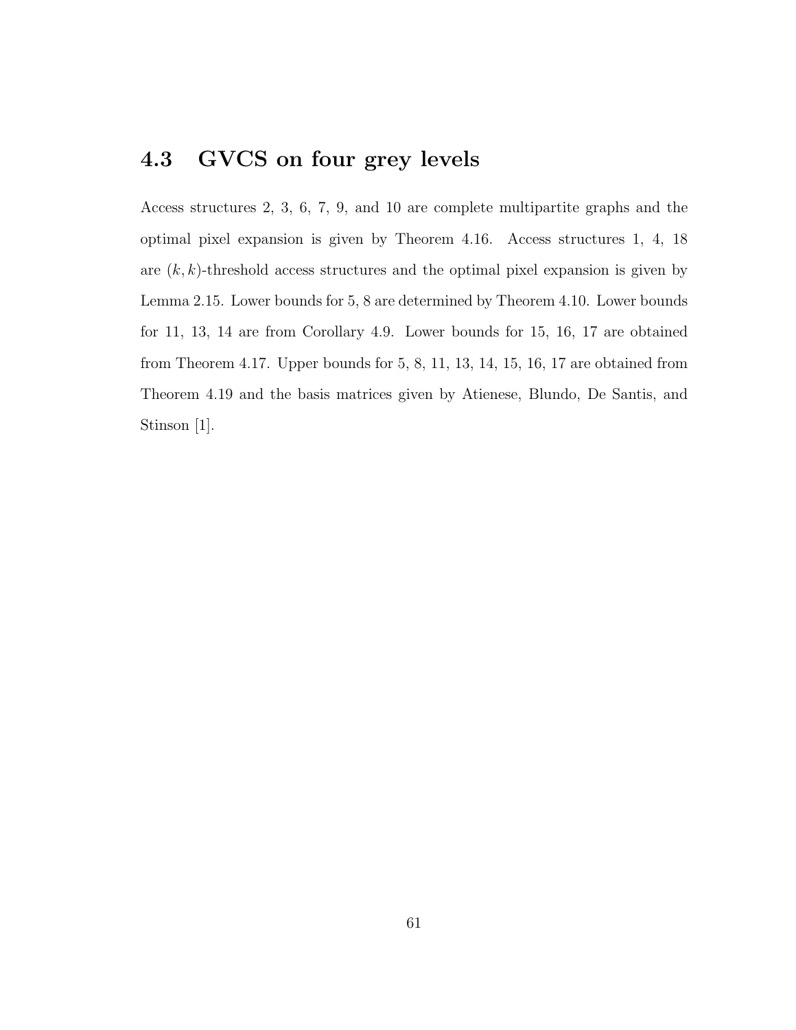## 4.3 GVCS on four grey levels

Access structures 2, 3, 6, 7, 9, and 10 are complete multipartite graphs and the optimal pixel expansion is given by Theorem 4.16. Access structures 1, 4, 18 are $(k, k)$-threshold access structures and the optimal pixel expansion is given by Lemma 2.15. Lower bounds for 5, 8 are determined by Theorem 4.10. Lower bounds for 11, 13, 14 are from Corollary 4.9. Lower bounds for 15, 16, 17 are obtained from Theorem 4.17. Upper bounds for 5, 8, 11, 13, 14, 15, 16, 17 are obtained from Theorem 4.19 and the basis matrices given by Atienese, Blundo, De Santis, and Stinson [1].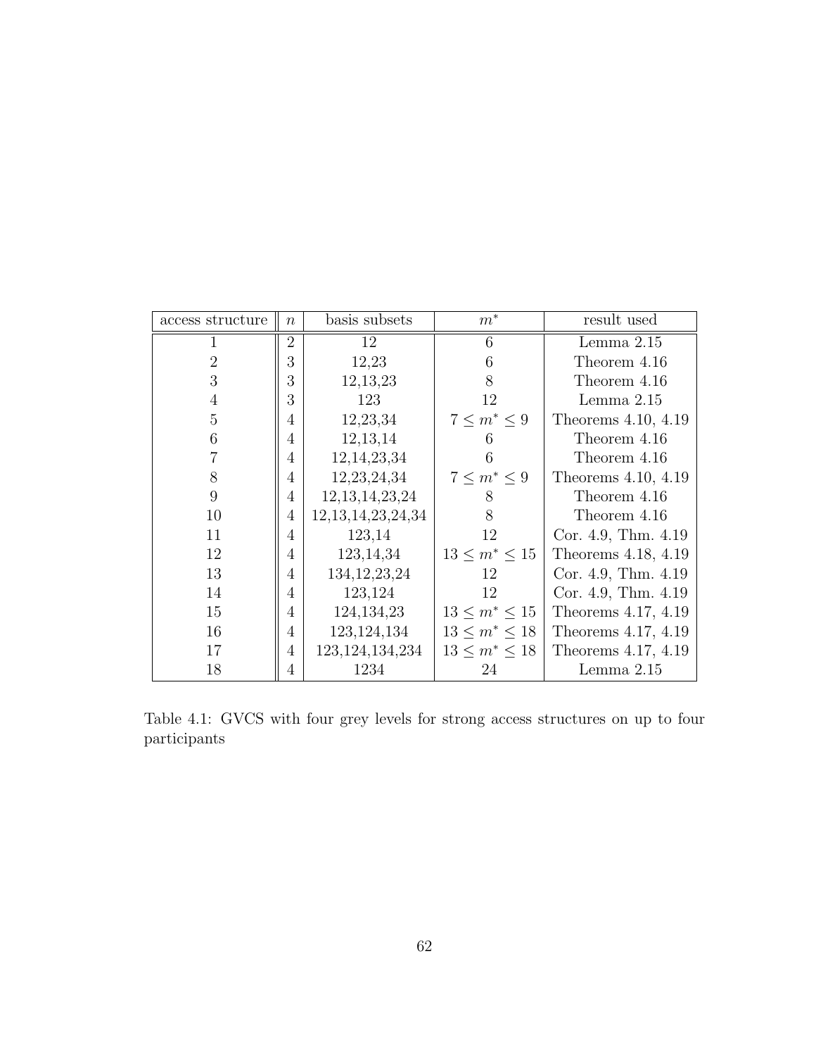| access structure | $n$ | basis subsets | $m^*$ | result used |
|---|---|---|---|---|
| 1 | 2 | 12 | 6 | Lemma 2.15 |
| 2 | 3 | 12,23 | 6 | Theorem 4.16 |
| 3 | 3 | 12,13,23 | 8 | Theorem 4.16 |
| 4 | 3 | 123 | 12 | Lemma 2.15 |
| 5 | 4 | 12,23,34 | $7 \leq m^* \leq 9$ | Theorems 4.10, 4.19 |
| 6 | 4 | 12,13,14 | 6 | Theorem 4.16 |
| 7 | 4 | 12,14,23,34 | 6 | Theorem 4.16 |
| 8 | 4 | 12,23,24,34 | $7 \leq m^* \leq 9$ | Theorems 4.10, 4.19 |
| 9 | 4 | 12,13,14,23,24 | 8 | Theorem 4.16 |
| 10 | 4 | 12,13,14,23,24,34 | 8 | Theorem 4.16 |
| 11 | 4 | 123,14 | 12 | Cor. 4.9, Thm. 4.19 |
| 12 | 4 | 123,14,34 | $13 \leq m^* \leq 15$ | Theorems 4.18, 4.19 |
| 13 | 4 | 134,12,23,24 | 12 | Cor. 4.9, Thm. 4.19 |
| 14 | 4 | 123,124 | 12 | Cor. 4.9, Thm. 4.19 |
| 15 | 4 | 124,134,23 | $13 \leq m^* \leq 15$ | Theorems 4.17, 4.19 |
| 16 | 4 | 123,124,134 | $13 \leq m^* \leq 18$ | Theorems 4.17, 4.19 |
| 17 | 4 | 123,124,134,234 | $13 \leq m^* \leq 18$ | Theorems 4.17, 4.19 |
| 18 | 4 | 1234 | 24 | Lemma 2.15 |

Table 4.1: GVCS with four grey levels for strong access structures on up to four participants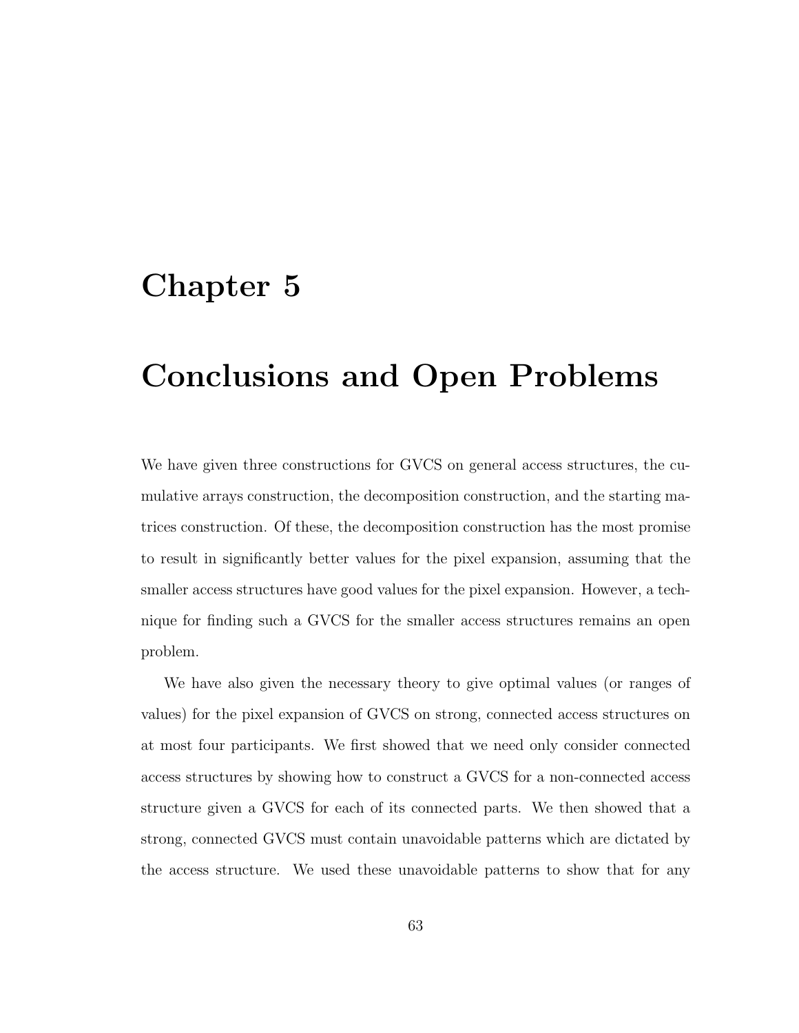# Chapter 5

# Conclusions and Open Problems

We have given three constructions for GVCS on general access structures, the cumulative arrays construction, the decomposition construction, and the starting matrices construction. Of these, the decomposition construction has the most promise to result in significantly better values for the pixel expansion, assuming that the smaller access structures have good values for the pixel expansion. However, a technique for finding such a GVCS for the smaller access structures remains an open problem.

We have also given the necessary theory to give optimal values (or ranges of values) for the pixel expansion of GVCS on strong, connected access structures on at most four participants. We first showed that we need only consider connected access structures by showing how to construct a GVCS for a non-connected access structure given a GVCS for each of its connected parts. We then showed that a strong, connected GVCS must contain unavoidable patterns which are dictated by the access structure. We used these unavoidable patterns to show that for any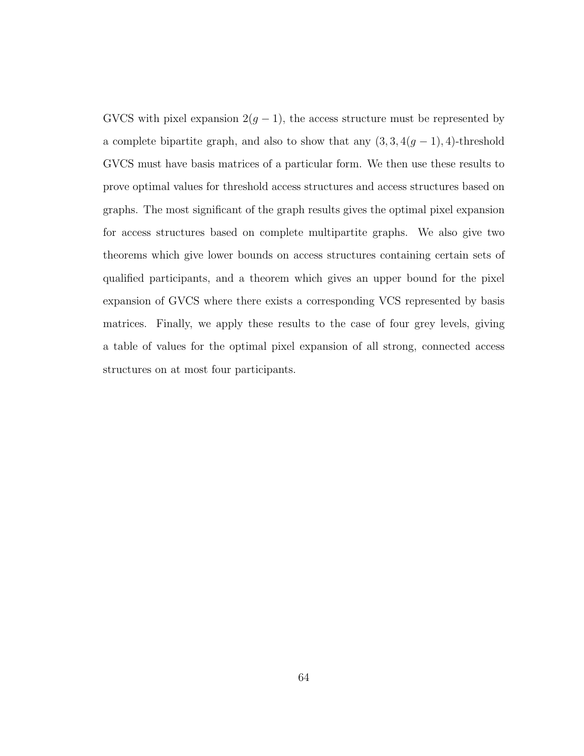GVCS with pixel expansion $2(g-1)$, the access structure must be represented by a complete bipartite graph, and also to show that any $(3, 3, 4(g-1), 4)$-threshold GVCS must have basis matrices of a particular form. We then use these results to prove optimal values for threshold access structures and access structures based on graphs. The most significant of the graph results gives the optimal pixel expansion for access structures based on complete multipartite graphs. We also give two theorems which give lower bounds on access structures containing certain sets of qualified participants, and a theorem which gives an upper bound for the pixel expansion of GVCS where there exists a corresponding VCS represented by basis matrices. Finally, we apply these results to the case of four grey levels, giving a table of values for the optimal pixel expansion of all strong, connected access structures on at most four participants.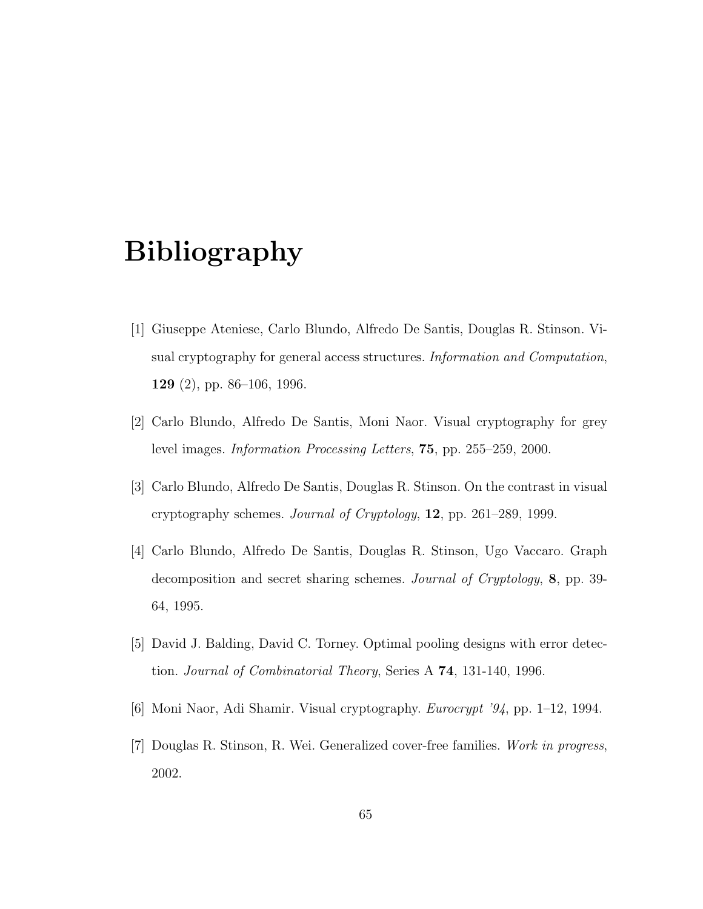# Bibliography

[1] Giuseppe Ateniese, Carlo Blundo, Alfredo De Santis, Douglas R. Stinson. Visual cryptography for general access structures. *Information and Computation*, **129** (2), pp. 86–106, 1996.

[2] Carlo Blundo, Alfredo De Santis, Moni Naor. Visual cryptography for grey level images. *Information Processing Letters*, **75**, pp. 255–259, 2000.

[3] Carlo Blundo, Alfredo De Santis, Douglas R. Stinson. On the contrast in visual cryptography schemes. *Journal of Cryptology*, **12**, pp. 261–289, 1999.

[4] Carlo Blundo, Alfredo De Santis, Douglas R. Stinson, Ugo Vaccaro. Graph decomposition and secret sharing schemes. *Journal of Cryptology*, **8**, pp. 39-64, 1995.

[5] David J. Balding, David C. Torney. Optimal pooling designs with error detection. *Journal of Combinatorial Theory*, Series A **74**, 131-140, 1996.

[6] Moni Naor, Adi Shamir. Visual cryptography. *Eurocrypt '94*, pp. 1–12, 1994.

[7] Douglas R. Stinson, R. Wei. Generalized cover-free families. *Work in progress*, 2002.